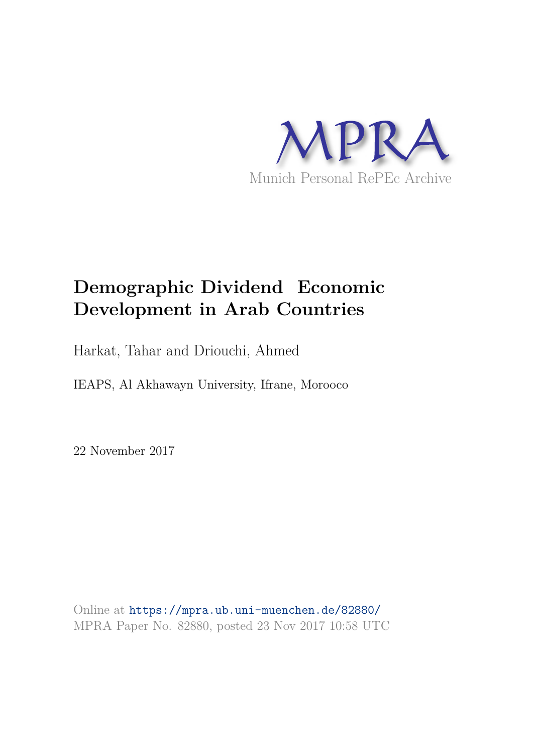MPRA

Munich Personal RePEc Archive

# Demographic Dividend Economic Development in Arab Countries

Harkat, Tahar and Driouchi, Ahmed

IEAPS, Al Akhawayn University, Ifrane, Morooco

22 November 2017

Online at https://mpra.ub.uni-muenchen.de/82880/
MPRA Paper No. 82880, posted 23 Nov 2017 10:58 UTC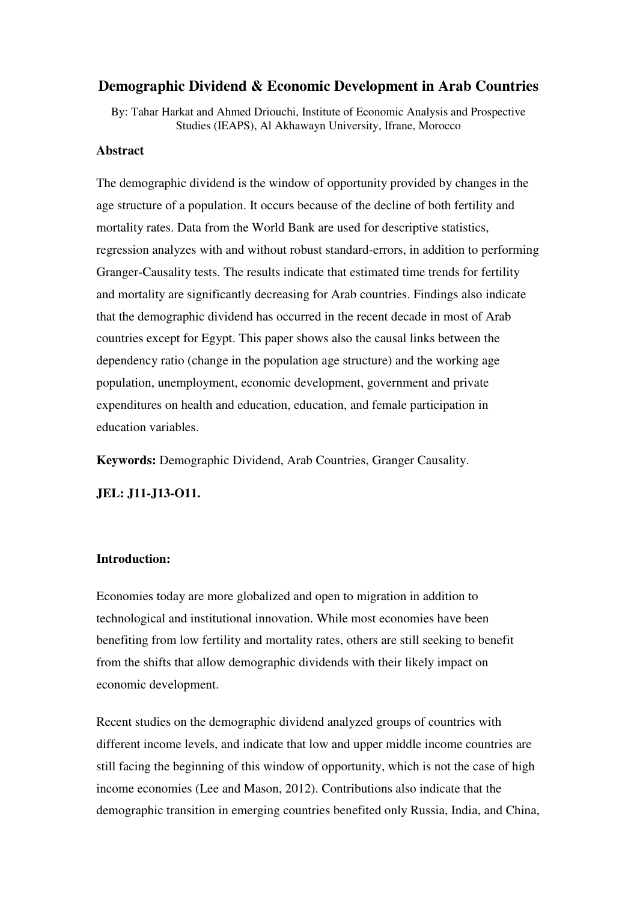# Demographic Dividend & Economic Development in Arab Countries

By: Tahar Harkat and Ahmed Driouchi, Institute of Economic Analysis and Prospective Studies (IEAPS), Al Akhawayn University, Ifrane, Morocco

**Abstract**

The demographic dividend is the window of opportunity provided by changes in the age structure of a population. It occurs because of the decline of both fertility and mortality rates. Data from the World Bank are used for descriptive statistics, regression analyzes with and without robust standard-errors, in addition to performing Granger-Causality tests. The results indicate that estimated time trends for fertility and mortality are significantly decreasing for Arab countries. Findings also indicate that the demographic dividend has occurred in the recent decade in most of Arab countries except for Egypt. This paper shows also the causal links between the dependency ratio (change in the population age structure) and the working age population, unemployment, economic development, government and private expenditures on health and education, education, and female participation in education variables.

**Keywords:** Demographic Dividend, Arab Countries, Granger Causality.

**JEL: J11-J13-O11.**

**Introduction:**

Economies today are more globalized and open to migration in addition to technological and institutional innovation. While most economies have been benefiting from low fertility and mortality rates, others are still seeking to benefit from the shifts that allow demographic dividends with their likely impact on economic development.

Recent studies on the demographic dividend analyzed groups of countries with different income levels, and indicate that low and upper middle income countries are still facing the beginning of this window of opportunity, which is not the case of high income economies (Lee and Mason, 2012). Contributions also indicate that the demographic transition in emerging countries benefited only Russia, India, and China,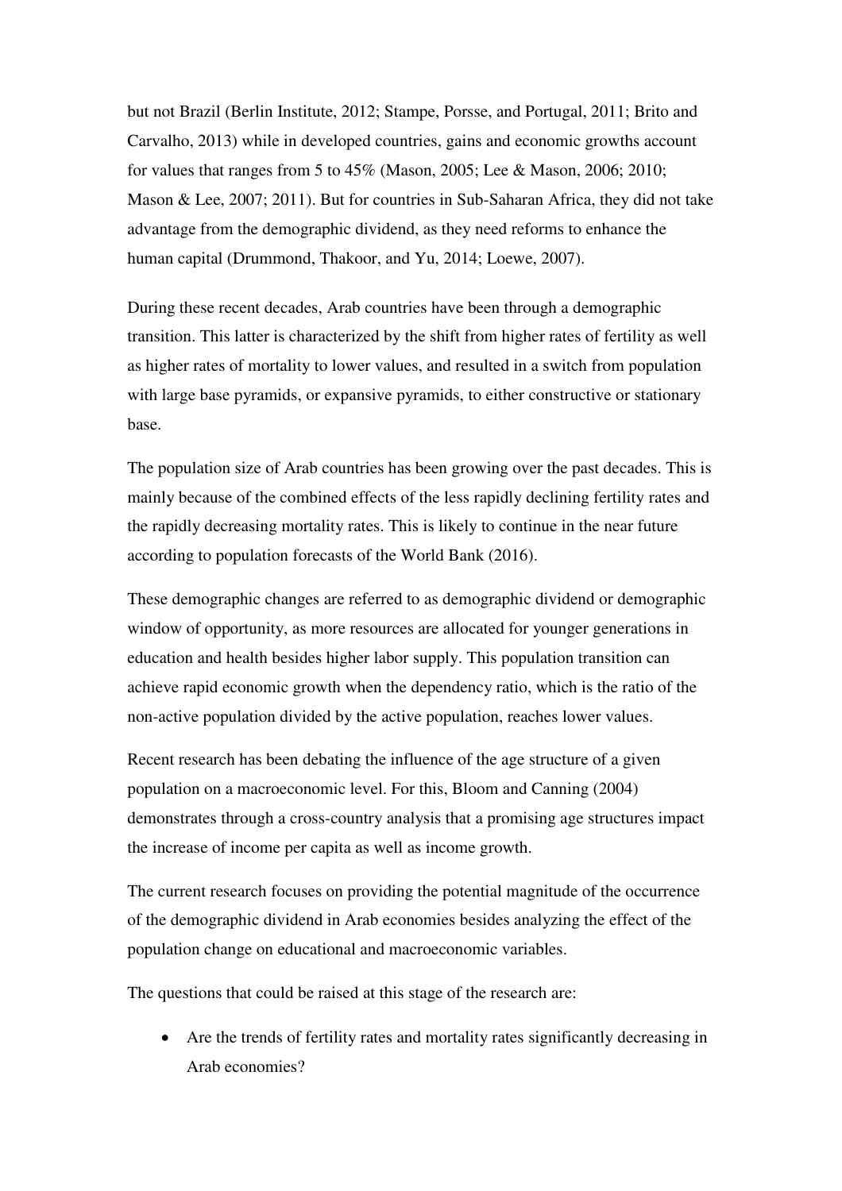but not Brazil (Berlin Institute, 2012; Stampe, Porsse, and Portugal, 2011; Brito and Carvalho, 2013) while in developed countries, gains and economic growths account for values that ranges from 5 to 45% (Mason, 2005; Lee & Mason, 2006; 2010; Mason & Lee, 2007; 2011). But for countries in Sub-Saharan Africa, they did not take advantage from the demographic dividend, as they need reforms to enhance the human capital (Drummond, Thakoor, and Yu, 2014; Loewe, 2007).

During these recent decades, Arab countries have been through a demographic transition. This latter is characterized by the shift from higher rates of fertility as well as higher rates of mortality to lower values, and resulted in a switch from population with large base pyramids, or expansive pyramids, to either constructive or stationary base.

The population size of Arab countries has been growing over the past decades. This is mainly because of the combined effects of the less rapidly declining fertility rates and the rapidly decreasing mortality rates. This is likely to continue in the near future according to population forecasts of the World Bank (2016).

These demographic changes are referred to as demographic dividend or demographic window of opportunity, as more resources are allocated for younger generations in education and health besides higher labor supply. This population transition can achieve rapid economic growth when the dependency ratio, which is the ratio of the non-active population divided by the active population, reaches lower values.

Recent research has been debating the influence of the age structure of a given population on a macroeconomic level. For this, Bloom and Canning (2004) demonstrates through a cross-country analysis that a promising age structures impact the increase of income per capita as well as income growth.

The current research focuses on providing the potential magnitude of the occurrence of the demographic dividend in Arab economies besides analyzing the effect of the population change on educational and macroeconomic variables.

The questions that could be raised at this stage of the research are:

- Are the trends of fertility rates and mortality rates significantly decreasing in Arab economies?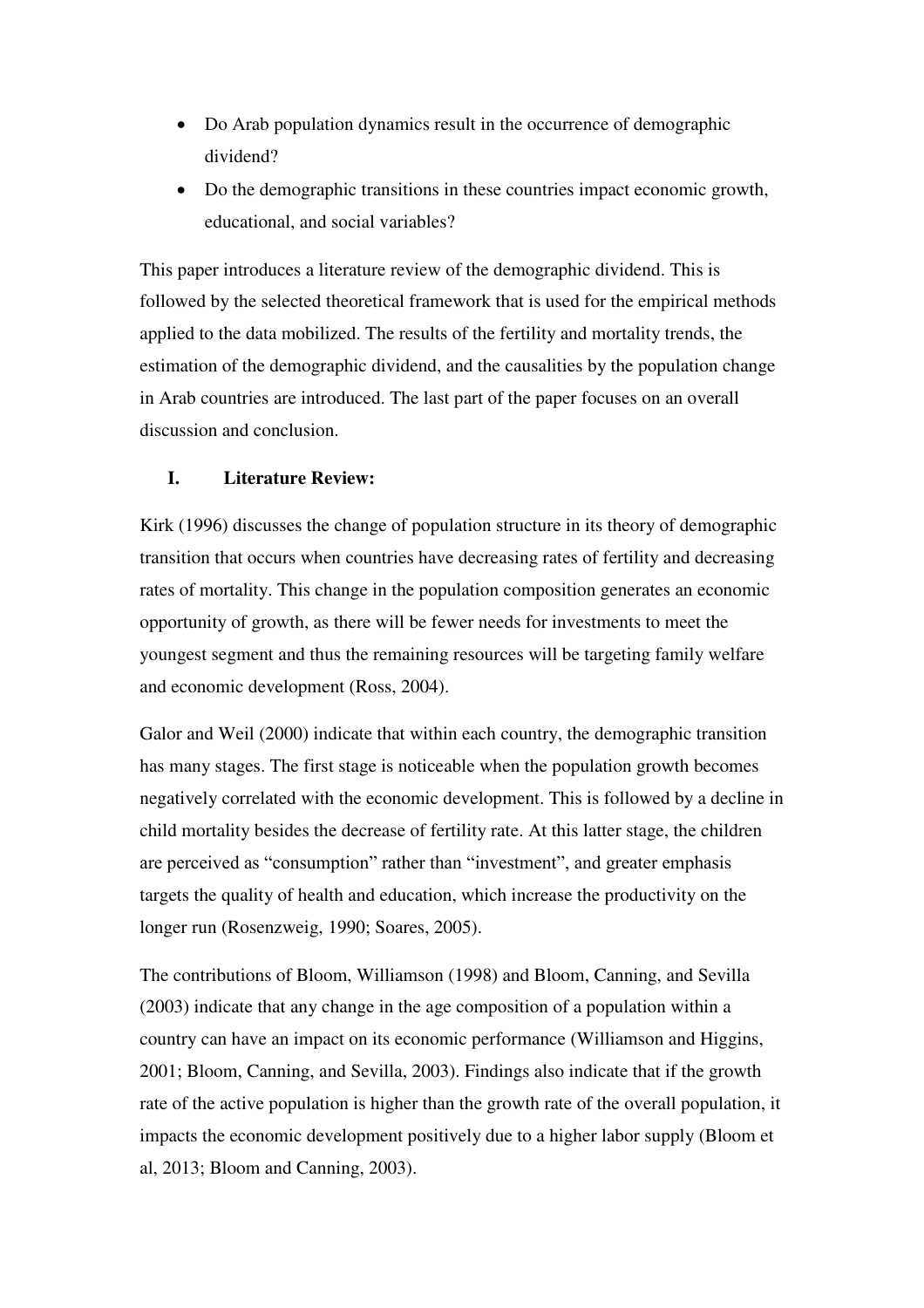- Do Arab population dynamics result in the occurrence of demographic dividend?
- Do the demographic transitions in these countries impact economic growth, educational, and social variables?

This paper introduces a literature review of the demographic dividend. This is followed by the selected theoretical framework that is used for the empirical methods applied to the data mobilized. The results of the fertility and mortality trends, the estimation of the demographic dividend, and the causalities by the population change in Arab countries are introduced. The last part of the paper focuses on an overall discussion and conclusion.

## I. Literature Review:

Kirk (1996) discusses the change of population structure in its theory of demographic transition that occurs when countries have decreasing rates of fertility and decreasing rates of mortality. This change in the population composition generates an economic opportunity of growth, as there will be fewer needs for investments to meet the youngest segment and thus the remaining resources will be targeting family welfare and economic development (Ross, 2004).

Galor and Weil (2000) indicate that within each country, the demographic transition has many stages. The first stage is noticeable when the population growth becomes negatively correlated with the economic development. This is followed by a decline in child mortality besides the decrease of fertility rate. At this latter stage, the children are perceived as "consumption" rather than "investment", and greater emphasis targets the quality of health and education, which increase the productivity on the longer run (Rosenzweig, 1990; Soares, 2005).

The contributions of Bloom, Williamson (1998) and Bloom, Canning, and Sevilla (2003) indicate that any change in the age composition of a population within a country can have an impact on its economic performance (Williamson and Higgins, 2001; Bloom, Canning, and Sevilla, 2003). Findings also indicate that if the growth rate of the active population is higher than the growth rate of the overall population, it impacts the economic development positively due to a higher labor supply (Bloom et al, 2013; Bloom and Canning, 2003).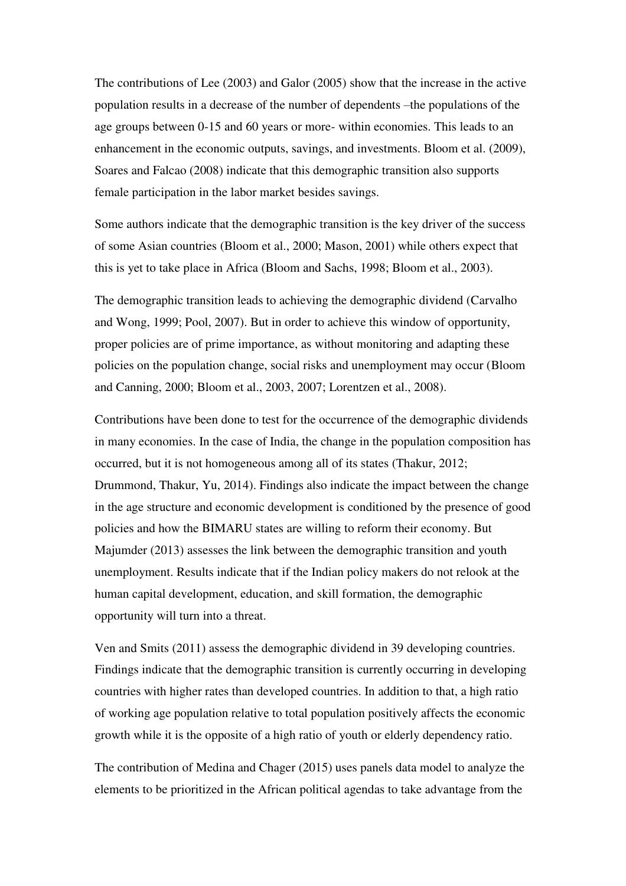The contributions of Lee (2003) and Galor (2005) show that the increase in the active population results in a decrease of the number of dependents –the populations of the age groups between 0-15 and 60 years or more- within economies. This leads to an enhancement in the economic outputs, savings, and investments. Bloom et al. (2009), Soares and Falcao (2008) indicate that this demographic transition also supports female participation in the labor market besides savings.

Some authors indicate that the demographic transition is the key driver of the success of some Asian countries (Bloom et al., 2000; Mason, 2001) while others expect that this is yet to take place in Africa (Bloom and Sachs, 1998; Bloom et al., 2003).

The demographic transition leads to achieving the demographic dividend (Carvalho and Wong, 1999; Pool, 2007). But in order to achieve this window of opportunity, proper policies are of prime importance, as without monitoring and adapting these policies on the population change, social risks and unemployment may occur (Bloom and Canning, 2000; Bloom et al., 2003, 2007; Lorentzen et al., 2008).

Contributions have been done to test for the occurrence of the demographic dividends in many economies. In the case of India, the change in the population composition has occurred, but it is not homogeneous among all of its states (Thakur, 2012; Drummond, Thakur, Yu, 2014). Findings also indicate the impact between the change in the age structure and economic development is conditioned by the presence of good policies and how the BIMARU states are willing to reform their economy. But Majumder (2013) assesses the link between the demographic transition and youth unemployment. Results indicate that if the Indian policy makers do not relook at the human capital development, education, and skill formation, the demographic opportunity will turn into a threat.

Ven and Smits (2011) assess the demographic dividend in 39 developing countries. Findings indicate that the demographic transition is currently occurring in developing countries with higher rates than developed countries. In addition to that, a high ratio of working age population relative to total population positively affects the economic growth while it is the opposite of a high ratio of youth or elderly dependency ratio.

The contribution of Medina and Chager (2015) uses panels data model to analyze the elements to be prioritized in the African political agendas to take advantage from the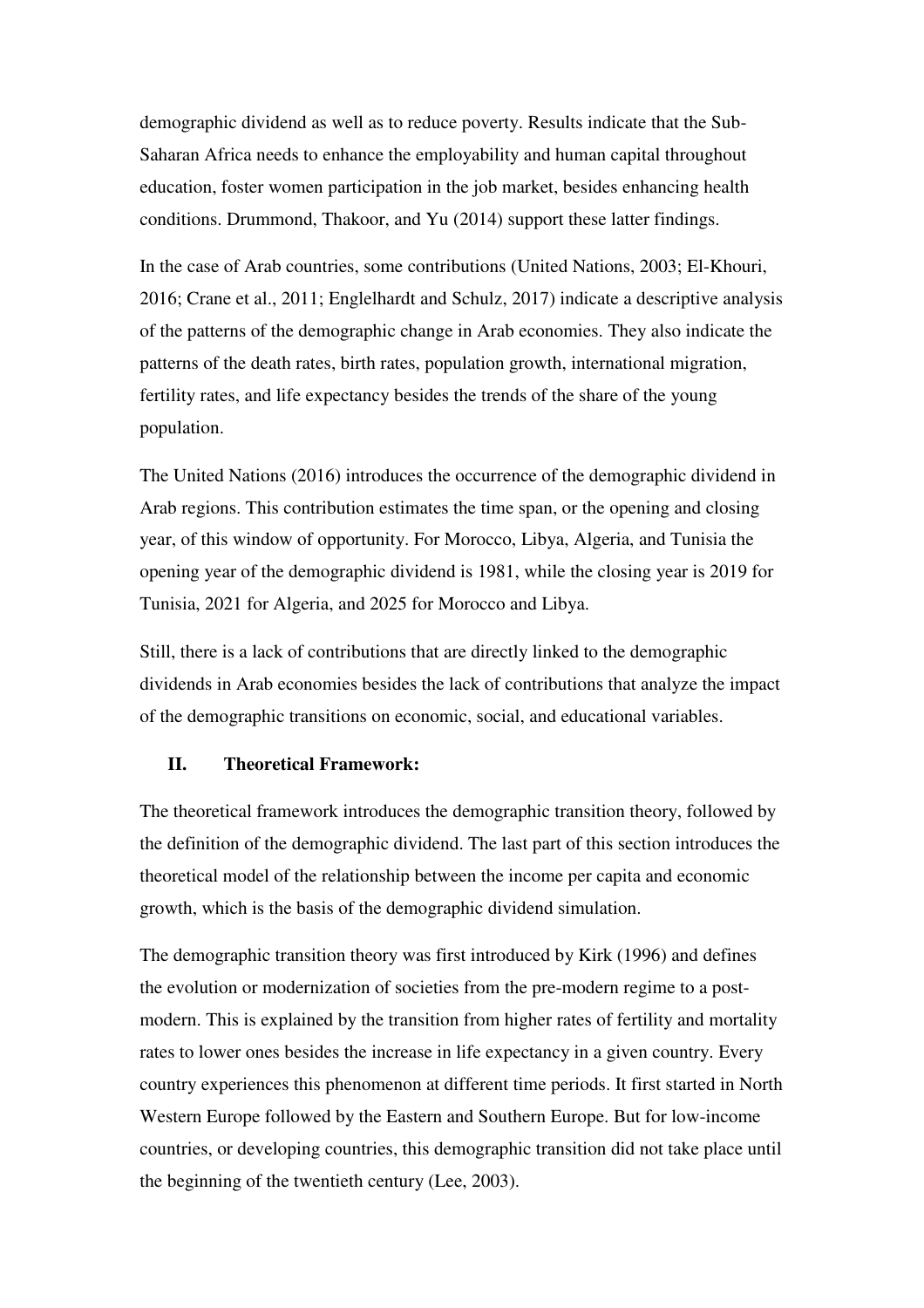demographic dividend as well as to reduce poverty. Results indicate that the Sub-Saharan Africa needs to enhance the employability and human capital throughout education, foster women participation in the job market, besides enhancing health conditions. Drummond, Thakoor, and Yu (2014) support these latter findings.

In the case of Arab countries, some contributions (United Nations, 2003; El-Khouri, 2016; Crane et al., 2011; Englelhardt and Schulz, 2017) indicate a descriptive analysis of the patterns of the demographic change in Arab economies. They also indicate the patterns of the death rates, birth rates, population growth, international migration, fertility rates, and life expectancy besides the trends of the share of the young population.

The United Nations (2016) introduces the occurrence of the demographic dividend in Arab regions. This contribution estimates the time span, or the opening and closing year, of this window of opportunity. For Morocco, Libya, Algeria, and Tunisia the opening year of the demographic dividend is 1981, while the closing year is 2019 for Tunisia, 2021 for Algeria, and 2025 for Morocco and Libya.

Still, there is a lack of contributions that are directly linked to the demographic dividends in Arab economies besides the lack of contributions that analyze the impact of the demographic transitions on economic, social, and educational variables.

## II. Theoretical Framework:

The theoretical framework introduces the demographic transition theory, followed by the definition of the demographic dividend. The last part of this section introduces the theoretical model of the relationship between the income per capita and economic growth, which is the basis of the demographic dividend simulation.

The demographic transition theory was first introduced by Kirk (1996) and defines the evolution or modernization of societies from the pre-modern regime to a post-modern. This is explained by the transition from higher rates of fertility and mortality rates to lower ones besides the increase in life expectancy in a given country. Every country experiences this phenomenon at different time periods. It first started in North Western Europe followed by the Eastern and Southern Europe. But for low-income countries, or developing countries, this demographic transition did not take place until the beginning of the twentieth century (Lee, 2003).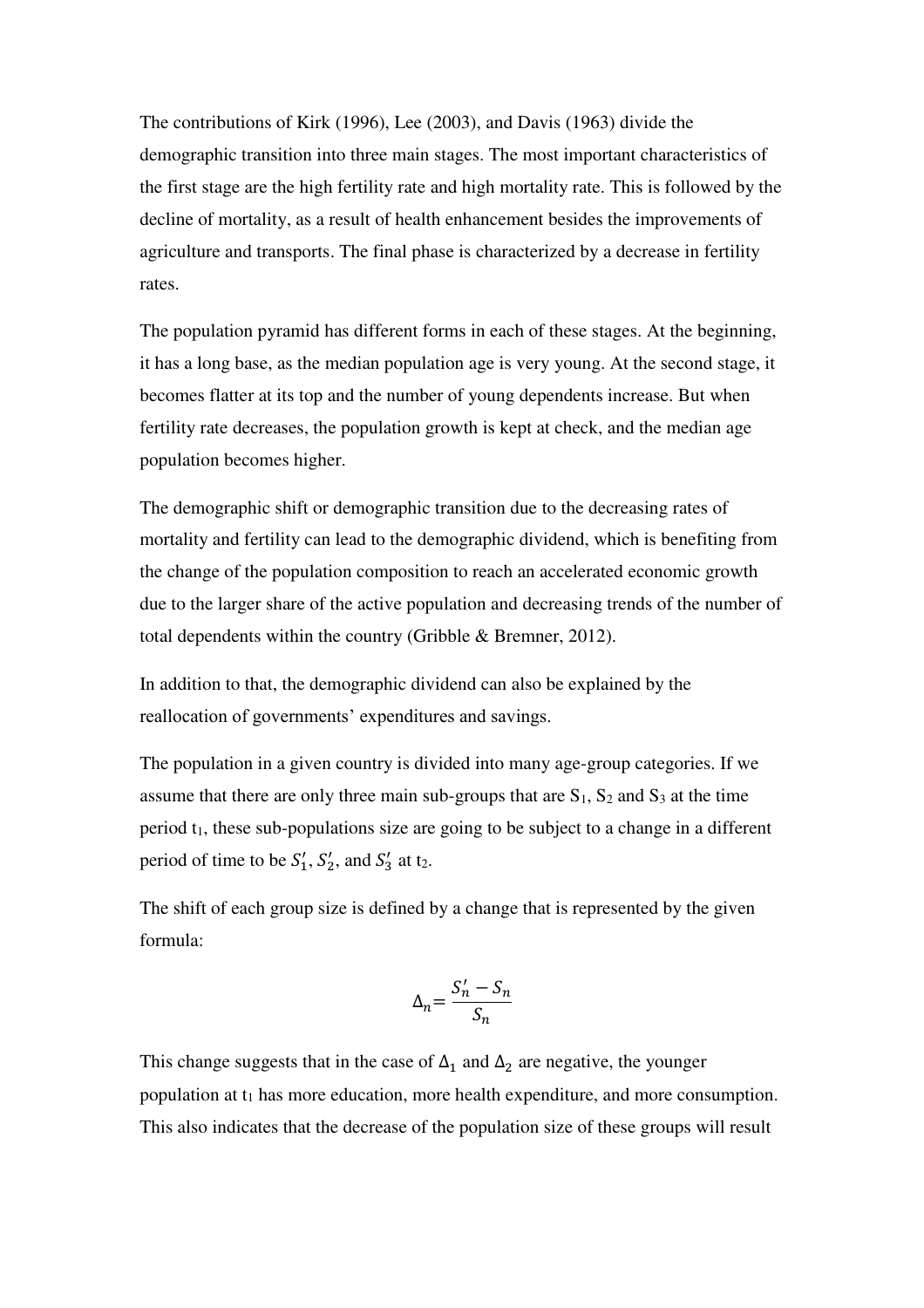The contributions of Kirk (1996), Lee (2003), and Davis (1963) divide the demographic transition into three main stages. The most important characteristics of the first stage are the high fertility rate and high mortality rate. This is followed by the decline of mortality, as a result of health enhancement besides the improvements of agriculture and transports. The final phase is characterized by a decrease in fertility rates.

The population pyramid has different forms in each of these stages. At the beginning, it has a long base, as the median population age is very young. At the second stage, it becomes flatter at its top and the number of young dependents increase. But when fertility rate decreases, the population growth is kept at check, and the median age population becomes higher.

The demographic shift or demographic transition due to the decreasing rates of mortality and fertility can lead to the demographic dividend, which is benefiting from the change of the population composition to reach an accelerated economic growth due to the larger share of the active population and decreasing trends of the number of total dependents within the country (Gribble & Bremner, 2012).

In addition to that, the demographic dividend can also be explained by the reallocation of governments' expenditures and savings.

The population in a given country is divided into many age-group categories. If we assume that there are only three main sub-groups that are $S_1$, $S_2$ and $S_3$ at the time period $t_1$, these sub-populations size are going to be subject to a change in a different period of time to be $S_1'$, $S_2'$, and $S_3'$ at $t_2$.

The shift of each group size is defined by a change that is represented by the given formula:

$$\Delta_n = \frac{S_n' - S_n}{S_n}$$

This change suggests that in the case of $\Delta_1$ and $\Delta_2$ are negative, the younger population at $t_1$ has more education, more health expenditure, and more consumption. This also indicates that the decrease of the population size of these groups will result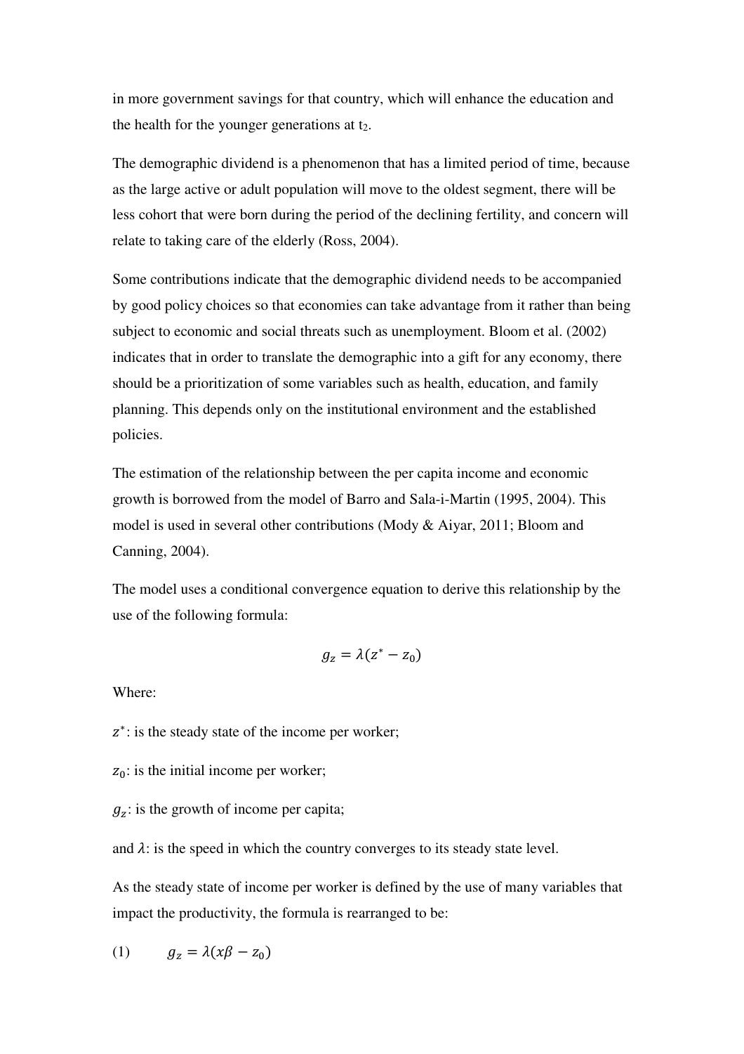in more government savings for that country, which will enhance the education and the health for the younger generations at $t_2$.

The demographic dividend is a phenomenon that has a limited period of time, because as the large active or adult population will move to the oldest segment, there will be less cohort that were born during the period of the declining fertility, and concern will relate to taking care of the elderly (Ross, 2004).

Some contributions indicate that the demographic dividend needs to be accompanied by good policy choices so that economies can take advantage from it rather than being subject to economic and social threats such as unemployment. Bloom et al. (2002) indicates that in order to translate the demographic into a gift for any economy, there should be a prioritization of some variables such as health, education, and family planning. This depends only on the institutional environment and the established policies.

The estimation of the relationship between the per capita income and economic growth is borrowed from the model of Barro and Sala-i-Martin (1995, 2004). This model is used in several other contributions (Mody & Aiyar, 2011; Bloom and Canning, 2004).

The model uses a conditional convergence equation to derive this relationship by the use of the following formula:

$$g_z = \lambda(z^* - z_0)$$

Where:

$z^*$: is the steady state of the income per worker;

$z_0$: is the initial income per worker;

$g_z$: is the growth of income per capita;

and $\lambda$: is the speed in which the country converges to its steady state level.

As the steady state of income per worker is defined by the use of many variables that impact the productivity, the formula is rearranged to be:

(1) $$g_z = \lambda(x\beta - z_0)$$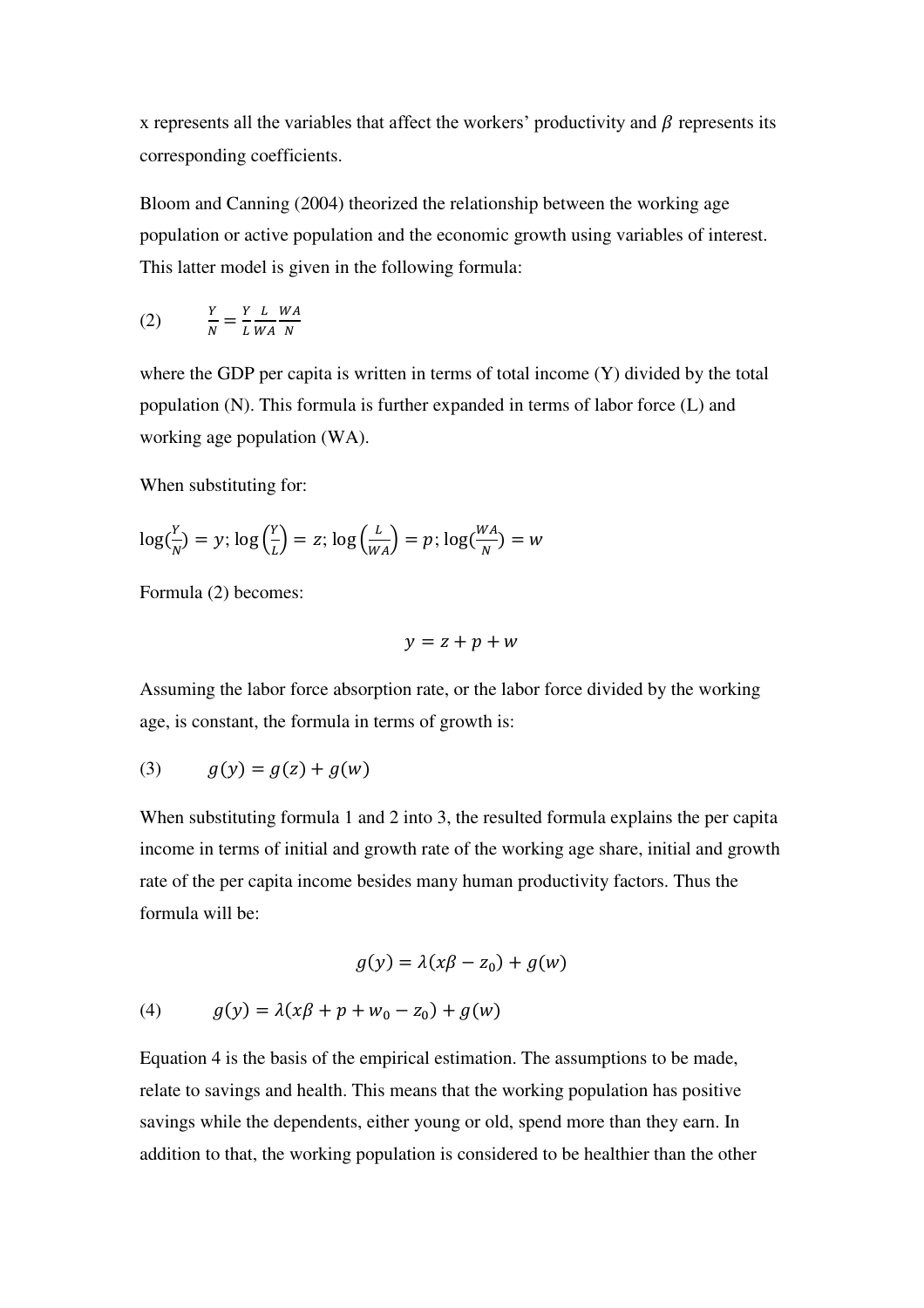x represents all the variables that affect the workers' productivity and $\beta$ represents its corresponding coefficients.

Bloom and Canning (2004) theorized the relationship between the working age population or active population and the economic growth using variables of interest. This latter model is given in the following formula:

$$\frac{Y}{N} = \frac{Y}{L}\frac{L}{WA}\frac{WA}{N} \tag{2}$$

where the GDP per capita is written in terms of total income (Y) divided by the total population (N). This formula is further expanded in terms of labor force (L) and working age population (WA).

When substituting for:

$\log(\frac{Y}{N}) = y; \log\left(\frac{Y}{L}\right) = z; \log\left(\frac{L}{WA}\right) = p; \log(\frac{WA}{N}) = w$

Formula (2) becomes:

$$y = z + p + w$$

Assuming the labor force absorption rate, or the labor force divided by the working age, is constant, the formula in terms of growth is:

$$g(y) = g(z) + g(w) \tag{3}$$

When substituting formula 1 and 2 into 3, the resulted formula explains the per capita income in terms of initial and growth rate of the working age share, initial and growth rate of the per capita income besides many human productivity factors. Thus the formula will be:

$$g(y) = \lambda(x\beta - z_0) + g(w)$$

$$g(y) = \lambda(x\beta + p + w_0 - z_0) + g(w) \tag{4}$$

Equation 4 is the basis of the empirical estimation. The assumptions to be made, relate to savings and health. This means that the working population has positive savings while the dependents, either young or old, spend more than they earn. In addition to that, the working population is considered to be healthier than the other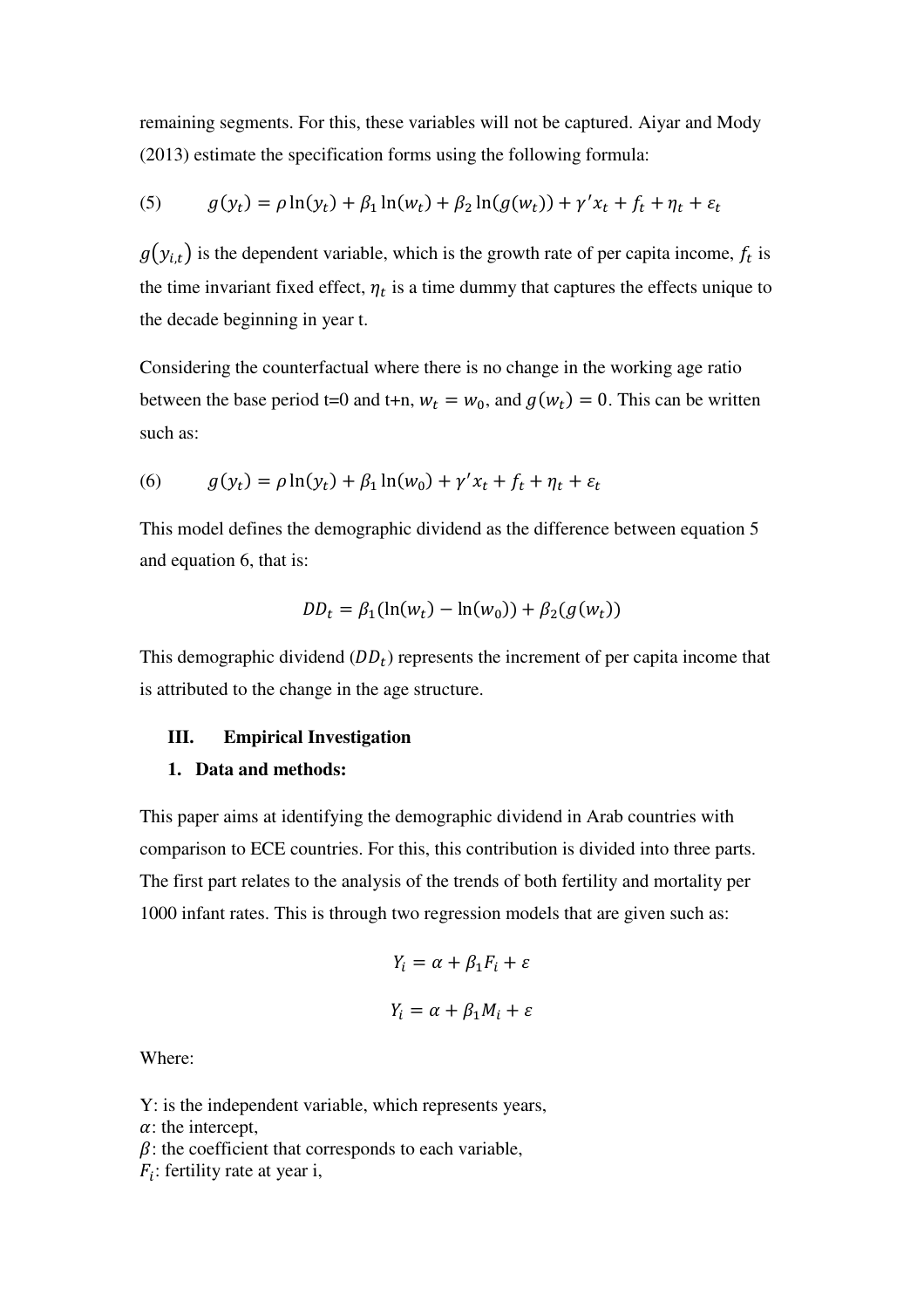remaining segments. For this, these variables will not be captured. Aiyar and Mody (2013) estimate the specification forms using the following formula:

$$(5) \qquad g(y_t) = \rho \ln(y_t) + \beta_1 \ln(w_t) + \beta_2 \ln(g(w_t)) + \gamma' x_t + f_t + \eta_t + \varepsilon_t$$

$g(y_{i,t})$ is the dependent variable, which is the growth rate of per capita income, $f_t$ is the time invariant fixed effect, $\eta_t$ is a time dummy that captures the effects unique to the decade beginning in year t.

Considering the counterfactual where there is no change in the working age ratio between the base period t=0 and t+n, $w_t = w_0$, and $g(w_t) = 0$. This can be written such as:

$$(6) \qquad g(y_t) = \rho \ln(y_t) + \beta_1 \ln(w_0) + \gamma' x_t + f_t + \eta_t + \varepsilon_t$$

This model defines the demographic dividend as the difference between equation 5 and equation 6, that is:

$$DD_t = \beta_1(\ln(w_t) - \ln(w_0)) + \beta_2(g(w_t))$$

This demographic dividend ($DD_t$) represents the increment of per capita income that is attributed to the change in the age structure.

## III. Empirical Investigation

### 1. Data and methods:

This paper aims at identifying the demographic dividend in Arab countries with comparison to ECE countries. For this, this contribution is divided into three parts. The first part relates to the analysis of the trends of both fertility and mortality per 1000 infant rates. This is through two regression models that are given such as:

$$Y_i = \alpha + \beta_1 F_i + \varepsilon$$

$$Y_i = \alpha + \beta_1 M_i + \varepsilon$$

Where:

Y: is the independent variable, which represents years,
$\alpha$: the intercept,
$\beta$: the coefficient that corresponds to each variable,
$F_i$: fertility rate at year i,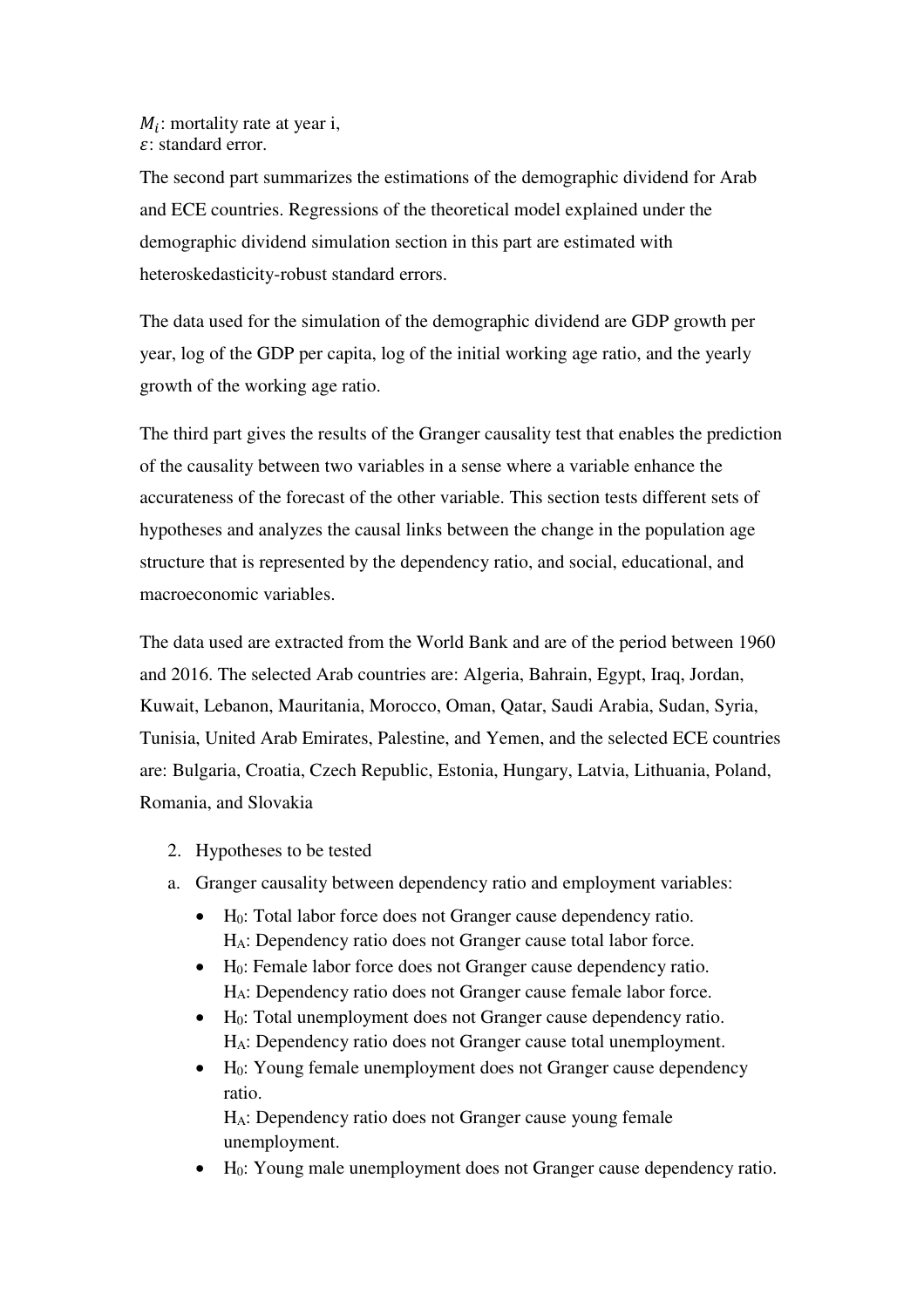$M_i$: mortality rate at year i,  
$\varepsilon$: standard error.

The second part summarizes the estimations of the demographic dividend for Arab and ECE countries. Regressions of the theoretical model explained under the demographic dividend simulation section in this part are estimated with heteroskedasticity-robust standard errors.

The data used for the simulation of the demographic dividend are GDP growth per year, log of the GDP per capita, log of the initial working age ratio, and the yearly growth of the working age ratio.

The third part gives the results of the Granger causality test that enables the prediction of the causality between two variables in a sense where a variable enhance the accurateness of the forecast of the other variable. This section tests different sets of hypotheses and analyzes the causal links between the change in the population age structure that is represented by the dependency ratio, and social, educational, and macroeconomic variables.

The data used are extracted from the World Bank and are of the period between 1960 and 2016. The selected Arab countries are: Algeria, Bahrain, Egypt, Iraq, Jordan, Kuwait, Lebanon, Mauritania, Morocco, Oman, Qatar, Saudi Arabia, Sudan, Syria, Tunisia, United Arab Emirates, Palestine, and Yemen, and the selected ECE countries are: Bulgaria, Croatia, Czech Republic, Estonia, Hungary, Latvia, Lithuania, Poland, Romania, and Slovakia

2. Hypotheses to be tested

a. Granger causality between dependency ratio and employment variables:

- $H_0$: Total labor force does not Granger cause dependency ratio.  
  $H_A$: Dependency ratio does not Granger cause total labor force.
- $H_0$: Female labor force does not Granger cause dependency ratio.  
  $H_A$: Dependency ratio does not Granger cause female labor force.
- $H_0$: Total unemployment does not Granger cause dependency ratio.  
  $H_A$: Dependency ratio does not Granger cause total unemployment.
- $H_0$: Young female unemployment does not Granger cause dependency ratio.  
  $H_A$: Dependency ratio does not Granger cause young female unemployment.
- $H_0$: Young male unemployment does not Granger cause dependency ratio.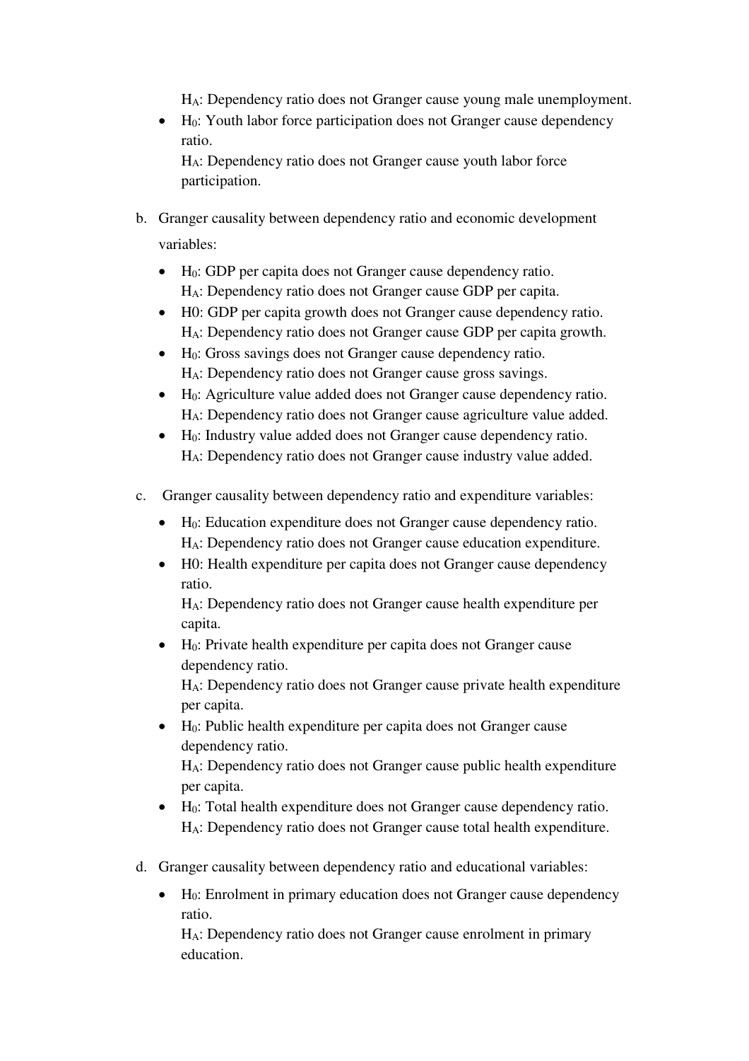$H_A$: Dependency ratio does not Granger cause young male unemployment.

- $H_0$: Youth labor force participation does not Granger cause dependency ratio.
  $H_A$: Dependency ratio does not Granger cause youth labor force participation.

b. Granger causality between dependency ratio and economic development variables:

- $H_0$: GDP per capita does not Granger cause dependency ratio.
  $H_A$: Dependency ratio does not Granger cause GDP per capita.
- H0: GDP per capita growth does not Granger cause dependency ratio.
  $H_A$: Dependency ratio does not Granger cause GDP per capita growth.
- $H_0$: Gross savings does not Granger cause dependency ratio.
  $H_A$: Dependency ratio does not Granger cause gross savings.
- $H_0$: Agriculture value added does not Granger cause dependency ratio.
  $H_A$: Dependency ratio does not Granger cause agriculture value added.
- $H_0$: Industry value added does not Granger cause dependency ratio.
  $H_A$: Dependency ratio does not Granger cause industry value added.

c. Granger causality between dependency ratio and expenditure variables:

- $H_0$: Education expenditure does not Granger cause dependency ratio.
  $H_A$: Dependency ratio does not Granger cause education expenditure.
- H0: Health expenditure per capita does not Granger cause dependency ratio.
  $H_A$: Dependency ratio does not Granger cause health expenditure per capita.
- $H_0$: Private health expenditure per capita does not Granger cause dependency ratio.
  $H_A$: Dependency ratio does not Granger cause private health expenditure per capita.
- $H_0$: Public health expenditure per capita does not Granger cause dependency ratio.
  $H_A$: Dependency ratio does not Granger cause public health expenditure per capita.
- $H_0$: Total health expenditure does not Granger cause dependency ratio.
  $H_A$: Dependency ratio does not Granger cause total health expenditure.

d. Granger causality between dependency ratio and educational variables:

- $H_0$: Enrolment in primary education does not Granger cause dependency ratio.
  $H_A$: Dependency ratio does not Granger cause enrolment in primary education.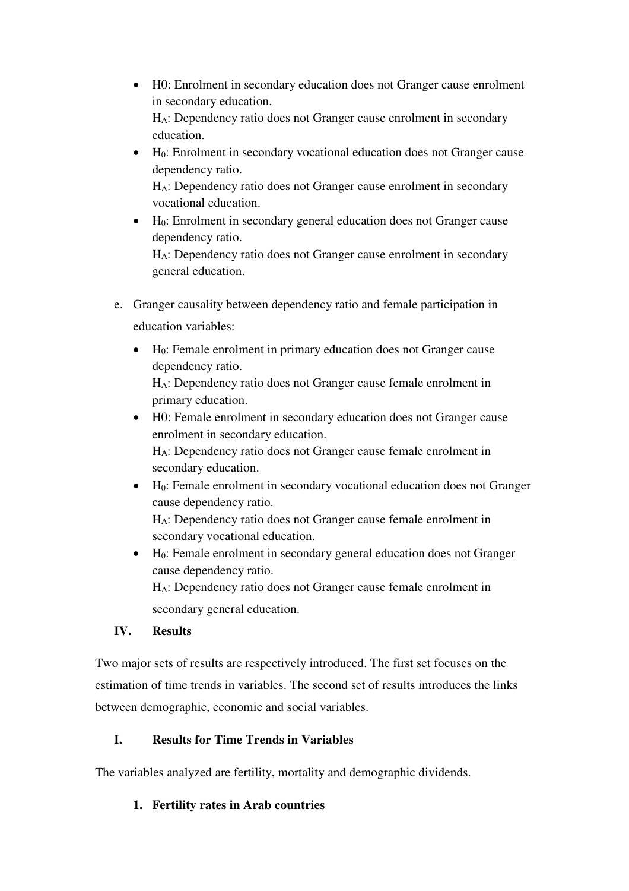- H0: Enrolment in secondary education does not Granger cause enrolment in secondary education.
  $H_A$: Dependency ratio does not Granger cause enrolment in secondary education.
- $H_0$: Enrolment in secondary vocational education does not Granger cause dependency ratio.
  $H_A$: Dependency ratio does not Granger cause enrolment in secondary vocational education.
- $H_0$: Enrolment in secondary general education does not Granger cause dependency ratio.
  $H_A$: Dependency ratio does not Granger cause enrolment in secondary general education.

e. Granger causality between dependency ratio and female participation in education variables:

- $H_0$: Female enrolment in primary education does not Granger cause dependency ratio.
  $H_A$: Dependency ratio does not Granger cause female enrolment in primary education.
- H0: Female enrolment in secondary education does not Granger cause enrolment in secondary education.
  $H_A$: Dependency ratio does not Granger cause female enrolment in secondary education.
- $H_0$: Female enrolment in secondary vocational education does not Granger cause dependency ratio.
  $H_A$: Dependency ratio does not Granger cause female enrolment in secondary vocational education.
- $H_0$: Female enrolment in secondary general education does not Granger cause dependency ratio.
  $H_A$: Dependency ratio does not Granger cause female enrolment in secondary general education.

## IV. Results

Two major sets of results are respectively introduced. The first set focuses on the estimation of time trends in variables. The second set of results introduces the links between demographic, economic and social variables.

### I. Results for Time Trends in Variables

The variables analyzed are fertility, mortality and demographic dividends.

#### 1. Fertility rates in Arab countries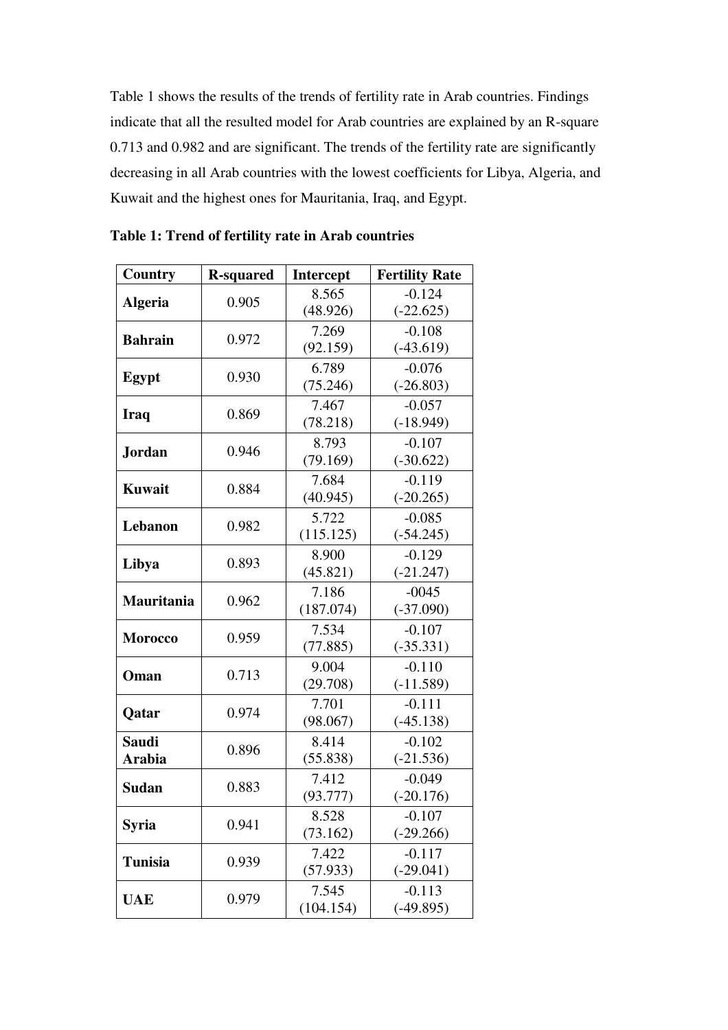Table 1 shows the results of the trends of fertility rate in Arab countries. Findings indicate that all the resulted model for Arab countries are explained by an R-square 0.713 and 0.982 and are significant. The trends of the fertility rate are significantly decreasing in all Arab countries with the lowest coefficients for Libya, Algeria, and Kuwait and the highest ones for Mauritania, Iraq, and Egypt.

**Table 1: Trend of fertility rate in Arab countries**

| Country | R-squared | Intercept | Fertility Rate |
|---|---|---|---|
| **Algeria** | 0.905 | 8.565 (48.926) | -0.124 (-22.625) |
| **Bahrain** | 0.972 | 7.269 (92.159) | -0.108 (-43.619) |
| **Egypt** | 0.930 | 6.789 (75.246) | -0.076 (-26.803) |
| **Iraq** | 0.869 | 7.467 (78.218) | -0.057 (-18.949) |
| **Jordan** | 0.946 | 8.793 (79.169) | -0.107 (-30.622) |
| **Kuwait** | 0.884 | 7.684 (40.945) | -0.119 (-20.265) |
| **Lebanon** | 0.982 | 5.722 (115.125) | -0.085 (-54.245) |
| **Libya** | 0.893 | 8.900 (45.821) | -0.129 (-21.247) |
| **Mauritania** | 0.962 | 7.186 (187.074) | -0045 (-37.090) |
| **Morocco** | 0.959 | 7.534 (77.885) | -0.107 (-35.331) |
| **Oman** | 0.713 | 9.004 (29.708) | -0.110 (-11.589) |
| **Qatar** | 0.974 | 7.701 (98.067) | -0.111 (-45.138) |
| **Saudi Arabia** | 0.896 | 8.414 (55.838) | -0.102 (-21.536) |
| **Sudan** | 0.883 | 7.412 (93.777) | -0.049 (-20.176) |
| **Syria** | 0.941 | 8.528 (73.162) | -0.107 (-29.266) |
| **Tunisia** | 0.939 | 7.422 (57.933) | -0.117 (-29.041) |
| **UAE** | 0.979 | 7.545 (104.154) | -0.113 (-49.895) |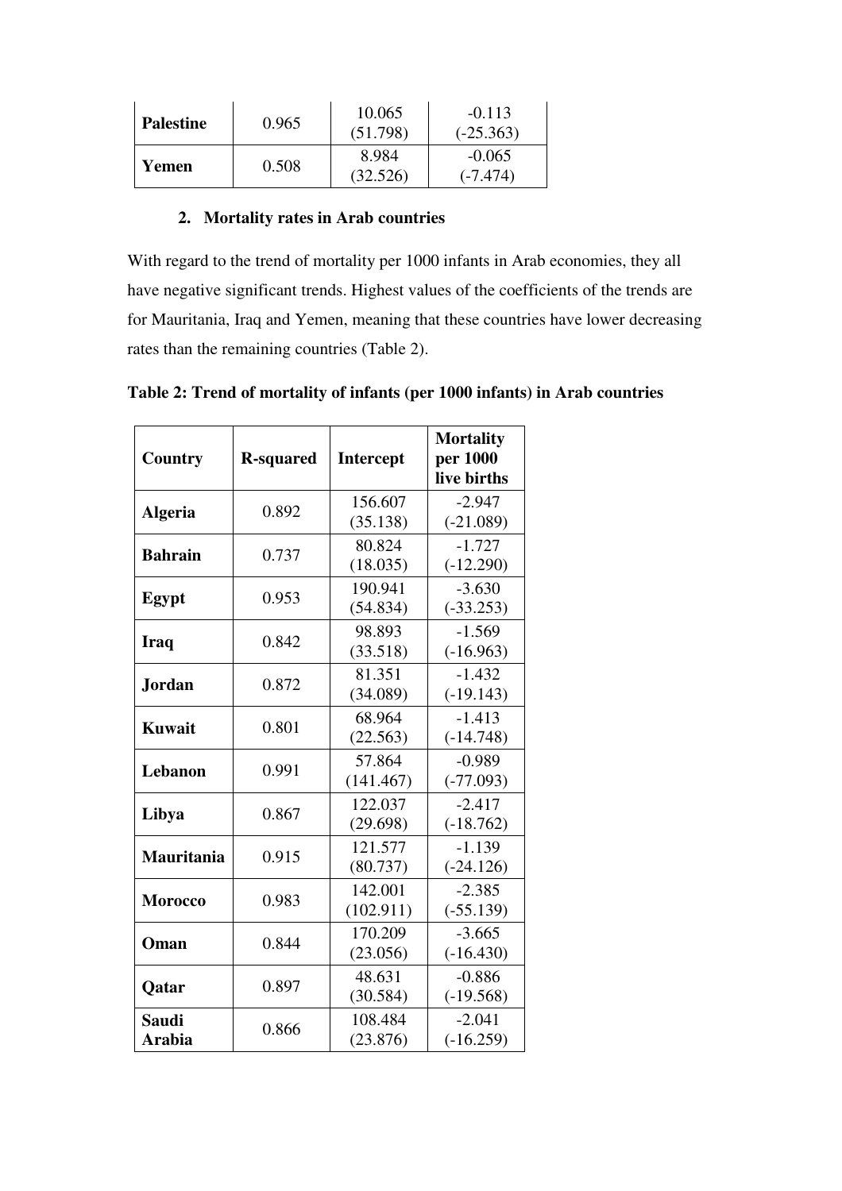| Palestine | 0.965 | 10.065 (51.798) | -0.113 (-25.363) |
|---|---|---|---|
| Yemen | 0.508 | 8.984 (32.526) | -0.065 (-7.474) |

## 2. Mortality rates in Arab countries

With regard to the trend of mortality per 1000 infants in Arab economies, they all have negative significant trends. Highest values of the coefficients of the trends are for Mauritania, Iraq and Yemen, meaning that these countries have lower decreasing rates than the remaining countries (Table 2).

**Table 2: Trend of mortality of infants (per 1000 infants) in Arab countries**

| Country | R-squared | Intercept | Mortality per 1000 live births |
|---|---|---|---|
| **Algeria** | 0.892 | 156.607 (35.138) | -2.947 (-21.089) |
| **Bahrain** | 0.737 | 80.824 (18.035) | -1.727 (-12.290) |
| **Egypt** | 0.953 | 190.941 (54.834) | -3.630 (-33.253) |
| **Iraq** | 0.842 | 98.893 (33.518) | -1.569 (-16.963) |
| **Jordan** | 0.872 | 81.351 (34.089) | -1.432 (-19.143) |
| **Kuwait** | 0.801 | 68.964 (22.563) | -1.413 (-14.748) |
| **Lebanon** | 0.991 | 57.864 (141.467) | -0.989 (-77.093) |
| **Libya** | 0.867 | 122.037 (29.698) | -2.417 (-18.762) |
| **Mauritania** | 0.915 | 121.577 (80.737) | -1.139 (-24.126) |
| **Morocco** | 0.983 | 142.001 (102.911) | -2.385 (-55.139) |
| **Oman** | 0.844 | 170.209 (23.056) | -3.665 (-16.430) |
| **Qatar** | 0.897 | 48.631 (30.584) | -0.886 (-19.568) |
| **Saudi Arabia** | 0.866 | 108.484 (23.876) | -2.041 (-16.259) |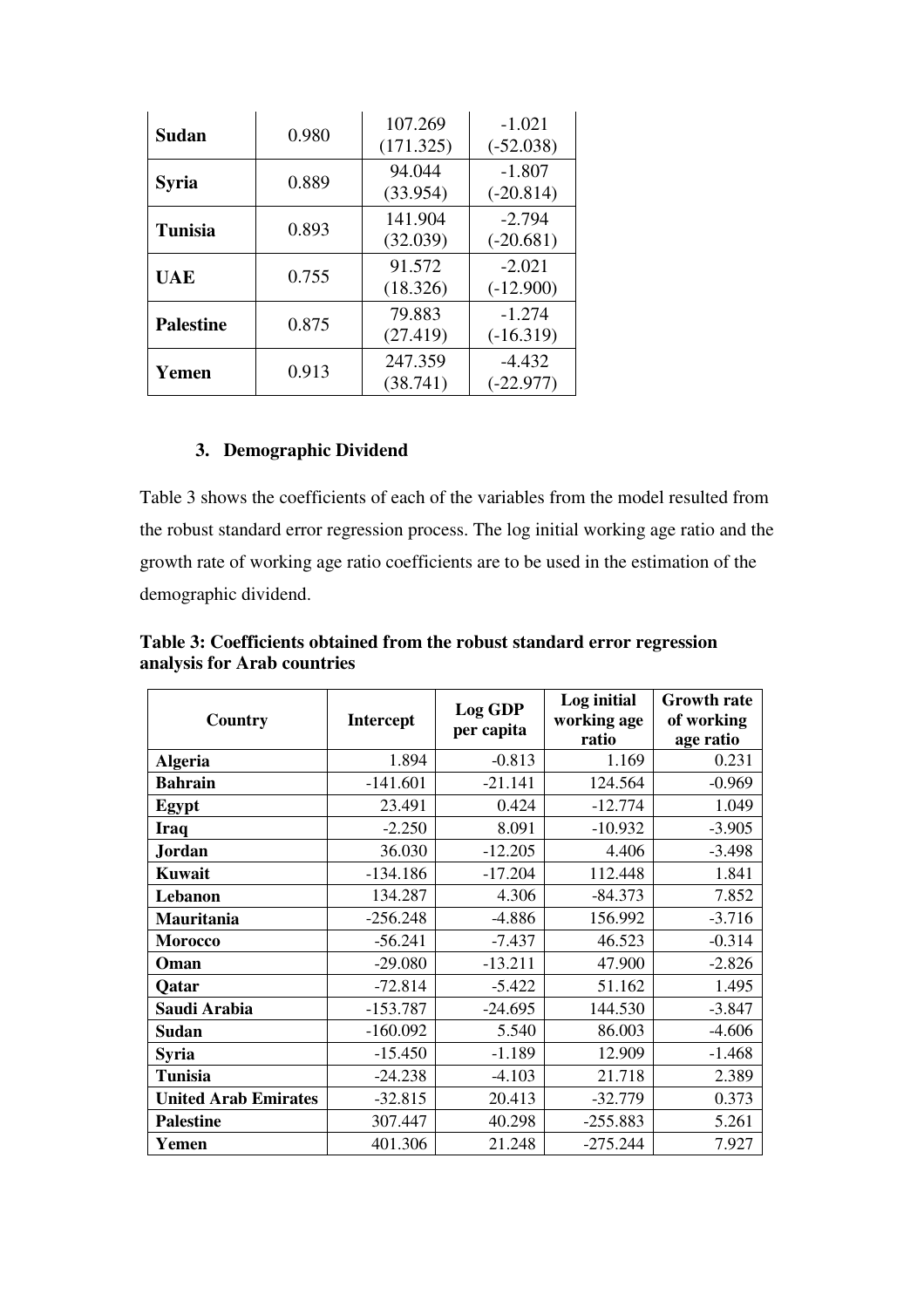| | | | |
|---|---|---|---|
| **Sudan** | 0.980 | 107.269<br>(171.325) | -1.021<br>(-52.038) |
| **Syria** | 0.889 | 94.044<br>(33.954) | -1.807<br>(-20.814) |
| **Tunisia** | 0.893 | 141.904<br>(32.039) | -2.794<br>(-20.681) |
| **UAE** | 0.755 | 91.572<br>(18.326) | -2.021<br>(-12.900) |
| **Palestine** | 0.875 | 79.883<br>(27.419) | -1.274<br>(-16.319) |
| **Yemen** | 0.913 | 247.359<br>(38.741) | -4.432<br>(-22.977) |

### 3. Demographic Dividend

Table 3 shows the coefficients of each of the variables from the model resulted from the robust standard error regression process. The log initial working age ratio and the growth rate of working age ratio coefficients are to be used in the estimation of the demographic dividend.

**Table 3: Coefficients obtained from the robust standard error regression analysis for Arab countries**

| Country | Intercept | Log GDP per capita | Log initial working age ratio | Growth rate of working age ratio |
|---|---|---|---|---|
| **Algeria** | 1.894 | -0.813 | 1.169 | 0.231 |
| **Bahrain** | -141.601 | -21.141 | 124.564 | -0.969 |
| **Egypt** | 23.491 | 0.424 | -12.774 | 1.049 |
| **Iraq** | -2.250 | 8.091 | -10.932 | -3.905 |
| **Jordan** | 36.030 | -12.205 | 4.406 | -3.498 |
| **Kuwait** | -134.186 | -17.204 | 112.448 | 1.841 |
| **Lebanon** | 134.287 | 4.306 | -84.373 | 7.852 |
| **Mauritania** | -256.248 | -4.886 | 156.992 | -3.716 |
| **Morocco** | -56.241 | -7.437 | 46.523 | -0.314 |
| **Oman** | -29.080 | -13.211 | 47.900 | -2.826 |
| **Qatar** | -72.814 | -5.422 | 51.162 | 1.495 |
| **Saudi Arabia** | -153.787 | -24.695 | 144.530 | -3.847 |
| **Sudan** | -160.092 | 5.540 | 86.003 | -4.606 |
| **Syria** | -15.450 | -1.189 | 12.909 | -1.468 |
| **Tunisia** | -24.238 | -4.103 | 21.718 | 2.389 |
| **United Arab Emirates** | -32.815 | 20.413 | -32.779 | 0.373 |
| **Palestine** | 307.447 | 40.298 | -255.883 | 5.261 |
| **Yemen** | 401.306 | 21.248 | -275.244 | 7.927 |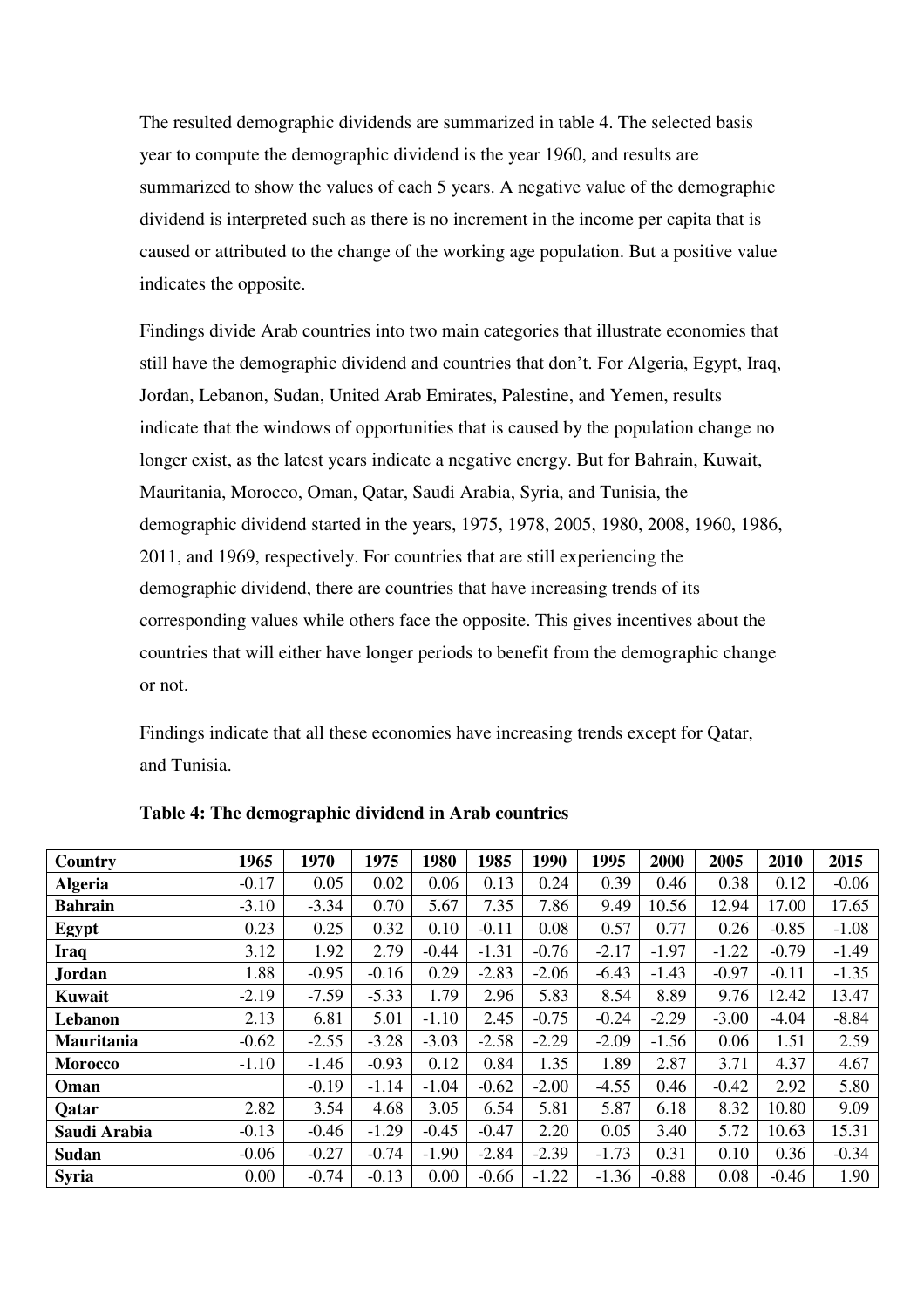The resulted demographic dividends are summarized in table 4. The selected basis year to compute the demographic dividend is the year 1960, and results are summarized to show the values of each 5 years. A negative value of the demographic dividend is interpreted such as there is no increment in the income per capita that is caused or attributed to the change of the working age population. But a positive value indicates the opposite.

Findings divide Arab countries into two main categories that illustrate economies that still have the demographic dividend and countries that don't. For Algeria, Egypt, Iraq, Jordan, Lebanon, Sudan, United Arab Emirates, Palestine, and Yemen, results indicate that the windows of opportunities that is caused by the population change no longer exist, as the latest years indicate a negative energy. But for Bahrain, Kuwait, Mauritania, Morocco, Oman, Qatar, Saudi Arabia, Syria, and Tunisia, the demographic dividend started in the years, 1975, 1978, 2005, 1980, 2008, 1960, 1986, 2011, and 1969, respectively. For countries that are still experiencing the demographic dividend, there are countries that have increasing trends of its corresponding values while others face the opposite. This gives incentives about the countries that will either have longer periods to benefit from the demographic change or not.

Findings indicate that all these economies have increasing trends except for Qatar, and Tunisia.

**Table 4: The demographic dividend in Arab countries**

| Country | 1965 | 1970 | 1975 | 1980 | 1985 | 1990 | 1995 | 2000 | 2005 | 2010 | 2015 |
|---|---|---|---|---|---|---|---|---|---|---|---|
| **Algeria** | -0.17 | 0.05 | 0.02 | 0.06 | 0.13 | 0.24 | 0.39 | 0.46 | 0.38 | 0.12 | -0.06 |
| **Bahrain** | -3.10 | -3.34 | 0.70 | 5.67 | 7.35 | 7.86 | 9.49 | 10.56 | 12.94 | 17.00 | 17.65 |
| **Egypt** | 0.23 | 0.25 | 0.32 | 0.10 | -0.11 | 0.08 | 0.57 | 0.77 | 0.26 | -0.85 | -1.08 |
| **Iraq** | 3.12 | 1.92 | 2.79 | -0.44 | -1.31 | -0.76 | -2.17 | -1.97 | -1.22 | -0.79 | -1.49 |
| **Jordan** | 1.88 | -0.95 | -0.16 | 0.29 | -2.83 | -2.06 | -6.43 | -1.43 | -0.97 | -0.11 | -1.35 |
| **Kuwait** | -2.19 | -7.59 | -5.33 | 1.79 | 2.96 | 5.83 | 8.54 | 8.89 | 9.76 | 12.42 | 13.47 |
| **Lebanon** | 2.13 | 6.81 | 5.01 | -1.10 | 2.45 | -0.75 | -0.24 | -2.29 | -3.00 | -4.04 | -8.84 |
| **Mauritania** | -0.62 | -2.55 | -3.28 | -3.03 | -2.58 | -2.29 | -2.09 | -1.56 | 0.06 | 1.51 | 2.59 |
| **Morocco** | -1.10 | -1.46 | -0.93 | 0.12 | 0.84 | 1.35 | 1.89 | 2.87 | 3.71 | 4.37 | 4.67 |
| **Oman** | | -0.19 | -1.14 | -1.04 | -0.62 | -2.00 | -4.55 | 0.46 | -0.42 | 2.92 | 5.80 |
| **Qatar** | 2.82 | 3.54 | 4.68 | 3.05 | 6.54 | 5.81 | 5.87 | 6.18 | 8.32 | 10.80 | 9.09 |
| **Saudi Arabia** | -0.13 | -0.46 | -1.29 | -0.45 | -0.47 | 2.20 | 0.05 | 3.40 | 5.72 | 10.63 | 15.31 |
| **Sudan** | -0.06 | -0.27 | -0.74 | -1.90 | -2.84 | -2.39 | -1.73 | 0.31 | 0.10 | 0.36 | -0.34 |
| **Syria** | 0.00 | -0.74 | -0.13 | 0.00 | -0.66 | -1.22 | -1.36 | -0.88 | 0.08 | -0.46 | 1.90 |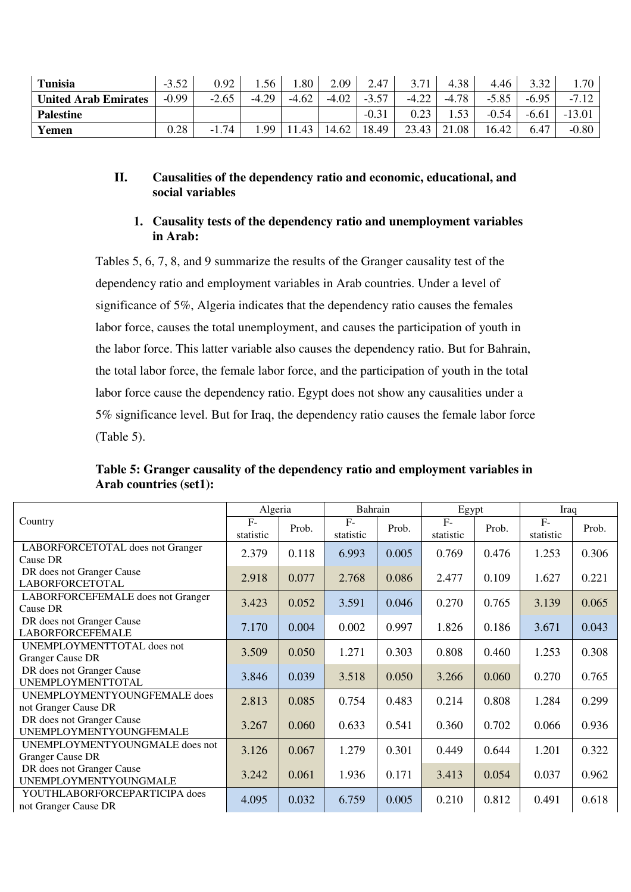| Tunisia | -3.52 | 0.92 | 1.56 | 1.80 | 2.09 | 2.47 | 3.71 | 4.38 | 4.46 | 3.32 | 1.70 |
|---|---|---|---|---|---|---|---|---|---|---|---|
| **United Arab Emirates** | -0.99 | -2.65 | -4.29 | -4.62 | -4.02 | -3.57 | -4.22 | -4.78 | -5.85 | -6.95 | -7.12 |
| **Palestine** | | | | | | -0.31 | 0.23 | 1.53 | -0.54 | -6.61 | -13.01 |
| **Yemen** | 0.28 | -1.74 | 1.99 | 11.43 | 14.62 | 18.49 | 23.43 | 21.08 | 16.42 | 6.47 | -0.80 |

## II. Causalities of the dependency ratio and economic, educational, and social variables

### 1. Causality tests of the dependency ratio and unemployment variables in Arab:

Tables 5, 6, 7, 8, and 9 summarize the results of the Granger causality test of the dependency ratio and employment variables in Arab countries. Under a level of significance of 5%, Algeria indicates that the dependency ratio causes the females labor force, causes the total unemployment, and causes the participation of youth in the labor force. This latter variable also causes the dependency ratio. But for Bahrain, the total labor force, the female labor force, and the participation of youth in the total labor force cause the dependency ratio. Egypt does not show any causalities under a 5% significance level. But for Iraq, the dependency ratio causes the female labor force (Table 5).

**Table 5: Granger causality of the dependency ratio and employment variables in Arab countries (set1):**

| Country | Algeria | | Bahrain | | Egypt | | Iraq | |
|---|---|---|---|---|---|---|---|---|
| | F-statistic | Prob. | F-statistic | Prob. | F-statistic | Prob. | F-statistic | Prob. |
| LABORFORCETOTAL does not Granger Cause DR | 2.379 | 0.118 | 6.993 | 0.005 | 0.769 | 0.476 | 1.253 | 0.306 |
| DR does not Granger Cause LABORFORCETOTAL | 2.918 | 0.077 | 2.768 | 0.086 | 2.477 | 0.109 | 1.627 | 0.221 |
| LABORFORCEFEMALE does not Granger Cause DR | 3.423 | 0.052 | 3.591 | 0.046 | 0.270 | 0.765 | 3.139 | 0.065 |
| DR does not Granger Cause LABORFORCEFEMALE | 7.170 | 0.004 | 0.002 | 0.997 | 1.826 | 0.186 | 3.671 | 0.043 |
| UNEMPLOYMENTTOTAL does not Granger Cause DR | 3.509 | 0.050 | 1.271 | 0.303 | 0.808 | 0.460 | 1.253 | 0.308 |
| DR does not Granger Cause UNEMPLOYMENTTOTAL | 3.846 | 0.039 | 3.518 | 0.050 | 3.266 | 0.060 | 0.270 | 0.765 |
| UNEMPLOYMENTYOUNGFEMALE does not Granger Cause DR | 2.813 | 0.085 | 0.754 | 0.483 | 0.214 | 0.808 | 1.284 | 0.299 |
| DR does not Granger Cause UNEMPLOYMENTYOUNGFEMALE | 3.267 | 0.060 | 0.633 | 0.541 | 0.360 | 0.702 | 0.066 | 0.936 |
| UNEMPLOYMENTYOUNGMALE does not Granger Cause DR | 3.126 | 0.067 | 1.279 | 0.301 | 0.449 | 0.644 | 1.201 | 0.322 |
| DR does not Granger Cause UNEMPLOYMENTYOUNGMALE | 3.242 | 0.061 | 1.936 | 0.171 | 3.413 | 0.054 | 0.037 | 0.962 |
| YOUTHLABORFORCEPARTICIPA does not Granger Cause DR | 4.095 | 0.032 | 6.759 | 0.005 | 0.210 | 0.812 | 0.491 | 0.618 |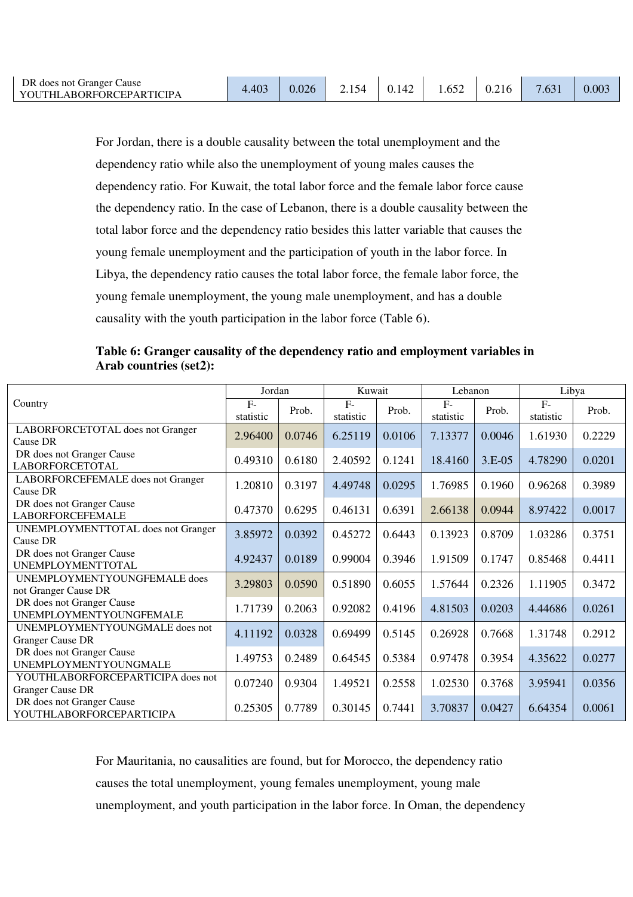| DR does not Granger Cause YOUTHLABORFORCEPARTICIPA | 4.403 | 0.026 | 2.154 | 0.142 | 1.652 | 0.216 | 7.631 | 0.003 |
|---|---|---|---|---|---|---|---|---|

For Jordan, there is a double causality between the total unemployment and the dependency ratio while also the unemployment of young males causes the dependency ratio. For Kuwait, the total labor force and the female labor force cause the dependency ratio. In the case of Lebanon, there is a double causality between the total labor force and the dependency ratio besides this latter variable that causes the young female unemployment and the participation of youth in the labor force. In Libya, the dependency ratio causes the total labor force, the female labor force, the young female unemployment, the young male unemployment, and has a double causality with the youth participation in the labor force (Table 6).

**Table 6: Granger causality of the dependency ratio and employment variables in Arab countries (set2):**

| Country | Jordan | | Kuwait | | Lebanon | | Libya | |
|---|---|---|---|---|---|---|---|---|
| | F-statistic | Prob. | F-statistic | Prob. | F-statistic | Prob. | F-statistic | Prob. |
| LABORFORCETOTAL does not Granger Cause DR | 2.96400 | 0.0746 | 6.25119 | 0.0106 | 7.13377 | 0.0046 | 1.61930 | 0.2229 |
| DR does not Granger Cause LABORFORCETOTAL | 0.49310 | 0.6180 | 2.40592 | 0.1241 | 18.4160 | 3.E-05 | 4.78290 | 0.0201 |
| LABORFORCEFEMALE does not Granger Cause DR | 1.20810 | 0.3197 | 4.49748 | 0.0295 | 1.76985 | 0.1960 | 0.96268 | 0.3989 |
| DR does not Granger Cause LABORFORCEFEMALE | 0.47370 | 0.6295 | 0.46131 | 0.6391 | 2.66138 | 0.0944 | 8.97422 | 0.0017 |
| UNEMPLOYMENTTOTAL does not Granger Cause DR | 3.85972 | 0.0392 | 0.45272 | 0.6443 | 0.13923 | 0.8709 | 1.03286 | 0.3751 |
| DR does not Granger Cause UNEMPLOYMENTTOTAL | 4.92437 | 0.0189 | 0.99004 | 0.3946 | 1.91509 | 0.1747 | 0.85468 | 0.4411 |
| UNEMPLOYMENTYOUNGFEMALE does not Granger Cause DR | 3.29803 | 0.0590 | 0.51890 | 0.6055 | 1.57644 | 0.2326 | 1.11905 | 0.3472 |
| DR does not Granger Cause UNEMPLOYMENTYOUNGFEMALE | 1.71739 | 0.2063 | 0.92082 | 0.4196 | 4.81503 | 0.0203 | 4.44686 | 0.0261 |
| UNEMPLOYMENTYOUNGMALE does not Granger Cause DR | 4.11192 | 0.0328 | 0.69499 | 0.5145 | 0.26928 | 0.7668 | 1.31748 | 0.2912 |
| DR does not Granger Cause UNEMPLOYMENTYOUNGMALE | 1.49753 | 0.2489 | 0.64545 | 0.5384 | 0.97478 | 0.3954 | 4.35622 | 0.0277 |
| YOUTHLABORFORCEPARTICIPA does not Granger Cause DR | 0.07240 | 0.9304 | 1.49521 | 0.2558 | 1.02530 | 0.3768 | 3.95941 | 0.0356 |
| DR does not Granger Cause YOUTHLABORFORCEPARTICIPA | 0.25305 | 0.7789 | 0.30145 | 0.7441 | 3.70837 | 0.0427 | 6.64354 | 0.0061 |

For Mauritania, no causalities are found, but for Morocco, the dependency ratio causes the total unemployment, young females unemployment, young male unemployment, and youth participation in the labor force. In Oman, the dependency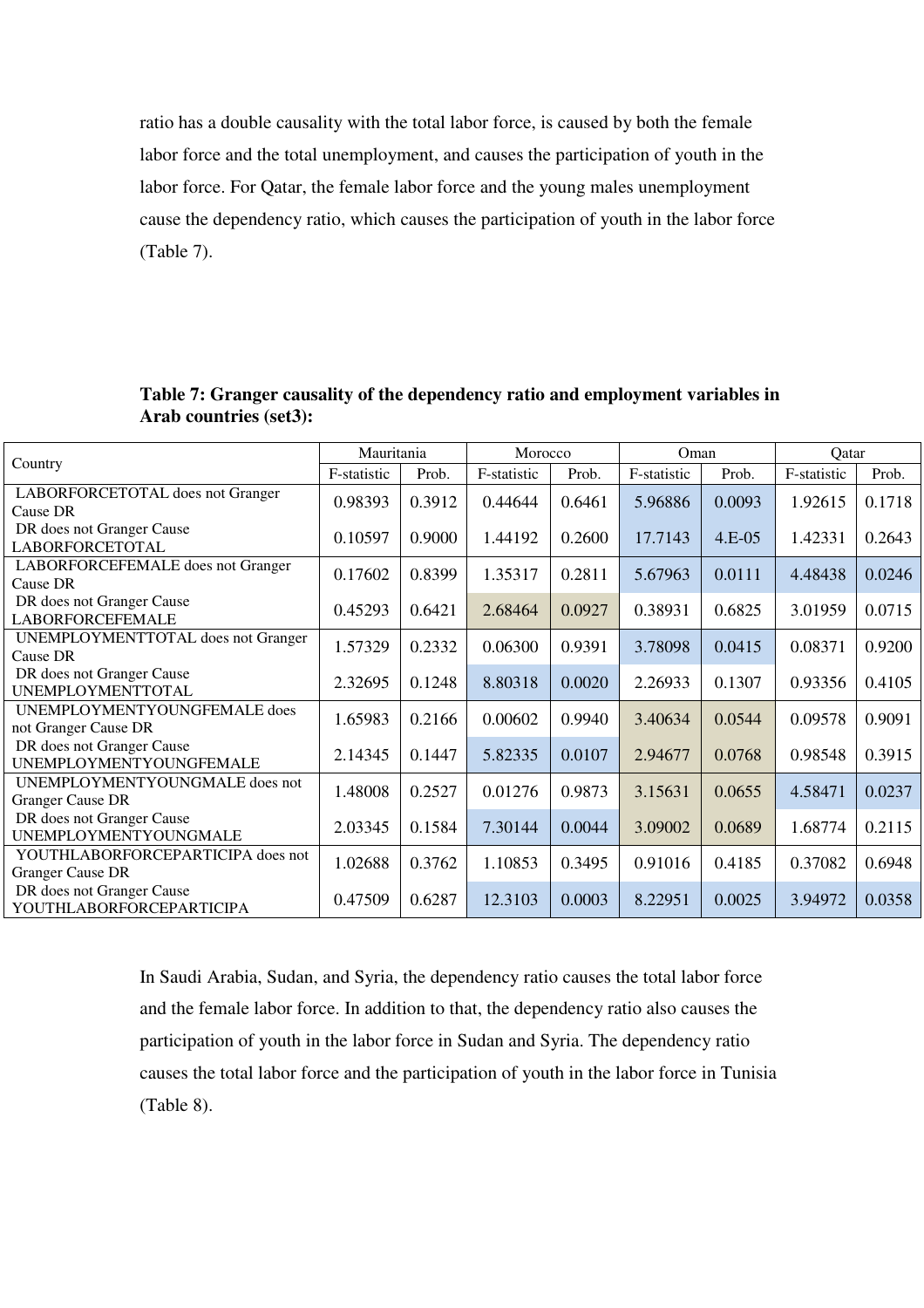ratio has a double causality with the total labor force, is caused by both the female labor force and the total unemployment, and causes the participation of youth in the labor force. For Qatar, the female labor force and the young males unemployment cause the dependency ratio, which causes the participation of youth in the labor force (Table 7).

**Table 7: Granger causality of the dependency ratio and employment variables in Arab countries (set3):**

| Country | Mauritania | | Morocco | | Oman | | Qatar | |
|---|---|---|---|---|---|---|---|---|
| | F-statistic | Prob. | F-statistic | Prob. | F-statistic | Prob. | F-statistic | Prob. |
| LABORFORCETOTAL does not Granger Cause DR | 0.98393 | 0.3912 | 0.44644 | 0.6461 | 5.96886 | 0.0093 | 1.92615 | 0.1718 |
| DR does not Granger Cause LABORFORCETOTAL | 0.10597 | 0.9000 | 1.44192 | 0.2600 | 17.7143 | 4.E-05 | 1.42331 | 0.2643 |
| LABORFORCEFEMALE does not Granger Cause DR | 0.17602 | 0.8399 | 1.35317 | 0.2811 | 5.67963 | 0.0111 | 4.48438 | 0.0246 |
| DR does not Granger Cause LABORFORCEFEMALE | 0.45293 | 0.6421 | 2.68464 | 0.0927 | 0.38931 | 0.6825 | 3.01959 | 0.0715 |
| UNEMPLOYMENTTOTAL does not Granger Cause DR | 1.57329 | 0.2332 | 0.06300 | 0.9391 | 3.78098 | 0.0415 | 0.08371 | 0.9200 |
| DR does not Granger Cause UNEMPLOYMENTTOTAL | 2.32695 | 0.1248 | 8.80318 | 0.0020 | 2.26933 | 0.1307 | 0.93356 | 0.4105 |
| UNEMPLOYMENTYOUNGFEMALE does not Granger Cause DR | 1.65983 | 0.2166 | 0.00602 | 0.9940 | 3.40634 | 0.0544 | 0.09578 | 0.9091 |
| DR does not Granger Cause UNEMPLOYMENTYOUNGFEMALE | 2.14345 | 0.1447 | 5.82335 | 0.0107 | 2.94677 | 0.0768 | 0.98548 | 0.3915 |
| UNEMPLOYMENTYOUNGMALE does not Granger Cause DR | 1.48008 | 0.2527 | 0.01276 | 0.9873 | 3.15631 | 0.0655 | 4.58471 | 0.0237 |
| DR does not Granger Cause UNEMPLOYMENTYOUNGMALE | 2.03345 | 0.1584 | 7.30144 | 0.0044 | 3.09002 | 0.0689 | 1.68774 | 0.2115 |
| YOUTHLABORFORCEPARTICIPA does not Granger Cause DR | 1.02688 | 0.3762 | 1.10853 | 0.3495 | 0.91016 | 0.4185 | 0.37082 | 0.6948 |
| DR does not Granger Cause YOUTHLABORFORCEPARTICIPA | 0.47509 | 0.6287 | 12.3103 | 0.0003 | 8.22951 | 0.0025 | 3.94972 | 0.0358 |

In Saudi Arabia, Sudan, and Syria, the dependency ratio causes the total labor force and the female labor force. In addition to that, the dependency ratio also causes the participation of youth in the labor force in Sudan and Syria. The dependency ratio causes the total labor force and the participation of youth in the labor force in Tunisia (Table 8).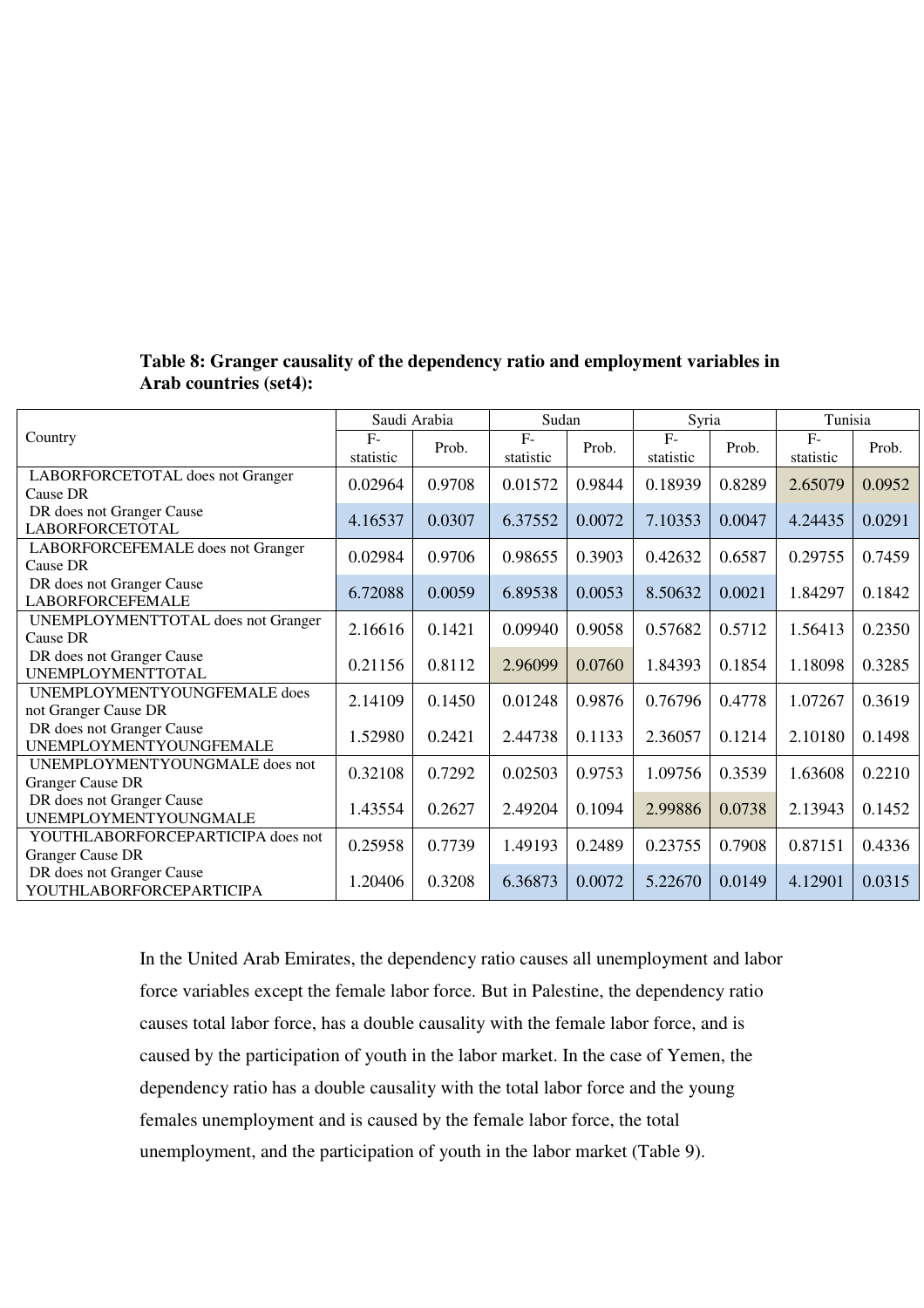**Table 8: Granger causality of the dependency ratio and employment variables in Arab countries (set4):**

| Country | Saudi Arabia | | Sudan | | Syria | | Tunisia | |
|---|---|---|---|---|---|---|---|---|
| | F-statistic | Prob. | F-statistic | Prob. | F-statistic | Prob. | F-statistic | Prob. |
| LABORFORCETOTAL does not Granger Cause DR | 0.02964 | 0.9708 | 0.01572 | 0.9844 | 0.18939 | 0.8289 | 2.65079 | 0.0952 |
| DR does not Granger Cause LABORFORCETOTAL | 4.16537 | 0.0307 | 6.37552 | 0.0072 | 7.10353 | 0.0047 | 4.24435 | 0.0291 |
| LABORFORCEFEMALE does not Granger Cause DR | 0.02984 | 0.9706 | 0.98655 | 0.3903 | 0.42632 | 0.6587 | 0.29755 | 0.7459 |
| DR does not Granger Cause LABORFORCEFEMALE | 6.72088 | 0.0059 | 6.89538 | 0.0053 | 8.50632 | 0.0021 | 1.84297 | 0.1842 |
| UNEMPLOYMENTTOTAL does not Granger Cause DR | 2.16616 | 0.1421 | 0.09940 | 0.9058 | 0.57682 | 0.5712 | 1.56413 | 0.2350 |
| DR does not Granger Cause UNEMPLOYMENTTOTAL | 0.21156 | 0.8112 | 2.96099 | 0.0760 | 1.84393 | 0.1854 | 1.18098 | 0.3285 |
| UNEMPLOYMENTYOUNGFEMALE does not Granger Cause DR | 2.14109 | 0.1450 | 0.01248 | 0.9876 | 0.76796 | 0.4778 | 1.07267 | 0.3619 |
| DR does not Granger Cause UNEMPLOYMENTYOUNGFEMALE | 1.52980 | 0.2421 | 2.44738 | 0.1133 | 2.36057 | 0.1214 | 2.10180 | 0.1498 |
| UNEMPLOYMENTYOUNGMALE does not Granger Cause DR | 0.32108 | 0.7292 | 0.02503 | 0.9753 | 1.09756 | 0.3539 | 1.63608 | 0.2210 |
| DR does not Granger Cause UNEMPLOYMENTYOUNGMALE | 1.43554 | 0.2627 | 2.49204 | 0.1094 | 2.99886 | 0.0738 | 2.13943 | 0.1452 |
| YOUTHLABORFORCEPARTICIPA does not Granger Cause DR | 0.25958 | 0.7739 | 1.49193 | 0.2489 | 0.23755 | 0.7908 | 0.87151 | 0.4336 |
| DR does not Granger Cause YOUTHLABORFORCEPARTICIPA | 1.20406 | 0.3208 | 6.36873 | 0.0072 | 5.22670 | 0.0149 | 4.12901 | 0.0315 |

In the United Arab Emirates, the dependency ratio causes all unemployment and labor force variables except the female labor force. But in Palestine, the dependency ratio causes total labor force, has a double causality with the female labor force, and is caused by the participation of youth in the labor market. In the case of Yemen, the dependency ratio has a double causality with the total labor force and the young females unemployment and is caused by the female labor force, the total unemployment, and the participation of youth in the labor market (Table 9).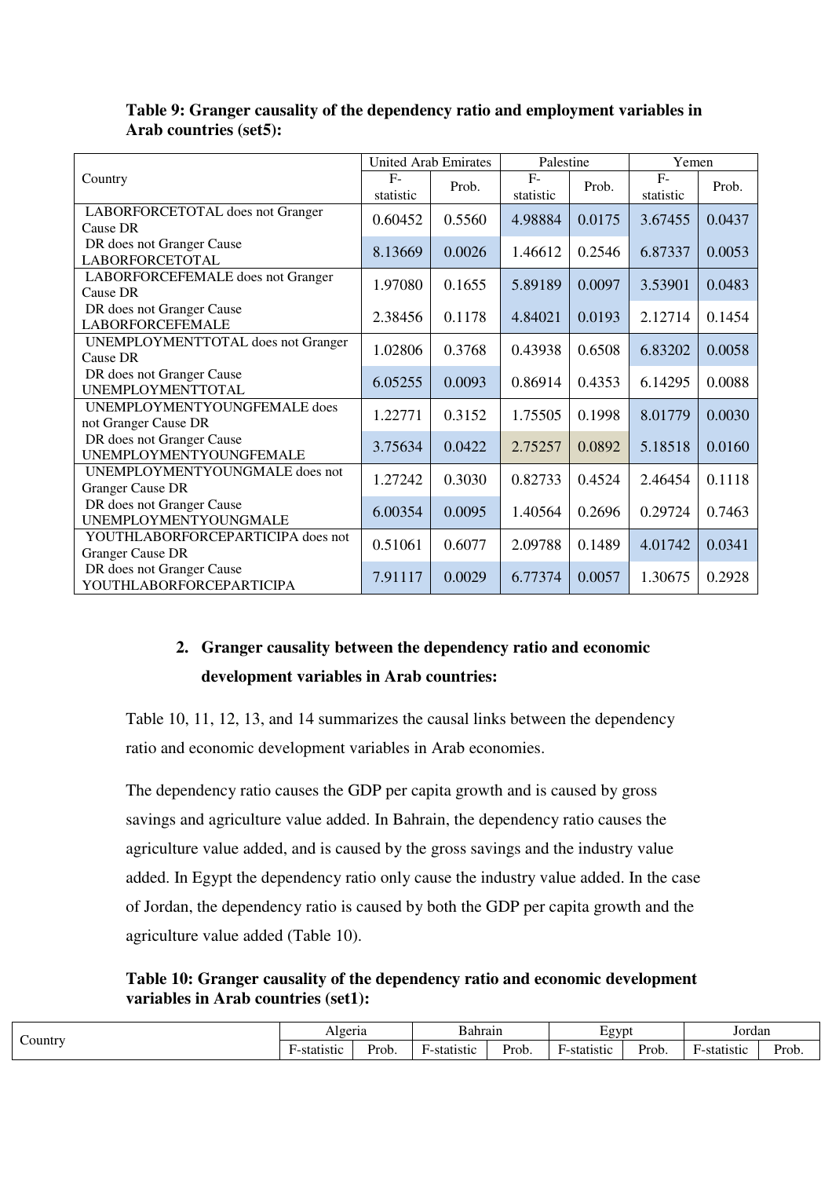**Table 9: Granger causality of the dependency ratio and employment variables in Arab countries (set5):**

| Country | United Arab Emirates | | Palestine | | Yemen | |
|---|---|---|---|---|---|---|
| | F-statistic | Prob. | F-statistic | Prob. | F-statistic | Prob. |
| LABORFORCETOTAL does not Granger Cause DR | 0.60452 | 0.5560 | 4.98884 | 0.0175 | 3.67455 | 0.0437 |
| DR does not Granger Cause LABORFORCETOTAL | 8.13669 | 0.0026 | 1.46612 | 0.2546 | 6.87337 | 0.0053 |
| LABORFORCEFEMALE does not Granger Cause DR | 1.97080 | 0.1655 | 5.89189 | 0.0097 | 3.53901 | 0.0483 |
| DR does not Granger Cause LABORFORCEFEMALE | 2.38456 | 0.1178 | 4.84021 | 0.0193 | 2.12714 | 0.1454 |
| UNEMPLOYMENTTOTAL does not Granger Cause DR | 1.02806 | 0.3768 | 0.43938 | 0.6508 | 6.83202 | 0.0058 |
| DR does not Granger Cause UNEMPLOYMENTTOTAL | 6.05255 | 0.0093 | 0.86914 | 0.4353 | 6.14295 | 0.0088 |
| UNEMPLOYMENTYOUNGFEMALE does not Granger Cause DR | 1.22771 | 0.3152 | 1.75505 | 0.1998 | 8.01779 | 0.0030 |
| DR does not Granger Cause UNEMPLOYMENTYOUNGFEMALE | 3.75634 | 0.0422 | 2.75257 | 0.0892 | 5.18518 | 0.0160 |
| UNEMPLOYMENTYOUNGMALE does not Granger Cause DR | 1.27242 | 0.3030 | 0.82733 | 0.4524 | 2.46454 | 0.1118 |
| DR does not Granger Cause UNEMPLOYMENTYOUNGMALE | 6.00354 | 0.0095 | 1.40564 | 0.2696 | 0.29724 | 0.7463 |
| YOUTHLABORFORCEPARTICIPA does not Granger Cause DR | 0.51061 | 0.6077 | 2.09788 | 0.1489 | 4.01742 | 0.0341 |
| DR does not Granger Cause YOUTHLABORFORCEPARTICIPA | 7.91117 | 0.0029 | 6.77374 | 0.0057 | 1.30675 | 0.2928 |

## 2. Granger causality between the dependency ratio and economic development variables in Arab countries:

Table 10, 11, 12, 13, and 14 summarizes the causal links between the dependency ratio and economic development variables in Arab economies.

The dependency ratio causes the GDP per capita growth and is caused by gross savings and agriculture value added. In Bahrain, the dependency ratio causes the agriculture value added, and is caused by the gross savings and the industry value added. In Egypt the dependency ratio only cause the industry value added. In the case of Jordan, the dependency ratio is caused by both the GDP per capita growth and the agriculture value added (Table 10).

**Table 10: Granger causality of the dependency ratio and economic development variables in Arab countries (set1):**

| Country | Algeria | | Bahrain | | Egypt | | Jordan | |
|---|---|---|---|---|---|---|---|---|
| | F-statistic | Prob. | F-statistic | Prob. | F-statistic | Prob. | F-statistic | Prob. |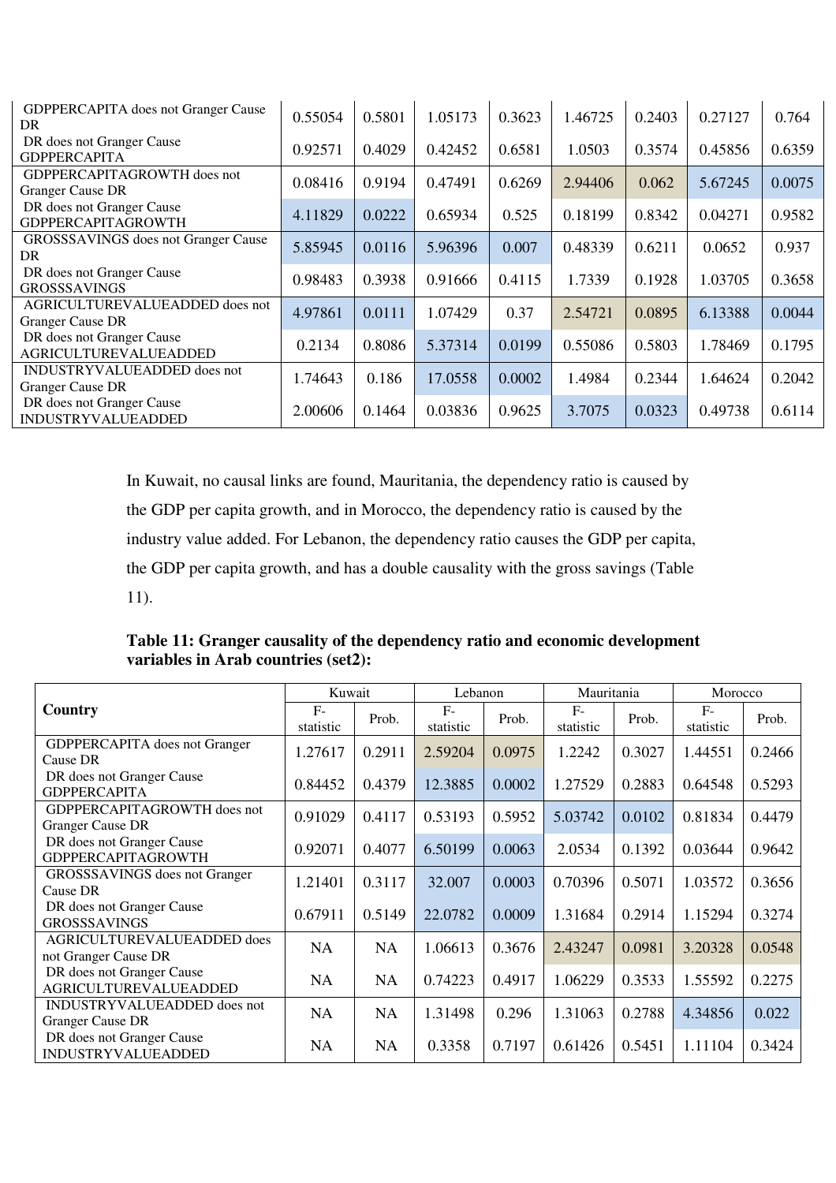| | | | | | | | | |
|---|---|---|---|---|---|---|---|---|
| GDPPERCAPITA does not Granger Cause DR | 0.55054 | 0.5801 | 1.05173 | 0.3623 | 1.46725 | 0.2403 | 0.27127 | 0.764 |
| DR does not Granger Cause GDPPERCAPITA | 0.92571 | 0.4029 | 0.42452 | 0.6581 | 1.0503 | 0.3574 | 0.45856 | 0.6359 |
| GDPPERCAPITAGROWTH does not Granger Cause DR | 0.08416 | 0.9194 | 0.47491 | 0.6269 | 2.94406 | 0.062 | 5.67245 | 0.0075 |
| DR does not Granger Cause GDPPERCAPITAGROWTH | 4.11829 | 0.0222 | 0.65934 | 0.525 | 0.18199 | 0.8342 | 0.04271 | 0.9582 |
| GROSSSAVINGS does not Granger Cause DR | 5.85945 | 0.0116 | 5.96396 | 0.007 | 0.48339 | 0.6211 | 0.0652 | 0.937 |
| DR does not Granger Cause GROSSSAVINGS | 0.98483 | 0.3938 | 0.91666 | 0.4115 | 1.7339 | 0.1928 | 1.03705 | 0.3658 |
| AGRICULTUREVALUEADDED does not Granger Cause DR | 4.97861 | 0.0111 | 1.07429 | 0.37 | 2.54721 | 0.0895 | 6.13388 | 0.0044 |
| DR does not Granger Cause AGRICULTUREVALUEADDED | 0.2134 | 0.8086 | 5.37314 | 0.0199 | 0.55086 | 0.5803 | 1.78469 | 0.1795 |
| INDUSTRYVALUEADDED does not Granger Cause DR | 1.74643 | 0.186 | 17.0558 | 0.0002 | 1.4984 | 0.2344 | 1.64624 | 0.2042 |
| DR does not Granger Cause INDUSTRYVALUEADDED | 2.00606 | 0.1464 | 0.03836 | 0.9625 | 3.7075 | 0.0323 | 0.49738 | 0.6114 |

In Kuwait, no causal links are found, Mauritania, the dependency ratio is caused by the GDP per capita growth, and in Morocco, the dependency ratio is caused by the industry value added. For Lebanon, the dependency ratio causes the GDP per capita, the GDP per capita growth, and has a double causality with the gross savings (Table 11).

**Table 11: Granger causality of the dependency ratio and economic development variables in Arab countries (set2):**

| Country | Kuwait | | Lebanon | | Mauritania | | Morocco | |
|---|---|---|---|---|---|---|---|---|
| | F-statistic | Prob. | F-statistic | Prob. | F-statistic | Prob. | F-statistic | Prob. |
| GDPPERCAPITA does not Granger Cause DR | 1.27617 | 0.2911 | 2.59204 | 0.0975 | 1.2242 | 0.3027 | 1.44551 | 0.2466 |
| DR does not Granger Cause GDPPERCAPITA | 0.84452 | 0.4379 | 12.3885 | 0.0002 | 1.27529 | 0.2883 | 0.64548 | 0.5293 |
| GDPPERCAPITAGROWTH does not Granger Cause DR | 0.91029 | 0.4117 | 0.53193 | 0.5952 | 5.03742 | 0.0102 | 0.81834 | 0.4479 |
| DR does not Granger Cause GDPPERCAPITAGROWTH | 0.92071 | 0.4077 | 6.50199 | 0.0063 | 2.0534 | 0.1392 | 0.03644 | 0.9642 |
| GROSSSAVINGS does not Granger Cause DR | 1.21401 | 0.3117 | 32.007 | 0.0003 | 0.70396 | 0.5071 | 1.03572 | 0.3656 |
| DR does not Granger Cause GROSSSAVINGS | 0.67911 | 0.5149 | 22.0782 | 0.0009 | 1.31684 | 0.2914 | 1.15294 | 0.3274 |
| AGRICULTUREVALUEADDED does not Granger Cause DR | NA | NA | 1.06613 | 0.3676 | 2.43247 | 0.0981 | 3.20328 | 0.0548 |
| DR does not Granger Cause AGRICULTUREVALUEADDED | NA | NA | 0.74223 | 0.4917 | 1.06229 | 0.3533 | 1.55592 | 0.2275 |
| INDUSTRYVALUEADDED does not Granger Cause DR | NA | NA | 1.31498 | 0.296 | 1.31063 | 0.2788 | 4.34856 | 0.022 |
| DR does not Granger Cause INDUSTRYVALUEADDED | NA | NA | 0.3358 | 0.7197 | 0.61426 | 0.5451 | 1.11104 | 0.3424 |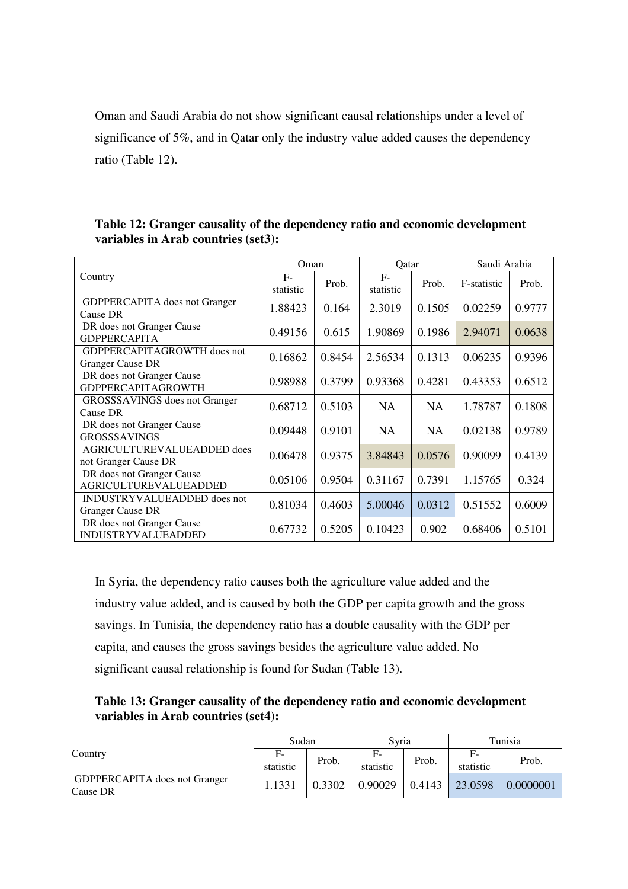Oman and Saudi Arabia do not show significant causal relationships under a level of significance of 5%, and in Qatar only the industry value added causes the dependency ratio (Table 12).

**Table 12: Granger causality of the dependency ratio and economic development variables in Arab countries (set3):**

| Country | Oman | | Qatar | | Saudi Arabia | |
|---|---|---|---|---|---|---|
| | F-statistic | Prob. | F-statistic | Prob. | F-statistic | Prob. |
| GDPPERCAPITA does not Granger Cause DR | 1.88423 | 0.164 | 2.3019 | 0.1505 | 0.02259 | 0.9777 |
| DR does not Granger Cause GDPPERCAPITA | 0.49156 | 0.615 | 1.90869 | 0.1986 | 2.94071 | 0.0638 |
| GDPPERCAPITAGROWTH does not Granger Cause DR | 0.16862 | 0.8454 | 2.56534 | 0.1313 | 0.06235 | 0.9396 |
| DR does not Granger Cause GDPPERCAPITAGROWTH | 0.98988 | 0.3799 | 0.93368 | 0.4281 | 0.43353 | 0.6512 |
| GROSSSAVINGS does not Granger Cause DR | 0.68712 | 0.5103 | NA | NA | 1.78787 | 0.1808 |
| DR does not Granger Cause GROSSSAVINGS | 0.09448 | 0.9101 | NA | NA | 0.02138 | 0.9789 |
| AGRICULTUREVALUEADDED does not Granger Cause DR | 0.06478 | 0.9375 | 3.84843 | 0.0576 | 0.90099 | 0.4139 |
| DR does not Granger Cause AGRICULTUREVALUEADDED | 0.05106 | 0.9504 | 0.31167 | 0.7391 | 1.15765 | 0.324 |
| INDUSTRYVALUEADDED does not Granger Cause DR | 0.81034 | 0.4603 | 5.00046 | 0.0312 | 0.51552 | 0.6009 |
| DR does not Granger Cause INDUSTRYVALUEADDED | 0.67732 | 0.5205 | 0.10423 | 0.902 | 0.68406 | 0.5101 |

In Syria, the dependency ratio causes both the agriculture value added and the industry value added, and is caused by both the GDP per capita growth and the gross savings. In Tunisia, the dependency ratio has a double causality with the GDP per capita, and causes the gross savings besides the agriculture value added. No significant causal relationship is found for Sudan (Table 13).

**Table 13: Granger causality of the dependency ratio and economic development variables in Arab countries (set4):**

| Country | Sudan | | Syria | | Tunisia | |
|---|---|---|---|---|---|---|
| | F-statistic | Prob. | F-statistic | Prob. | F-statistic | Prob. |
| GDPPERCAPITA does not Granger Cause DR | 1.1331 | 0.3302 | 0.90029 | 0.4143 | 23.0598 | 0.0000001 |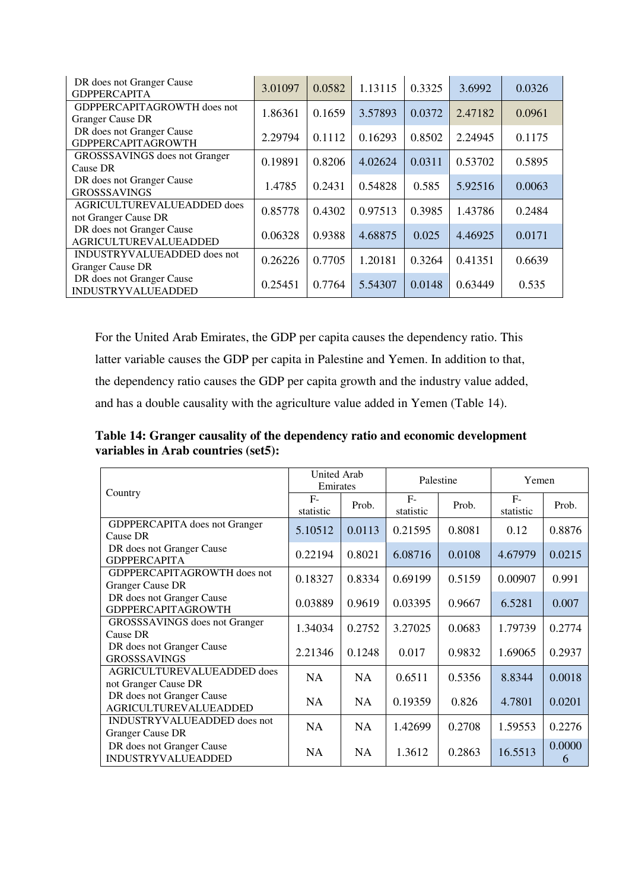| | | | | | | |
|---|---|---|---|---|---|---|
| DR does not Granger Cause GDPPERCAPITA | 3.01097 | 0.0582 | 1.13115 | 0.3325 | 3.6992 | 0.0326 |
| GDPPERCAPITAGROWTH does not Granger Cause DR | 1.86361 | 0.1659 | 3.57893 | 0.0372 | 2.47182 | 0.0961 |
| DR does not Granger Cause GDPPERCAPITAGROWTH | 2.29794 | 0.1112 | 0.16293 | 0.8502 | 2.24945 | 0.1175 |
| GROSSSAVINGS does not Granger Cause DR | 0.19891 | 0.8206 | 4.02624 | 0.0311 | 0.53702 | 0.5895 |
| DR does not Granger Cause GROSSSAVINGS | 1.4785 | 0.2431 | 0.54828 | 0.585 | 5.92516 | 0.0063 |
| AGRICULTUREVALUEADDED does not Granger Cause DR | 0.85778 | 0.4302 | 0.97513 | 0.3985 | 1.43786 | 0.2484 |
| DR does not Granger Cause AGRICULTUREVALUEADDED | 0.06328 | 0.9388 | 4.68875 | 0.025 | 4.46925 | 0.0171 |
| INDUSTRYVALUEADDED does not Granger Cause DR | 0.26226 | 0.7705 | 1.20181 | 0.3264 | 0.41351 | 0.6639 |
| DR does not Granger Cause INDUSTRYVALUEADDED | 0.25451 | 0.7764 | 5.54307 | 0.0148 | 0.63449 | 0.535 |

For the United Arab Emirates, the GDP per capita causes the dependency ratio. This latter variable causes the GDP per capita in Palestine and Yemen. In addition to that, the dependency ratio causes the GDP per capita growth and the industry value added, and has a double causality with the agriculture value added in Yemen (Table 14).

**Table 14: Granger causality of the dependency ratio and economic development variables in Arab countries (set5):**

| Country | United Arab Emirates | | Palestine | | Yemen | |
|---|---|---|---|---|---|---|
| | F-statistic | Prob. | F-statistic | Prob. | F-statistic | Prob. |
| GDPPERCAPITA does not Granger Cause DR | 5.10512 | 0.0113 | 0.21595 | 0.8081 | 0.12 | 0.8876 |
| DR does not Granger Cause GDPPERCAPITA | 0.22194 | 0.8021 | 6.08716 | 0.0108 | 4.67979 | 0.0215 |
| GDPPERCAPITAGROWTH does not Granger Cause DR | 0.18327 | 0.8334 | 0.69199 | 0.5159 | 0.00907 | 0.991 |
| DR does not Granger Cause GDPPERCAPITAGROWTH | 0.03889 | 0.9619 | 0.03395 | 0.9667 | 6.5281 | 0.007 |
| GROSSSAVINGS does not Granger Cause DR | 1.34034 | 0.2752 | 3.27025 | 0.0683 | 1.79739 | 0.2774 |
| DR does not Granger Cause GROSSSAVINGS | 2.21346 | 0.1248 | 0.017 | 0.9832 | 1.69065 | 0.2937 |
| AGRICULTUREVALUEADDED does not Granger Cause DR | NA | NA | 0.6511 | 0.5356 | 8.8344 | 0.0018 |
| DR does not Granger Cause AGRICULTUREVALUEADDED | NA | NA | 0.19359 | 0.826 | 4.7801 | 0.0201 |
| INDUSTRYVALUEADDED does not Granger Cause DR | NA | NA | 1.42699 | 0.2708 | 1.59553 | 0.2276 |
| DR does not Granger Cause INDUSTRYVALUEADDED | NA | NA | 1.3612 | 0.2863 | 16.5513 | 0.00006 |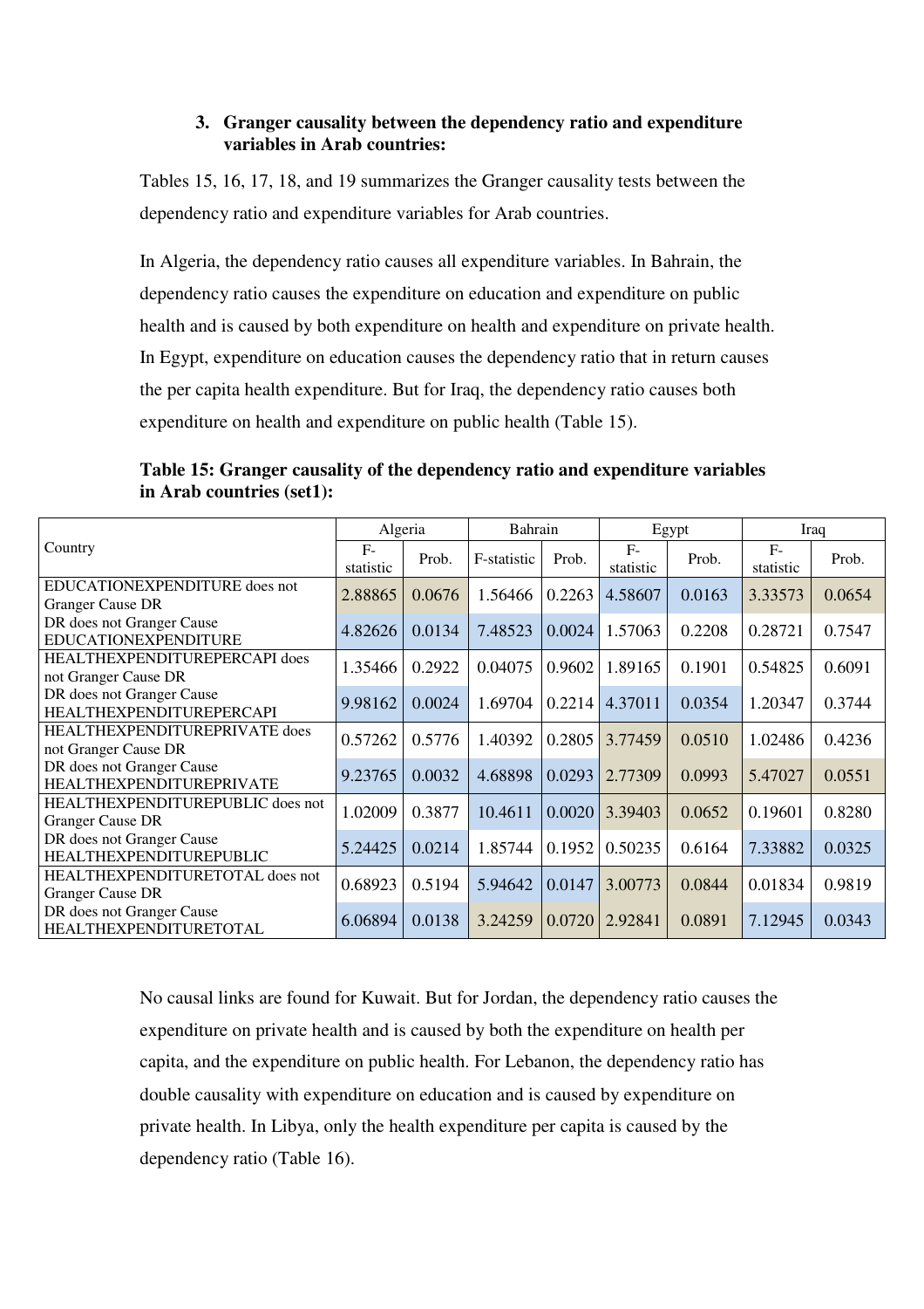### 3. Granger causality between the dependency ratio and expenditure variables in Arab countries:

Tables 15, 16, 17, 18, and 19 summarizes the Granger causality tests between the dependency ratio and expenditure variables for Arab countries.

In Algeria, the dependency ratio causes all expenditure variables. In Bahrain, the dependency ratio causes the expenditure on education and expenditure on public health and is caused by both expenditure on health and expenditure on private health. In Egypt, expenditure on education causes the dependency ratio that in return causes the per capita health expenditure. But for Iraq, the dependency ratio causes both expenditure on health and expenditure on public health (Table 15).

**Table 15: Granger causality of the dependency ratio and expenditure variables in Arab countries (set1):**

| Country | Algeria | | Bahrain | | Egypt | | Iraq | |
|---|---|---|---|---|---|---|---|---|
| | F-statistic | Prob. | F-statistic | Prob. | F-statistic | Prob. | F-statistic | Prob. |
| EDUCATIONEXPENDITURE does not Granger Cause DR | 2.88865 | 0.0676 | 1.56466 | 0.2263 | 4.58607 | 0.0163 | 3.33573 | 0.0654 |
| DR does not Granger Cause EDUCATIONEXPENDITURE | 4.82626 | 0.0134 | 7.48523 | 0.0024 | 1.57063 | 0.2208 | 0.28721 | 0.7547 |
| HEALTHEXPENDITUREPERCAPI does not Granger Cause DR | 1.35466 | 0.2922 | 0.04075 | 0.9602 | 1.89165 | 0.1901 | 0.54825 | 0.6091 |
| DR does not Granger Cause HEALTHEXPENDITUREPERCAPI | 9.98162 | 0.0024 | 1.69704 | 0.2214 | 4.37011 | 0.0354 | 1.20347 | 0.3744 |
| HEALTHEXPENDITUREPRIVATE does not Granger Cause DR | 0.57262 | 0.5776 | 1.40392 | 0.2805 | 3.77459 | 0.0510 | 1.02486 | 0.4236 |
| DR does not Granger Cause HEALTHEXPENDITUREPRIVATE | 9.23765 | 0.0032 | 4.68898 | 0.0293 | 2.77309 | 0.0993 | 5.47027 | 0.0551 |
| HEALTHEXPENDITUREPUBLIC does not Granger Cause DR | 1.02009 | 0.3877 | 10.4611 | 0.0020 | 3.39403 | 0.0652 | 0.19601 | 0.8280 |
| DR does not Granger Cause HEALTHEXPENDITUREPUBLIC | 5.24425 | 0.0214 | 1.85744 | 0.1952 | 0.50235 | 0.6164 | 7.33882 | 0.0325 |
| HEALTHEXPENDITURETOTAL does not Granger Cause DR | 0.68923 | 0.5194 | 5.94642 | 0.0147 | 3.00773 | 0.0844 | 0.01834 | 0.9819 |
| DR does not Granger Cause HEALTHEXPENDITURETOTAL | 6.06894 | 0.0138 | 3.24259 | 0.0720 | 2.92841 | 0.0891 | 7.12945 | 0.0343 |

No causal links are found for Kuwait. But for Jordan, the dependency ratio causes the expenditure on private health and is caused by both the expenditure on health per capita, and the expenditure on public health. For Lebanon, the dependency ratio has double causality with expenditure on education and is caused by expenditure on private health. In Libya, only the health expenditure per capita is caused by the dependency ratio (Table 16).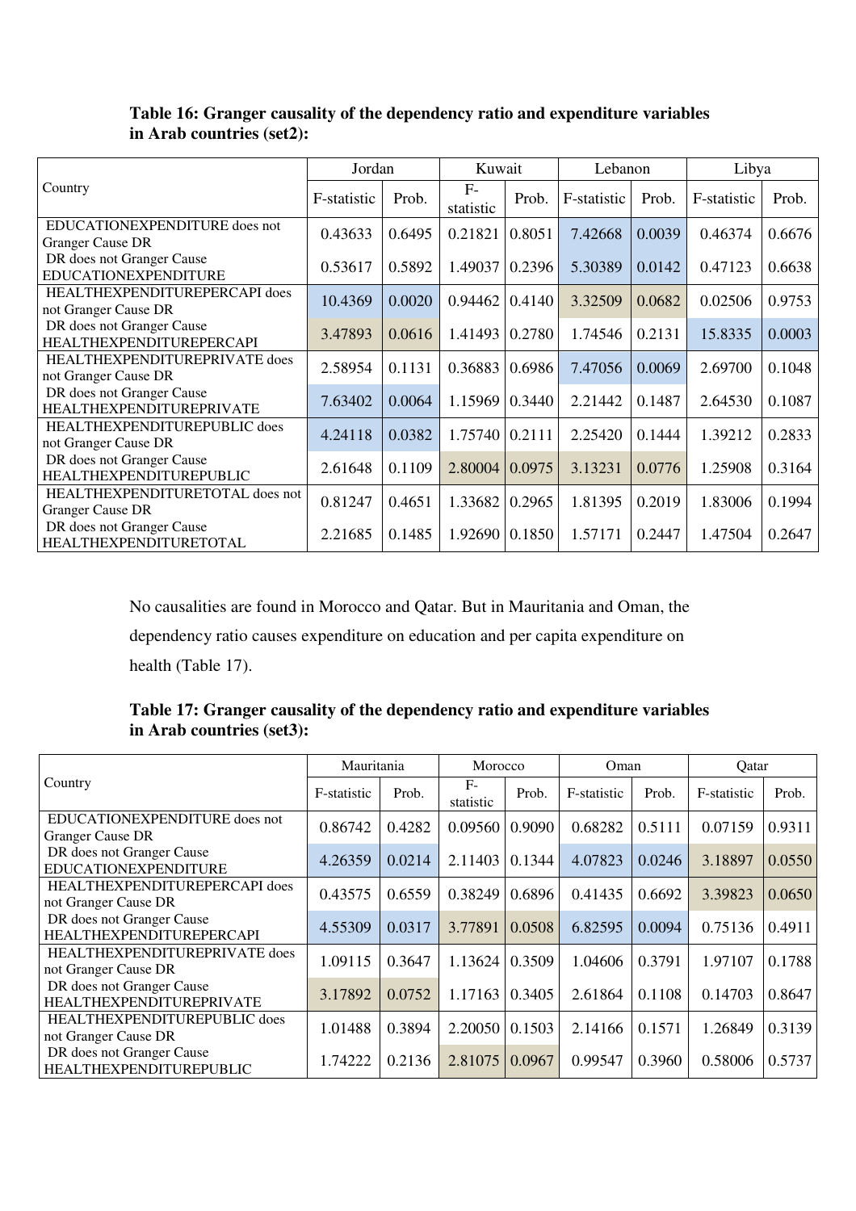**Table 16: Granger causality of the dependency ratio and expenditure variables in Arab countries (set2):**

| Country | Jordan | | Kuwait | | Lebanon | | Libya | |
|---|---|---|---|---|---|---|---|---|
| | F-statistic | Prob. | F-statistic | Prob. | F-statistic | Prob. | F-statistic | Prob. |
| EDUCATIONEXPENDITURE does not Granger Cause DR | 0.43633 | 0.6495 | 0.21821 | 0.8051 | 7.42668 | 0.0039 | 0.46374 | 0.6676 |
| DR does not Granger Cause EDUCATIONEXPENDITURE | 0.53617 | 0.5892 | 1.49037 | 0.2396 | 5.30389 | 0.0142 | 0.47123 | 0.6638 |
| HEALTHEXPENDITUREPERCAPI does not Granger Cause DR | 10.4369 | 0.0020 | 0.94462 | 0.4140 | 3.32509 | 0.0682 | 0.02506 | 0.9753 |
| DR does not Granger Cause HEALTHEXPENDITUREPERCAPI | 3.47893 | 0.0616 | 1.41493 | 0.2780 | 1.74546 | 0.2131 | 15.8335 | 0.0003 |
| HEALTHEXPENDITUREPRIVATE does not Granger Cause DR | 2.58954 | 0.1131 | 0.36883 | 0.6986 | 7.47056 | 0.0069 | 2.69700 | 0.1048 |
| DR does not Granger Cause HEALTHEXPENDITUREPRIVATE | 7.63402 | 0.0064 | 1.15969 | 0.3440 | 2.21442 | 0.1487 | 2.64530 | 0.1087 |
| HEALTHEXPENDITUREPUBLIC does not Granger Cause DR | 4.24118 | 0.0382 | 1.75740 | 0.2111 | 2.25420 | 0.1444 | 1.39212 | 0.2833 |
| DR does not Granger Cause HEALTHEXPENDITUREPUBLIC | 2.61648 | 0.1109 | 2.80004 | 0.0975 | 3.13231 | 0.0776 | 1.25908 | 0.3164 |
| HEALTHEXPENDITURETOTAL does not Granger Cause DR | 0.81247 | 0.4651 | 1.33682 | 0.2965 | 1.81395 | 0.2019 | 1.83006 | 0.1994 |
| DR does not Granger Cause HEALTHEXPENDITURETOTAL | 2.21685 | 0.1485 | 1.92690 | 0.1850 | 1.57171 | 0.2447 | 1.47504 | 0.2647 |

No causalities are found in Morocco and Qatar. But in Mauritania and Oman, the dependency ratio causes expenditure on education and per capita expenditure on health (Table 17).

**Table 17: Granger causality of the dependency ratio and expenditure variables in Arab countries (set3):**

| Country | Mauritania | | Morocco | | Oman | | Qatar | |
|---|---|---|---|---|---|---|---|---|
| | F-statistic | Prob. | F-statistic | Prob. | F-statistic | Prob. | F-statistic | Prob. |
| EDUCATIONEXPENDITURE does not Granger Cause DR | 0.86742 | 0.4282 | 0.09560 | 0.9090 | 0.68282 | 0.5111 | 0.07159 | 0.9311 |
| DR does not Granger Cause EDUCATIONEXPENDITURE | 4.26359 | 0.0214 | 2.11403 | 0.1344 | 4.07823 | 0.0246 | 3.18897 | 0.0550 |
| HEALTHEXPENDITUREPERCAPI does not Granger Cause DR | 0.43575 | 0.6559 | 0.38249 | 0.6896 | 0.41435 | 0.6692 | 3.39823 | 0.0650 |
| DR does not Granger Cause HEALTHEXPENDITUREPERCAPI | 4.55309 | 0.0317 | 3.77891 | 0.0508 | 6.82595 | 0.0094 | 0.75136 | 0.4911 |
| HEALTHEXPENDITUREPRIVATE does not Granger Cause DR | 1.09115 | 0.3647 | 1.13624 | 0.3509 | 1.04606 | 0.3791 | 1.97107 | 0.1788 |
| DR does not Granger Cause HEALTHEXPENDITUREPRIVATE | 3.17892 | 0.0752 | 1.17163 | 0.3405 | 2.61864 | 0.1108 | 0.14703 | 0.8647 |
| HEALTHEXPENDITUREPUBLIC does not Granger Cause DR | 1.01488 | 0.3894 | 2.20050 | 0.1503 | 2.14166 | 0.1571 | 1.26849 | 0.3139 |
| DR does not Granger Cause HEALTHEXPENDITUREPUBLIC | 1.74222 | 0.2136 | 2.81075 | 0.0967 | 0.99547 | 0.3960 | 0.58006 | 0.5737 |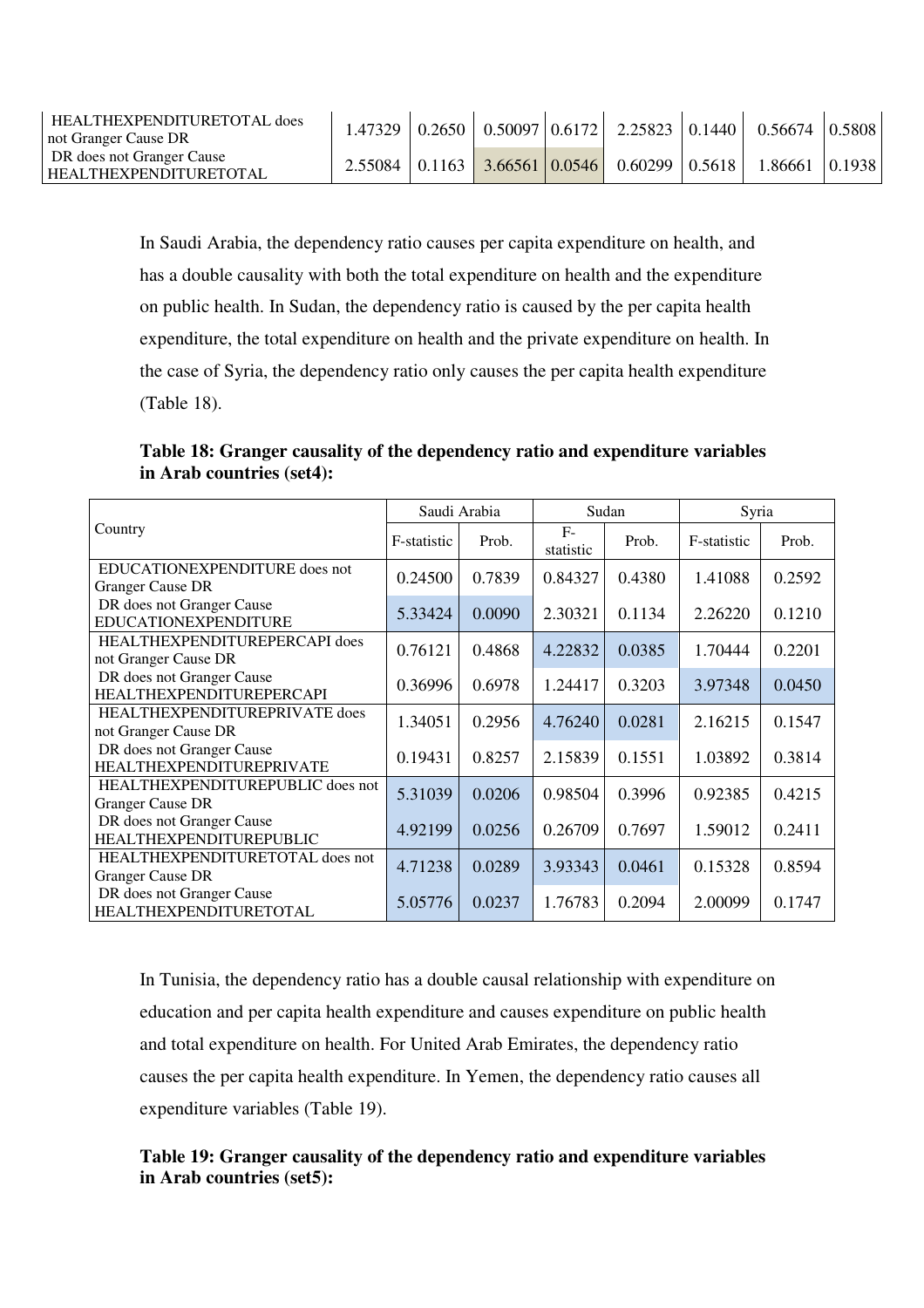| | | | | | | | | |
|---|---|---|---|---|---|---|---|---|
| HEALTHEXPENDITURETOTAL does not Granger Cause DR | 1.47329 | 0.2650 | 0.50097 | 0.6172 | 2.25823 | 0.1440 | 0.56674 | 0.5808 |
| DR does not Granger Cause HEALTHEXPENDITURETOTAL | 2.55084 | 0.1163 | 3.66561 | 0.0546 | 0.60299 | 0.5618 | 1.86661 | 0.1938 |

In Saudi Arabia, the dependency ratio causes per capita expenditure on health, and has a double causality with both the total expenditure on health and the expenditure on public health. In Sudan, the dependency ratio is caused by the per capita health expenditure, the total expenditure on health and the private expenditure on health. In the case of Syria, the dependency ratio only causes the per capita health expenditure (Table 18).

**Table 18: Granger causality of the dependency ratio and expenditure variables in Arab countries (set4):**

| Country | Saudi Arabia | | Sudan | | Syria | |
|---|---|---|---|---|---|---|
| | F-statistic | Prob. | F-statistic | Prob. | F-statistic | Prob. |
| EDUCATIONEXPENDITURE does not Granger Cause DR | 0.24500 | 0.7839 | 0.84327 | 0.4380 | 1.41088 | 0.2592 |
| DR does not Granger Cause EDUCATIONEXPENDITURE | 5.33424 | 0.0090 | 2.30321 | 0.1134 | 2.26220 | 0.1210 |
| HEALTHEXPENDITUREPERCAPI does not Granger Cause DR | 0.76121 | 0.4868 | 4.22832 | 0.0385 | 1.70444 | 0.2201 |
| DR does not Granger Cause HEALTHEXPENDITUREPERCAPI | 0.36996 | 0.6978 | 1.24417 | 0.3203 | 3.97348 | 0.0450 |
| HEALTHEXPENDITUREPRIVATE does not Granger Cause DR | 1.34051 | 0.2956 | 4.76240 | 0.0281 | 2.16215 | 0.1547 |
| DR does not Granger Cause HEALTHEXPENDITUREPRIVATE | 0.19431 | 0.8257 | 2.15839 | 0.1551 | 1.03892 | 0.3814 |
| HEALTHEXPENDITUREPUBLIC does not Granger Cause DR | 5.31039 | 0.0206 | 0.98504 | 0.3996 | 0.92385 | 0.4215 |
| DR does not Granger Cause HEALTHEXPENDITUREPUBLIC | 4.92199 | 0.0256 | 0.26709 | 0.7697 | 1.59012 | 0.2411 |
| HEALTHEXPENDITURETOTAL does not Granger Cause DR | 4.71238 | 0.0289 | 3.93343 | 0.0461 | 0.15328 | 0.8594 |
| DR does not Granger Cause HEALTHEXPENDITURETOTAL | 5.05776 | 0.0237 | 1.76783 | 0.2094 | 2.00099 | 0.1747 |

In Tunisia, the dependency ratio has a double causal relationship with expenditure on education and per capita health expenditure and causes expenditure on public health and total expenditure on health. For United Arab Emirates, the dependency ratio causes the per capita health expenditure. In Yemen, the dependency ratio causes all expenditure variables (Table 19).

**Table 19: Granger causality of the dependency ratio and expenditure variables in Arab countries (set5):**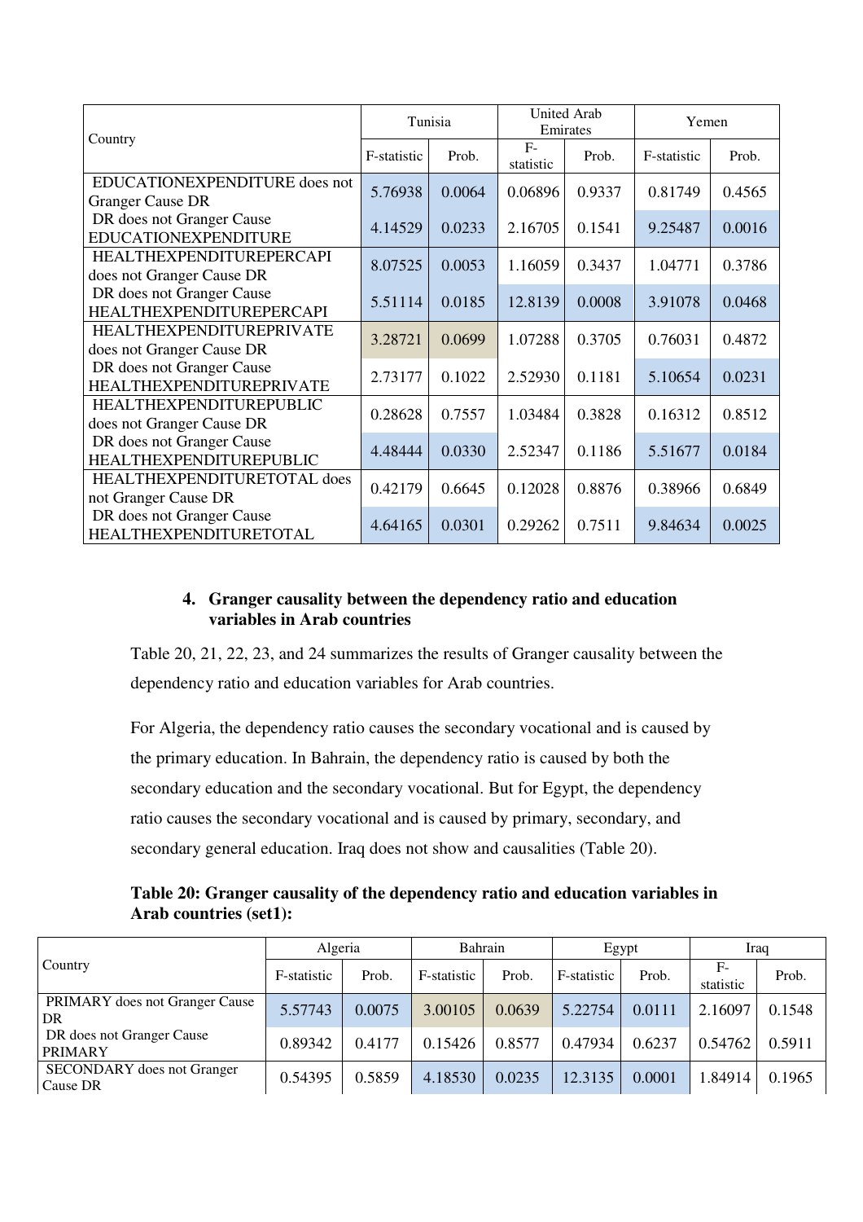| Country | Tunisia | | United Arab Emirates | | Yemen | |
|---|---|---|---|---|---|---|
| | F-statistic | Prob. | F-statistic | Prob. | F-statistic | Prob. |
| EDUCATIONEXPENDITURE does not Granger Cause DR | 5.76938 | 0.0064 | 0.06896 | 0.9337 | 0.81749 | 0.4565 |
| DR does not Granger Cause EDUCATIONEXPENDITURE | 4.14529 | 0.0233 | 2.16705 | 0.1541 | 9.25487 | 0.0016 |
| HEALTHEXPENDITUREPERCAPI does not Granger Cause DR | 8.07525 | 0.0053 | 1.16059 | 0.3437 | 1.04771 | 0.3786 |
| DR does not Granger Cause HEALTHEXPENDITUREPERCAPI | 5.51114 | 0.0185 | 12.8139 | 0.0008 | 3.91078 | 0.0468 |
| HEALTHEXPENDITUREPRIVATE does not Granger Cause DR | 3.28721 | 0.0699 | 1.07288 | 0.3705 | 0.76031 | 0.4872 |
| DR does not Granger Cause HEALTHEXPENDITUREPRIVATE | 2.73177 | 0.1022 | 2.52930 | 0.1181 | 5.10654 | 0.0231 |
| HEALTHEXPENDITUREPUBLIC does not Granger Cause DR | 0.28628 | 0.7557 | 1.03484 | 0.3828 | 0.16312 | 0.8512 |
| DR does not Granger Cause HEALTHEXPENDITUREPUBLIC | 4.48444 | 0.0330 | 2.52347 | 0.1186 | 5.51677 | 0.0184 |
| HEALTHEXPENDITURETOTAL does not Granger Cause DR | 0.42179 | 0.6645 | 0.12028 | 0.8876 | 0.38966 | 0.6849 |
| DR does not Granger Cause HEALTHEXPENDITURETOTAL | 4.64165 | 0.0301 | 0.29262 | 0.7511 | 9.84634 | 0.0025 |

### 4. Granger causality between the dependency ratio and education variables in Arab countries

Table 20, 21, 22, 23, and 24 summarizes the results of Granger causality between the dependency ratio and education variables for Arab countries.

For Algeria, the dependency ratio causes the secondary vocational and is caused by the primary education. In Bahrain, the dependency ratio is caused by both the secondary education and the secondary vocational. But for Egypt, the dependency ratio causes the secondary vocational and is caused by primary, secondary, and secondary general education. Iraq does not show and causalities (Table 20).

**Table 20: Granger causality of the dependency ratio and education variables in Arab countries (set1):**

| Country | Algeria | | Bahrain | | Egypt | | Iraq | |
|---|---|---|---|---|---|---|---|---|
| | F-statistic | Prob. | F-statistic | Prob. | F-statistic | Prob. | F-statistic | Prob. |
| PRIMARY does not Granger Cause DR | 5.57743 | 0.0075 | 3.00105 | 0.0639 | 5.22754 | 0.0111 | 2.16097 | 0.1548 |
| DR does not Granger Cause PRIMARY | 0.89342 | 0.4177 | 0.15426 | 0.8577 | 0.47934 | 0.6237 | 0.54762 | 0.5911 |
| SECONDARY does not Granger Cause DR | 0.54395 | 0.5859 | 4.18530 | 0.0235 | 12.3135 | 0.0001 | 1.84914 | 0.1965 |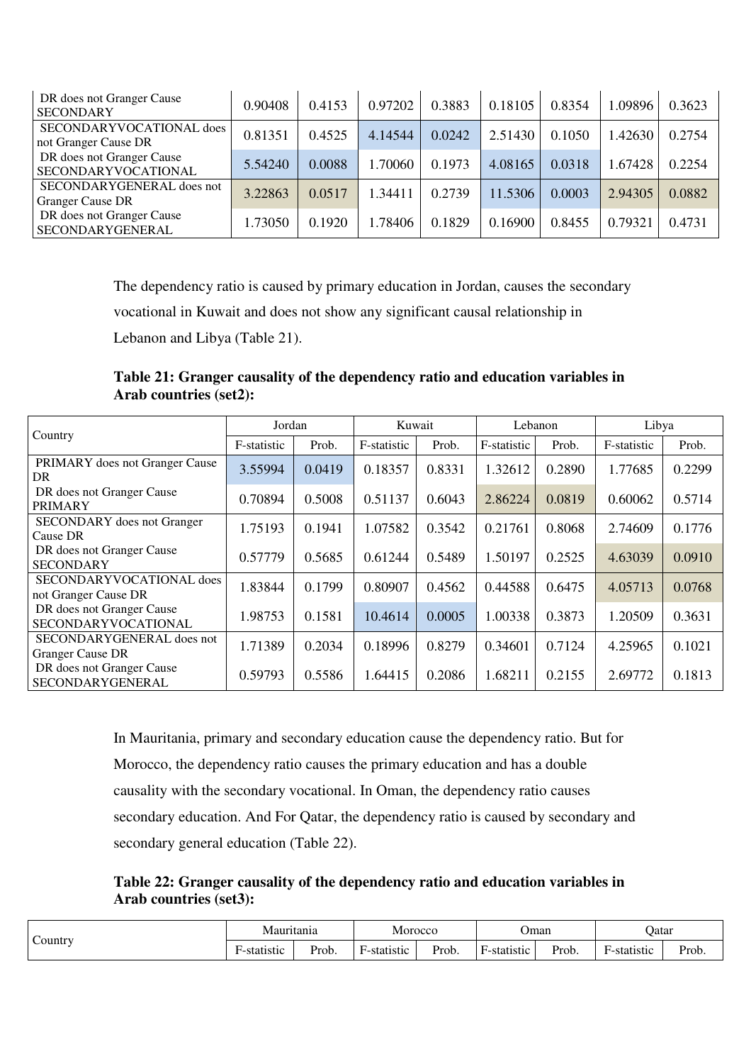| | | | | | | | | |
|---|---|---|---|---|---|---|---|---|
| DR does not Granger Cause SECONDARY | 0.90408 | 0.4153 | 0.97202 | 0.3883 | 0.18105 | 0.8354 | 1.09896 | 0.3623 |
| SECONDARYVOCATIONAL does not Granger Cause DR | 0.81351 | 0.4525 | 4.14544 | 0.0242 | 2.51430 | 0.1050 | 1.42630 | 0.2754 |
| DR does not Granger Cause SECONDARYVOCATIONAL | 5.54240 | 0.0088 | 1.70060 | 0.1973 | 4.08165 | 0.0318 | 1.67428 | 0.2254 |
| SECONDARYGENERAL does not Granger Cause DR | 3.22863 | 0.0517 | 1.34411 | 0.2739 | 11.5306 | 0.0003 | 2.94305 | 0.0882 |
| DR does not Granger Cause SECONDARYGENERAL | 1.73050 | 0.1920 | 1.78406 | 0.1829 | 0.16900 | 0.8455 | 0.79321 | 0.4731 |

The dependency ratio is caused by primary education in Jordan, causes the secondary vocational in Kuwait and does not show any significant causal relationship in Lebanon and Libya (Table 21).

**Table 21: Granger causality of the dependency ratio and education variables in Arab countries (set2):**

| Country | Jordan | | Kuwait | | Lebanon | | Libya | |
|---|---|---|---|---|---|---|---|---|
| | F-statistic | Prob. | F-statistic | Prob. | F-statistic | Prob. | F-statistic | Prob. |
| PRIMARY does not Granger Cause DR | 3.55994 | 0.0419 | 0.18357 | 0.8331 | 1.32612 | 0.2890 | 1.77685 | 0.2299 |
| DR does not Granger Cause PRIMARY | 0.70894 | 0.5008 | 0.51137 | 0.6043 | 2.86224 | 0.0819 | 0.60062 | 0.5714 |
| SECONDARY does not Granger Cause DR | 1.75193 | 0.1941 | 1.07582 | 0.3542 | 0.21761 | 0.8068 | 2.74609 | 0.1776 |
| DR does not Granger Cause SECONDARY | 0.57779 | 0.5685 | 0.61244 | 0.5489 | 1.50197 | 0.2525 | 4.63039 | 0.0910 |
| SECONDARYVOCATIONAL does not Granger Cause DR | 1.83844 | 0.1799 | 0.80907 | 0.4562 | 0.44588 | 0.6475 | 4.05713 | 0.0768 |
| DR does not Granger Cause SECONDARYVOCATIONAL | 1.98753 | 0.1581 | 10.4614 | 0.0005 | 1.00338 | 0.3873 | 1.20509 | 0.3631 |
| SECONDARYGENERAL does not Granger Cause DR | 1.71389 | 0.2034 | 0.18996 | 0.8279 | 0.34601 | 0.7124 | 4.25965 | 0.1021 |
| DR does not Granger Cause SECONDARYGENERAL | 0.59793 | 0.5586 | 1.64415 | 0.2086 | 1.68211 | 0.2155 | 2.69772 | 0.1813 |

In Mauritania, primary and secondary education cause the dependency ratio. But for Morocco, the dependency ratio causes the primary education and has a double causality with the secondary vocational. In Oman, the dependency ratio causes secondary education. And For Qatar, the dependency ratio is caused by secondary and secondary general education (Table 22).

**Table 22: Granger causality of the dependency ratio and education variables in Arab countries (set3):**

| Country | Mauritania | | Morocco | | Oman | | Qatar | |
|---|---|---|---|---|---|---|---|---|
| | F-statistic | Prob. | F-statistic | Prob. | F-statistic | Prob. | F-statistic | Prob. |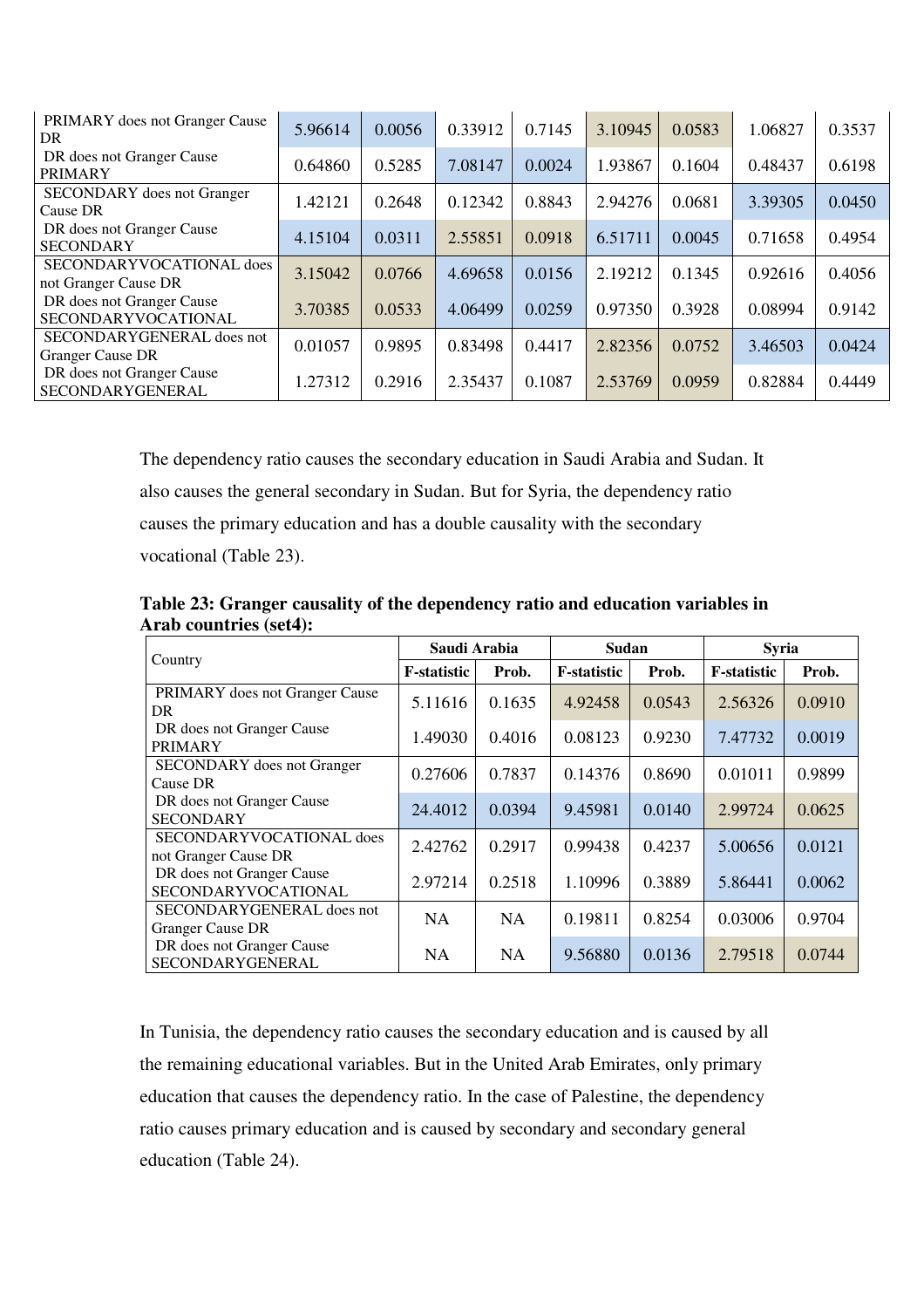| PRIMARY does not Granger Cause DR | 5.96614 | 0.0056 | 0.33912 | 0.7145 | 3.10945 | 0.0583 | 1.06827 | 0.3537 |
|---|---|---|---|---|---|---|---|---|
| DR does not Granger Cause PRIMARY | 0.64860 | 0.5285 | 7.08147 | 0.0024 | 1.93867 | 0.1604 | 0.48437 | 0.6198 |
| SECONDARY does not Granger Cause DR | 1.42121 | 0.2648 | 0.12342 | 0.8843 | 2.94276 | 0.0681 | 3.39305 | 0.0450 |
| DR does not Granger Cause SECONDARY | 4.15104 | 0.0311 | 2.55851 | 0.0918 | 6.51711 | 0.0045 | 0.71658 | 0.4954 |
| SECONDARYVOCATIONAL does not Granger Cause DR | 3.15042 | 0.0766 | 4.69658 | 0.0156 | 2.19212 | 0.1345 | 0.92616 | 0.4056 |
| DR does not Granger Cause SECONDARYVOCATIONAL | 3.70385 | 0.0533 | 4.06499 | 0.0259 | 0.97350 | 0.3928 | 0.08994 | 0.9142 |
| SECONDARYGENERAL does not Granger Cause DR | 0.01057 | 0.9895 | 0.83498 | 0.4417 | 2.82356 | 0.0752 | 3.46503 | 0.0424 |
| DR does not Granger Cause SECONDARYGENERAL | 1.27312 | 0.2916 | 2.35437 | 0.1087 | 2.53769 | 0.0959 | 0.82884 | 0.4449 |

The dependency ratio causes the secondary education in Saudi Arabia and Sudan. It also causes the general secondary in Sudan. But for Syria, the dependency ratio causes the primary education and has a double causality with the secondary vocational (Table 23).

**Table 23: Granger causality of the dependency ratio and education variables in Arab countries (set4):**

| Country | Saudi Arabia | | Sudan | | Syria | |
|---|---|---|---|---|---|---|
| | F-statistic | Prob. | F-statistic | Prob. | F-statistic | Prob. |
| PRIMARY does not Granger Cause DR | 5.11616 | 0.1635 | 4.92458 | 0.0543 | 2.56326 | 0.0910 |
| DR does not Granger Cause PRIMARY | 1.49030 | 0.4016 | 0.08123 | 0.9230 | 7.47732 | 0.0019 |
| SECONDARY does not Granger Cause DR | 0.27606 | 0.7837 | 0.14376 | 0.8690 | 0.01011 | 0.9899 |
| DR does not Granger Cause SECONDARY | 24.4012 | 0.0394 | 9.45981 | 0.0140 | 2.99724 | 0.0625 |
| SECONDARYVOCATIONAL does not Granger Cause DR | 2.42762 | 0.2917 | 0.99438 | 0.4237 | 5.00656 | 0.0121 |
| DR does not Granger Cause SECONDARYVOCATIONAL | 2.97214 | 0.2518 | 1.10996 | 0.3889 | 5.86441 | 0.0062 |
| SECONDARYGENERAL does not Granger Cause DR | NA | NA | 0.19811 | 0.8254 | 0.03006 | 0.9704 |
| DR does not Granger Cause SECONDARYGENERAL | NA | NA | 9.56880 | 0.0136 | 2.79518 | 0.0744 |

In Tunisia, the dependency ratio causes the secondary education and is caused by all the remaining educational variables. But in the United Arab Emirates, only primary education that causes the dependency ratio. In the case of Palestine, the dependency ratio causes primary education and is caused by secondary and secondary general education (Table 24).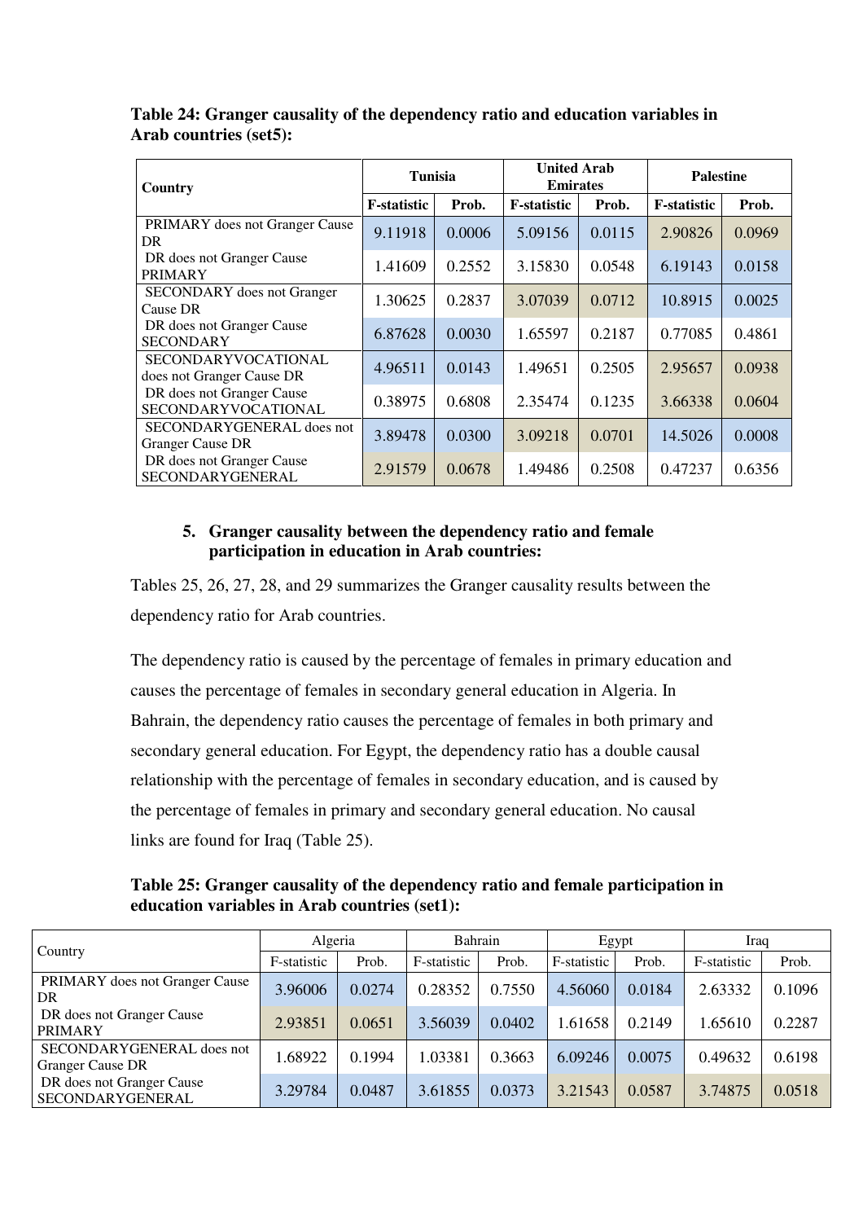**Table 24: Granger causality of the dependency ratio and education variables in Arab countries (set5):**

| Country | Tunisia | | United Arab Emirates | | Palestine | |
|---|---|---|---|---|---|---|
| | **F-statistic** | **Prob.** | **F-statistic** | **Prob.** | **F-statistic** | **Prob.** |
| PRIMARY does not Granger Cause DR | 9.11918 | 0.0006 | 5.09156 | 0.0115 | 2.90826 | 0.0969 |
| DR does not Granger Cause PRIMARY | 1.41609 | 0.2552 | 3.15830 | 0.0548 | 6.19143 | 0.0158 |
| SECONDARY does not Granger Cause DR | 1.30625 | 0.2837 | 3.07039 | 0.0712 | 10.8915 | 0.0025 |
| DR does not Granger Cause SECONDARY | 6.87628 | 0.0030 | 1.65597 | 0.2187 | 0.77085 | 0.4861 |
| SECONDARYVOCATIONAL does not Granger Cause DR | 4.96511 | 0.0143 | 1.49651 | 0.2505 | 2.95657 | 0.0938 |
| DR does not Granger Cause SECONDARYVOCATIONAL | 0.38975 | 0.6808 | 2.35474 | 0.1235 | 3.66338 | 0.0604 |
| SECONDARYGENERAL does not Granger Cause DR | 3.89478 | 0.0300 | 3.09218 | 0.0701 | 14.5026 | 0.0008 |
| DR does not Granger Cause SECONDARYGENERAL | 2.91579 | 0.0678 | 1.49486 | 0.2508 | 0.47237 | 0.6356 |

## 5. Granger causality between the dependency ratio and female participation in education in Arab countries:

Tables 25, 26, 27, 28, and 29 summarizes the Granger causality results between the dependency ratio for Arab countries.

The dependency ratio is caused by the percentage of females in primary education and causes the percentage of females in secondary general education in Algeria. In Bahrain, the dependency ratio causes the percentage of females in both primary and secondary general education. For Egypt, the dependency ratio has a double causal relationship with the percentage of females in secondary education, and is caused by the percentage of females in primary and secondary general education. No causal links are found for Iraq (Table 25).

**Table 25: Granger causality of the dependency ratio and female participation in education variables in Arab countries (set1):**

| Country | Algeria | | Bahrain | | Egypt | | Iraq | |
|---|---|---|---|---|---|---|---|---|
| | F-statistic | Prob. | F-statistic | Prob. | F-statistic | Prob. | F-statistic | Prob. |
| PRIMARY does not Granger Cause DR | 3.96006 | 0.0274 | 0.28352 | 0.7550 | 4.56060 | 0.0184 | 2.63332 | 0.1096 |
| DR does not Granger Cause PRIMARY | 2.93851 | 0.0651 | 3.56039 | 0.0402 | 1.61658 | 0.2149 | 1.65610 | 0.2287 |
| SECONDARYGENERAL does not Granger Cause DR | 1.68922 | 0.1994 | 1.03381 | 0.3663 | 6.09246 | 0.0075 | 0.49632 | 0.6198 |
| DR does not Granger Cause SECONDARYGENERAL | 3.29784 | 0.0487 | 3.61855 | 0.0373 | 3.21543 | 0.0587 | 3.74875 | 0.0518 |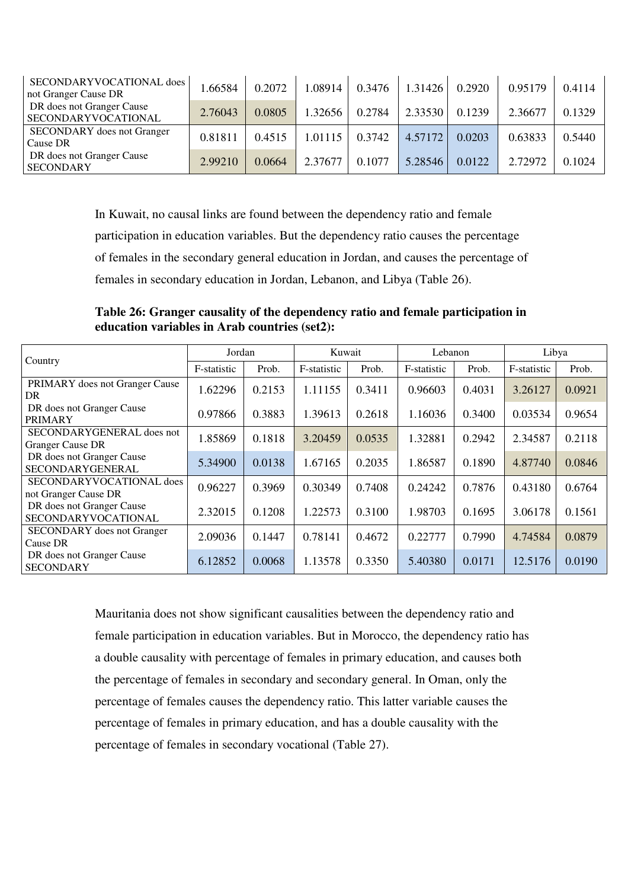| | | | | | | | | |
|---|---|---|---|---|---|---|---|---|
| SECONDARYVOCATIONAL does not Granger Cause DR | 1.66584 | 0.2072 | 1.08914 | 0.3476 | 1.31426 | 0.2920 | 0.95179 | 0.4114 |
| DR does not Granger Cause SECONDARYVOCATIONAL | 2.76043 | 0.0805 | 1.32656 | 0.2784 | 2.33530 | 0.1239 | 2.36677 | 0.1329 |
| SECONDARY does not Granger Cause DR | 0.81811 | 0.4515 | 1.01115 | 0.3742 | 4.57172 | 0.0203 | 0.63833 | 0.5440 |
| DR does not Granger Cause SECONDARY | 2.99210 | 0.0664 | 2.37677 | 0.1077 | 5.28546 | 0.0122 | 2.72972 | 0.1024 |

In Kuwait, no causal links are found between the dependency ratio and female participation in education variables. But the dependency ratio causes the percentage of females in the secondary general education in Jordan, and causes the percentage of females in secondary education in Jordan, Lebanon, and Libya (Table 26).

**Table 26: Granger causality of the dependency ratio and female participation in education variables in Arab countries (set2):**

| Country | Jordan | | Kuwait | | Lebanon | | Libya | |
|---|---|---|---|---|---|---|---|---|
| | F-statistic | Prob. | F-statistic | Prob. | F-statistic | Prob. | F-statistic | Prob. |
| PRIMARY does not Granger Cause DR | 1.62296 | 0.2153 | 1.11155 | 0.3411 | 0.96603 | 0.4031 | 3.26127 | 0.0921 |
| DR does not Granger Cause PRIMARY | 0.97866 | 0.3883 | 1.39613 | 0.2618 | 1.16036 | 0.3400 | 0.03534 | 0.9654 |
| SECONDARYGENERAL does not Granger Cause DR | 1.85869 | 0.1818 | 3.20459 | 0.0535 | 1.32881 | 0.2942 | 2.34587 | 0.2118 |
| DR does not Granger Cause SECONDARYGENERAL | 5.34900 | 0.0138 | 1.67165 | 0.2035 | 1.86587 | 0.1890 | 4.87740 | 0.0846 |
| SECONDARYVOCATIONAL does not Granger Cause DR | 0.96227 | 0.3969 | 0.30349 | 0.7408 | 0.24242 | 0.7876 | 0.43180 | 0.6764 |
| DR does not Granger Cause SECONDARYVOCATIONAL | 2.32015 | 0.1208 | 1.22573 | 0.3100 | 1.98703 | 0.1695 | 3.06178 | 0.1561 |
| SECONDARY does not Granger Cause DR | 2.09036 | 0.1447 | 0.78141 | 0.4672 | 0.22777 | 0.7990 | 4.74584 | 0.0879 |
| DR does not Granger Cause SECONDARY | 6.12852 | 0.0068 | 1.13578 | 0.3350 | 5.40380 | 0.0171 | 12.5176 | 0.0190 |

Mauritania does not show significant causalities between the dependency ratio and female participation in education variables. But in Morocco, the dependency ratio has a double causality with percentage of females in primary education, and causes both the percentage of females in secondary and secondary general. In Oman, only the percentage of females causes the dependency ratio. This latter variable causes the percentage of females in primary education, and has a double causality with the percentage of females in secondary vocational (Table 27).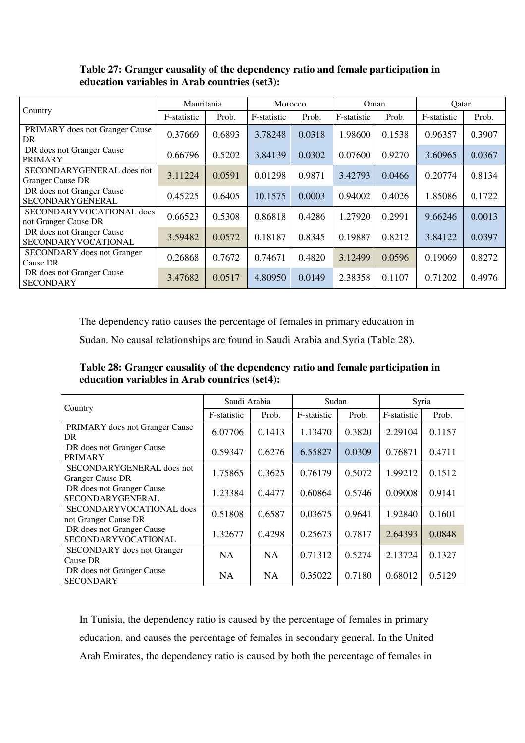**Table 27: Granger causality of the dependency ratio and female participation in education variables in Arab countries (set3):**

| Country | Mauritania | | Morocco | | Oman | | Qatar | |
|---|---|---|---|---|---|---|---|---|
| | F-statistic | Prob. | F-statistic | Prob. | F-statistic | Prob. | F-statistic | Prob. |
| PRIMARY does not Granger Cause DR | 0.37669 | 0.6893 | 3.78248 | 0.0318 | 1.98600 | 0.1538 | 0.96357 | 0.3907 |
| DR does not Granger Cause PRIMARY | 0.66796 | 0.5202 | 3.84139 | 0.0302 | 0.07600 | 0.9270 | 3.60965 | 0.0367 |
| SECONDARYGENERAL does not Granger Cause DR | 3.11224 | 0.0591 | 0.01298 | 0.9871 | 3.42793 | 0.0466 | 0.20774 | 0.8134 |
| DR does not Granger Cause SECONDARYGENERAL | 0.45225 | 0.6405 | 10.1575 | 0.0003 | 0.94002 | 0.4026 | 1.85086 | 0.1722 |
| SECONDARYVOCATIONAL does not Granger Cause DR | 0.66523 | 0.5308 | 0.86818 | 0.4286 | 1.27920 | 0.2991 | 9.66246 | 0.0013 |
| DR does not Granger Cause SECONDARYVOCATIONAL | 3.59482 | 0.0572 | 0.18187 | 0.8345 | 0.19887 | 0.8212 | 3.84122 | 0.0397 |
| SECONDARY does not Granger Cause DR | 0.26868 | 0.7672 | 0.74671 | 0.4820 | 3.12499 | 0.0596 | 0.19069 | 0.8272 |
| DR does not Granger Cause SECONDARY | 3.47682 | 0.0517 | 4.80950 | 0.0149 | 2.38358 | 0.1107 | 0.71202 | 0.4976 |

The dependency ratio causes the percentage of females in primary education in Sudan. No causal relationships are found in Saudi Arabia and Syria (Table 28).

**Table 28: Granger causality of the dependency ratio and female participation in education variables in Arab countries (set4):**

| Country | Saudi Arabia | | Sudan | | Syria | |
|---|---|---|---|---|---|---|
| | F-statistic | Prob. | F-statistic | Prob. | F-statistic | Prob. |
| PRIMARY does not Granger Cause DR | 6.07706 | 0.1413 | 1.13470 | 0.3820 | 2.29104 | 0.1157 |
| DR does not Granger Cause PRIMARY | 0.59347 | 0.6276 | 6.55827 | 0.0309 | 0.76871 | 0.4711 |
| SECONDARYGENERAL does not Granger Cause DR | 1.75865 | 0.3625 | 0.76179 | 0.5072 | 1.99212 | 0.1512 |
| DR does not Granger Cause SECONDARYGENERAL | 1.23384 | 0.4477 | 0.60864 | 0.5746 | 0.09008 | 0.9141 |
| SECONDARYVOCATIONAL does not Granger Cause DR | 0.51808 | 0.6587 | 0.03675 | 0.9641 | 1.92840 | 0.1601 |
| DR does not Granger Cause SECONDARYVOCATIONAL | 1.32677 | 0.4298 | 0.25673 | 0.7817 | 2.64393 | 0.0848 |
| SECONDARY does not Granger Cause DR | NA | NA | 0.71312 | 0.5274 | 2.13724 | 0.1327 |
| DR does not Granger Cause SECONDARY | NA | NA | 0.35022 | 0.7180 | 0.68012 | 0.5129 |

In Tunisia, the dependency ratio is caused by the percentage of females in primary education, and causes the percentage of females in secondary general. In the United Arab Emirates, the dependency ratio is caused by both the percentage of females in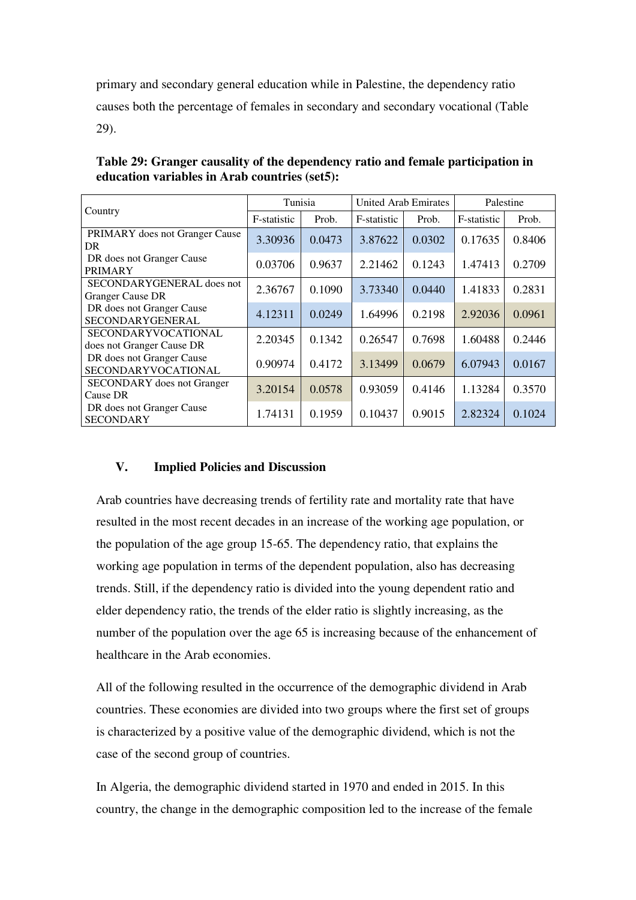primary and secondary general education while in Palestine, the dependency ratio causes both the percentage of females in secondary and secondary vocational (Table 29).

**Table 29: Granger causality of the dependency ratio and female participation in education variables in Arab countries (set5):**

| Country | Tunisia | | United Arab Emirates | | Palestine | |
|---|---|---|---|---|---|---|
| | F-statistic | Prob. | F-statistic | Prob. | F-statistic | Prob. |
| PRIMARY does not Granger Cause DR | 3.30936 | 0.0473 | 3.87622 | 0.0302 | 0.17635 | 0.8406 |
| DR does not Granger Cause PRIMARY | 0.03706 | 0.9637 | 2.21462 | 0.1243 | 1.47413 | 0.2709 |
| SECONDARYGENERAL does not Granger Cause DR | 2.36767 | 0.1090 | 3.73340 | 0.0440 | 1.41833 | 0.2831 |
| DR does not Granger Cause SECONDARYGENERAL | 4.12311 | 0.0249 | 1.64996 | 0.2198 | 2.92036 | 0.0961 |
| SECONDARYVOCATIONAL does not Granger Cause DR | 2.20345 | 0.1342 | 0.26547 | 0.7698 | 1.60488 | 0.2446 |
| DR does not Granger Cause SECONDARYVOCATIONAL | 0.90974 | 0.4172 | 3.13499 | 0.0679 | 6.07943 | 0.0167 |
| SECONDARY does not Granger Cause DR | 3.20154 | 0.0578 | 0.93059 | 0.4146 | 1.13284 | 0.3570 |
| DR does not Granger Cause SECONDARY | 1.74131 | 0.1959 | 0.10437 | 0.9015 | 2.82324 | 0.1024 |

## V. Implied Policies and Discussion

Arab countries have decreasing trends of fertility rate and mortality rate that have resulted in the most recent decades in an increase of the working age population, or the population of the age group 15-65. The dependency ratio, that explains the working age population in terms of the dependent population, also has decreasing trends. Still, if the dependency ratio is divided into the young dependent ratio and elder dependency ratio, the trends of the elder ratio is slightly increasing, as the number of the population over the age 65 is increasing because of the enhancement of healthcare in the Arab economies.

All of the following resulted in the occurrence of the demographic dividend in Arab countries. These economies are divided into two groups where the first set of groups is characterized by a positive value of the demographic dividend, which is not the case of the second group of countries.

In Algeria, the demographic dividend started in 1970 and ended in 2015. In this country, the change in the demographic composition led to the increase of the female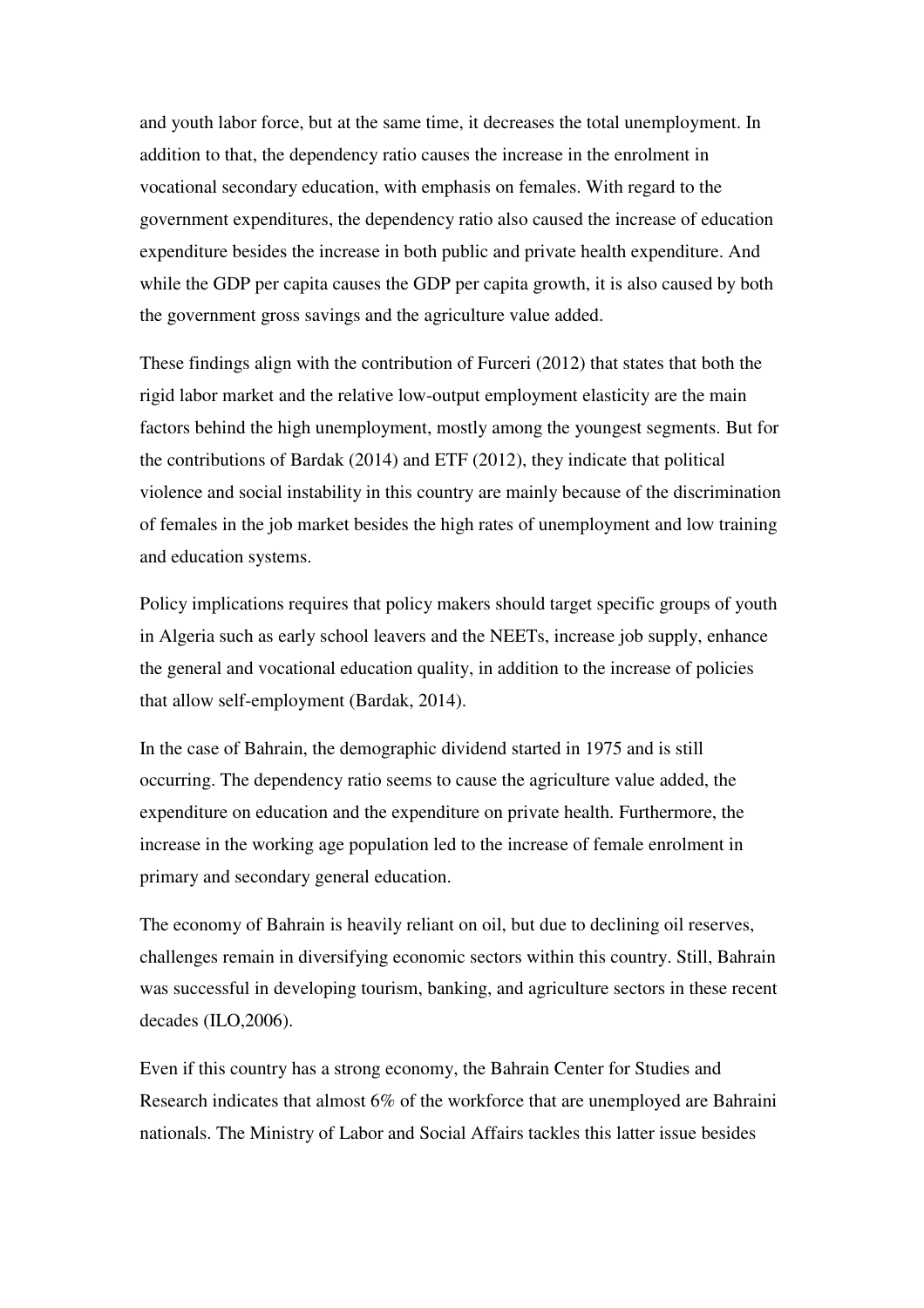and youth labor force, but at the same time, it decreases the total unemployment. In addition to that, the dependency ratio causes the increase in the enrolment in vocational secondary education, with emphasis on females. With regard to the government expenditures, the dependency ratio also caused the increase of education expenditure besides the increase in both public and private health expenditure. And while the GDP per capita causes the GDP per capita growth, it is also caused by both the government gross savings and the agriculture value added.

These findings align with the contribution of Furceri (2012) that states that both the rigid labor market and the relative low-output employment elasticity are the main factors behind the high unemployment, mostly among the youngest segments. But for the contributions of Bardak (2014) and ETF (2012), they indicate that political violence and social instability in this country are mainly because of the discrimination of females in the job market besides the high rates of unemployment and low training and education systems.

Policy implications requires that policy makers should target specific groups of youth in Algeria such as early school leavers and the NEETs, increase job supply, enhance the general and vocational education quality, in addition to the increase of policies that allow self-employment (Bardak, 2014).

In the case of Bahrain, the demographic dividend started in 1975 and is still occurring. The dependency ratio seems to cause the agriculture value added, the expenditure on education and the expenditure on private health. Furthermore, the increase in the working age population led to the increase of female enrolment in primary and secondary general education.

The economy of Bahrain is heavily reliant on oil, but due to declining oil reserves, challenges remain in diversifying economic sectors within this country. Still, Bahrain was successful in developing tourism, banking, and agriculture sectors in these recent decades (ILO,2006).

Even if this country has a strong economy, the Bahrain Center for Studies and Research indicates that almost 6% of the workforce that are unemployed are Bahraini nationals. The Ministry of Labor and Social Affairs tackles this latter issue besides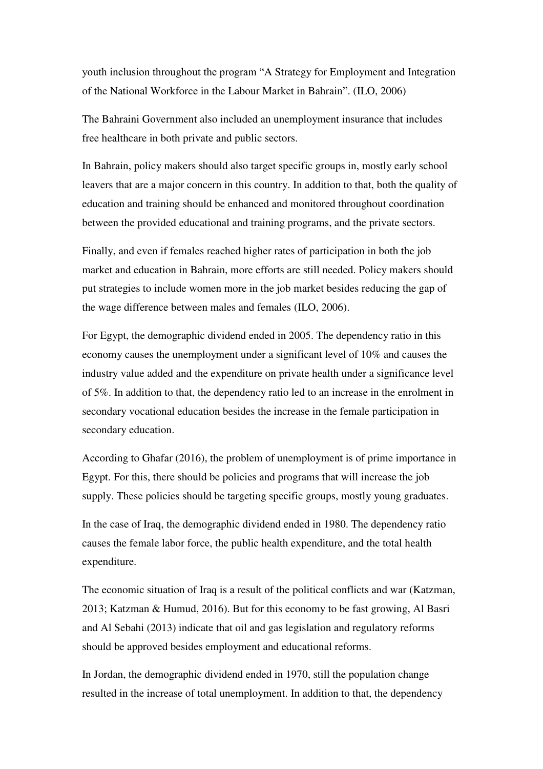youth inclusion throughout the program "A Strategy for Employment and Integration of the National Workforce in the Labour Market in Bahrain". (ILO, 2006)

The Bahraini Government also included an unemployment insurance that includes free healthcare in both private and public sectors.

In Bahrain, policy makers should also target specific groups in, mostly early school leavers that are a major concern in this country. In addition to that, both the quality of education and training should be enhanced and monitored throughout coordination between the provided educational and training programs, and the private sectors.

Finally, and even if females reached higher rates of participation in both the job market and education in Bahrain, more efforts are still needed. Policy makers should put strategies to include women more in the job market besides reducing the gap of the wage difference between males and females (ILO, 2006).

For Egypt, the demographic dividend ended in 2005. The dependency ratio in this economy causes the unemployment under a significant level of 10% and causes the industry value added and the expenditure on private health under a significance level of 5%. In addition to that, the dependency ratio led to an increase in the enrolment in secondary vocational education besides the increase in the female participation in secondary education.

According to Ghafar (2016), the problem of unemployment is of prime importance in Egypt. For this, there should be policies and programs that will increase the job supply. These policies should be targeting specific groups, mostly young graduates.

In the case of Iraq, the demographic dividend ended in 1980. The dependency ratio causes the female labor force, the public health expenditure, and the total health expenditure.

The economic situation of Iraq is a result of the political conflicts and war (Katzman, 2013; Katzman & Humud, 2016). But for this economy to be fast growing, Al Basri and Al Sebahi (2013) indicate that oil and gas legislation and regulatory reforms should be approved besides employment and educational reforms.

In Jordan, the demographic dividend ended in 1970, still the population change resulted in the increase of total unemployment. In addition to that, the dependency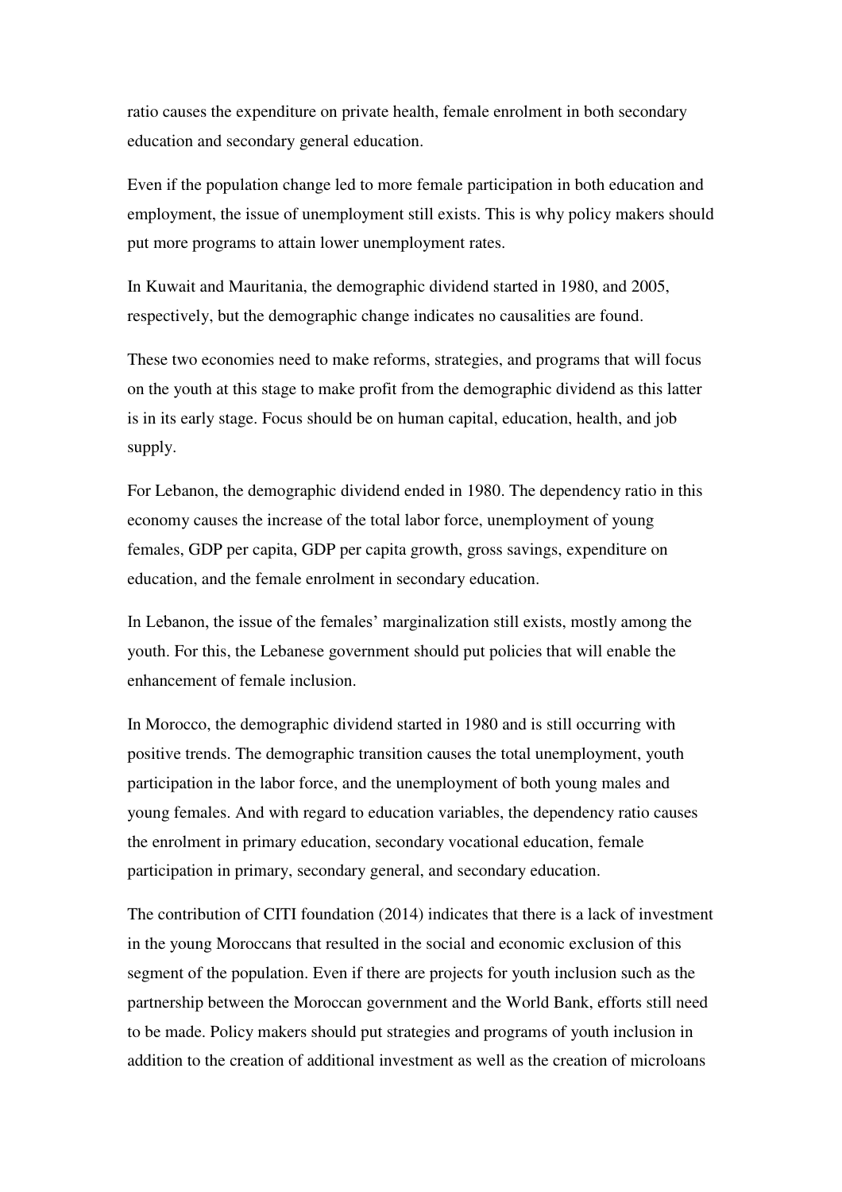ratio causes the expenditure on private health, female enrolment in both secondary education and secondary general education.

Even if the population change led to more female participation in both education and employment, the issue of unemployment still exists. This is why policy makers should put more programs to attain lower unemployment rates.

In Kuwait and Mauritania, the demographic dividend started in 1980, and 2005, respectively, but the demographic change indicates no causalities are found.

These two economies need to make reforms, strategies, and programs that will focus on the youth at this stage to make profit from the demographic dividend as this latter is in its early stage. Focus should be on human capital, education, health, and job supply.

For Lebanon, the demographic dividend ended in 1980. The dependency ratio in this economy causes the increase of the total labor force, unemployment of young females, GDP per capita, GDP per capita growth, gross savings, expenditure on education, and the female enrolment in secondary education.

In Lebanon, the issue of the females' marginalization still exists, mostly among the youth. For this, the Lebanese government should put policies that will enable the enhancement of female inclusion.

In Morocco, the demographic dividend started in 1980 and is still occurring with positive trends. The demographic transition causes the total unemployment, youth participation in the labor force, and the unemployment of both young males and young females. And with regard to education variables, the dependency ratio causes the enrolment in primary education, secondary vocational education, female participation in primary, secondary general, and secondary education.

The contribution of CITI foundation (2014) indicates that there is a lack of investment in the young Moroccans that resulted in the social and economic exclusion of this segment of the population. Even if there are projects for youth inclusion such as the partnership between the Moroccan government and the World Bank, efforts still need to be made. Policy makers should put strategies and programs of youth inclusion in addition to the creation of additional investment as well as the creation of microloans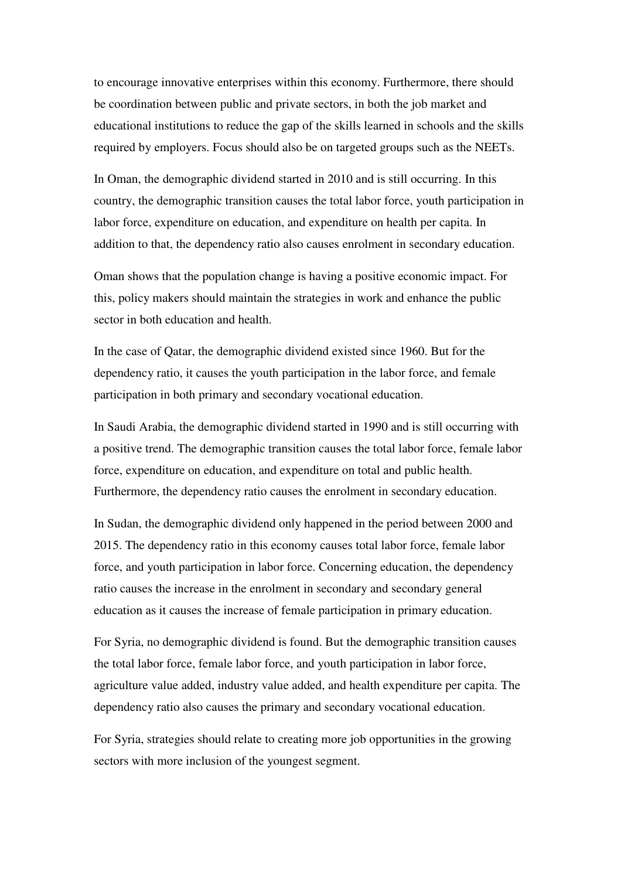to encourage innovative enterprises within this economy. Furthermore, there should be coordination between public and private sectors, in both the job market and educational institutions to reduce the gap of the skills learned in schools and the skills required by employers. Focus should also be on targeted groups such as the NEETs.

In Oman, the demographic dividend started in 2010 and is still occurring. In this country, the demographic transition causes the total labor force, youth participation in labor force, expenditure on education, and expenditure on health per capita. In addition to that, the dependency ratio also causes enrolment in secondary education.

Oman shows that the population change is having a positive economic impact. For this, policy makers should maintain the strategies in work and enhance the public sector in both education and health.

In the case of Qatar, the demographic dividend existed since 1960. But for the dependency ratio, it causes the youth participation in the labor force, and female participation in both primary and secondary vocational education.

In Saudi Arabia, the demographic dividend started in 1990 and is still occurring with a positive trend. The demographic transition causes the total labor force, female labor force, expenditure on education, and expenditure on total and public health. Furthermore, the dependency ratio causes the enrolment in secondary education.

In Sudan, the demographic dividend only happened in the period between 2000 and 2015. The dependency ratio in this economy causes total labor force, female labor force, and youth participation in labor force. Concerning education, the dependency ratio causes the increase in the enrolment in secondary and secondary general education as it causes the increase of female participation in primary education.

For Syria, no demographic dividend is found. But the demographic transition causes the total labor force, female labor force, and youth participation in labor force, agriculture value added, industry value added, and health expenditure per capita. The dependency ratio also causes the primary and secondary vocational education.

For Syria, strategies should relate to creating more job opportunities in the growing sectors with more inclusion of the youngest segment.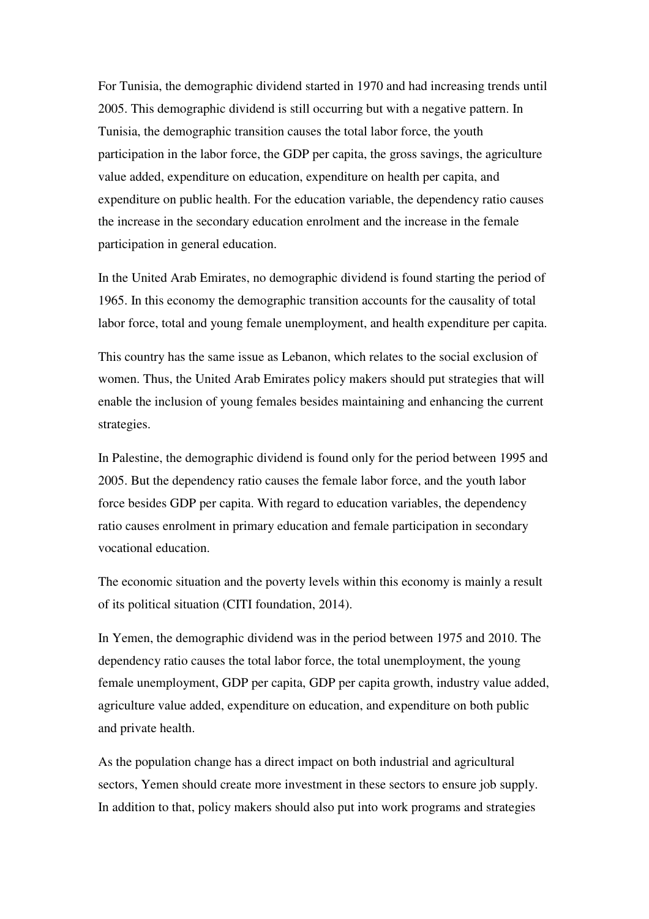For Tunisia, the demographic dividend started in 1970 and had increasing trends until 2005. This demographic dividend is still occurring but with a negative pattern. In Tunisia, the demographic transition causes the total labor force, the youth participation in the labor force, the GDP per capita, the gross savings, the agriculture value added, expenditure on education, expenditure on health per capita, and expenditure on public health. For the education variable, the dependency ratio causes the increase in the secondary education enrolment and the increase in the female participation in general education.

In the United Arab Emirates, no demographic dividend is found starting the period of 1965. In this economy the demographic transition accounts for the causality of total labor force, total and young female unemployment, and health expenditure per capita.

This country has the same issue as Lebanon, which relates to the social exclusion of women. Thus, the United Arab Emirates policy makers should put strategies that will enable the inclusion of young females besides maintaining and enhancing the current strategies.

In Palestine, the demographic dividend is found only for the period between 1995 and 2005. But the dependency ratio causes the female labor force, and the youth labor force besides GDP per capita. With regard to education variables, the dependency ratio causes enrolment in primary education and female participation in secondary vocational education.

The economic situation and the poverty levels within this economy is mainly a result of its political situation (CITI foundation, 2014).

In Yemen, the demographic dividend was in the period between 1975 and 2010. The dependency ratio causes the total labor force, the total unemployment, the young female unemployment, GDP per capita, GDP per capita growth, industry value added, agriculture value added, expenditure on education, and expenditure on both public and private health.

As the population change has a direct impact on both industrial and agricultural sectors, Yemen should create more investment in these sectors to ensure job supply. In addition to that, policy makers should also put into work programs and strategies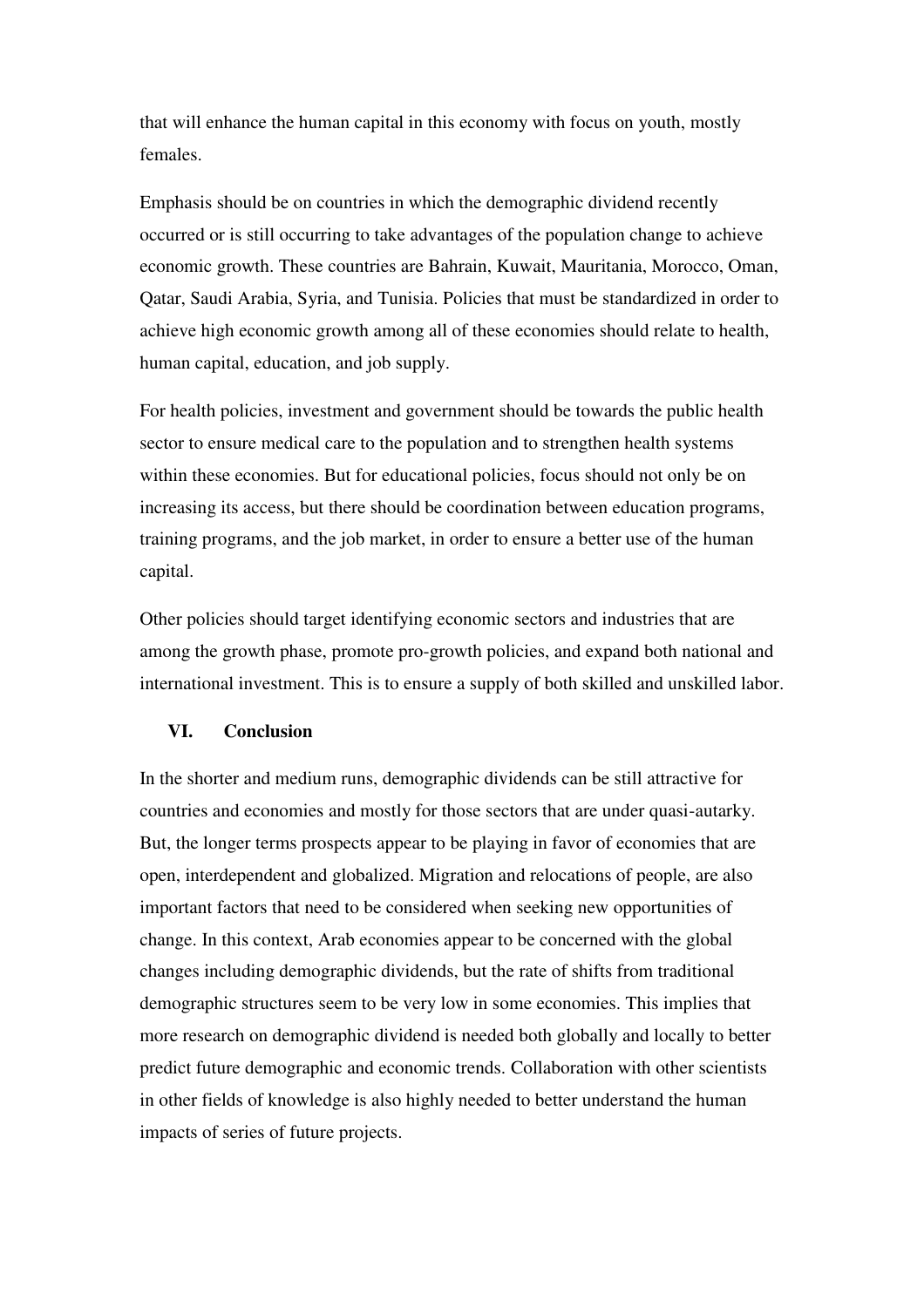that will enhance the human capital in this economy with focus on youth, mostly females.

Emphasis should be on countries in which the demographic dividend recently occurred or is still occurring to take advantages of the population change to achieve economic growth. These countries are Bahrain, Kuwait, Mauritania, Morocco, Oman, Qatar, Saudi Arabia, Syria, and Tunisia. Policies that must be standardized in order to achieve high economic growth among all of these economies should relate to health, human capital, education, and job supply.

For health policies, investment and government should be towards the public health sector to ensure medical care to the population and to strengthen health systems within these economies. But for educational policies, focus should not only be on increasing its access, but there should be coordination between education programs, training programs, and the job market, in order to ensure a better use of the human capital.

Other policies should target identifying economic sectors and industries that are among the growth phase, promote pro-growth policies, and expand both national and international investment. This is to ensure a supply of both skilled and unskilled labor.

## VI. Conclusion

In the shorter and medium runs, demographic dividends can be still attractive for countries and economies and mostly for those sectors that are under quasi-autarky. But, the longer terms prospects appear to be playing in favor of economies that are open, interdependent and globalized. Migration and relocations of people, are also important factors that need to be considered when seeking new opportunities of change. In this context, Arab economies appear to be concerned with the global changes including demographic dividends, but the rate of shifts from traditional demographic structures seem to be very low in some economies. This implies that more research on demographic dividend is needed both globally and locally to better predict future demographic and economic trends. Collaboration with other scientists in other fields of knowledge is also highly needed to better understand the human impacts of series of future projects.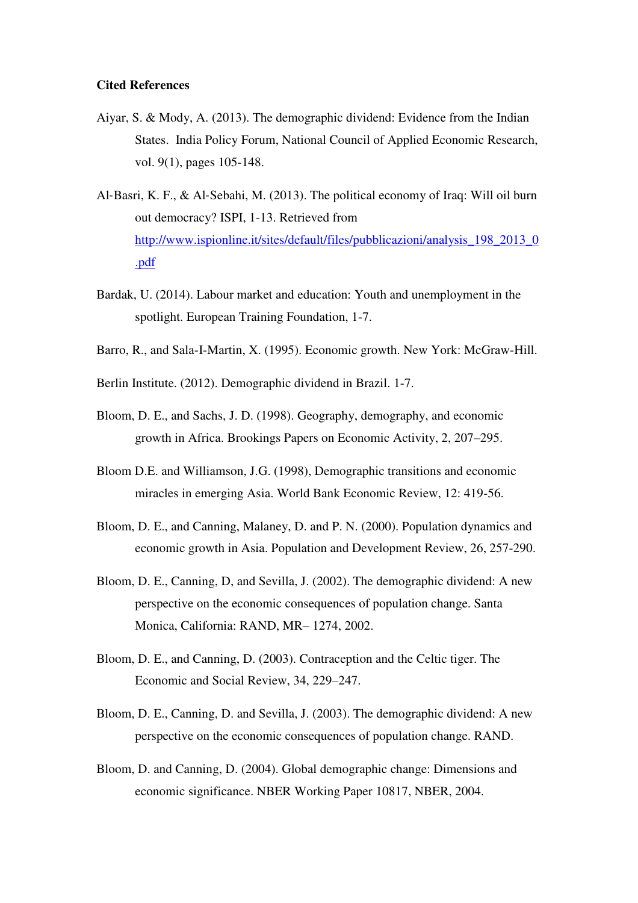**Cited References**

Aiyar, S. & Mody, A. (2013). The demographic dividend: Evidence from the Indian States. India Policy Forum, National Council of Applied Economic Research, vol. 9(1), pages 105-148.

Al-Basri, K. F., & Al-Sebahi, M. (2013). The political economy of Iraq: Will oil burn out democracy? ISPI, 1-13. Retrieved from http://www.ispionline.it/sites/default/files/pubblicazioni/analysis_198_2013_0.pdf

Bardak, U. (2014). Labour market and education: Youth and unemployment in the spotlight. European Training Foundation, 1-7.

Barro, R., and Sala-I-Martin, X. (1995). Economic growth. New York: McGraw-Hill.

Berlin Institute. (2012). Demographic dividend in Brazil. 1-7.

Bloom, D. E., and Sachs, J. D. (1998). Geography, demography, and economic growth in Africa. Brookings Papers on Economic Activity, 2, 207–295.

Bloom D.E. and Williamson, J.G. (1998), Demographic transitions and economic miracles in emerging Asia. World Bank Economic Review, 12: 419-56.

Bloom, D. E., and Canning, Malaney, D. and P. N. (2000). Population dynamics and economic growth in Asia. Population and Development Review, 26, 257-290.

Bloom, D. E., Canning, D, and Sevilla, J. (2002). The demographic dividend: A new perspective on the economic consequences of population change. Santa Monica, California: RAND, MR– 1274, 2002.

Bloom, D. E., and Canning, D. (2003). Contraception and the Celtic tiger. The Economic and Social Review, 34, 229–247.

Bloom, D. E., Canning, D. and Sevilla, J. (2003). The demographic dividend: A new perspective on the economic consequences of population change. RAND.

Bloom, D. and Canning, D. (2004). Global demographic change: Dimensions and economic significance. NBER Working Paper 10817, NBER, 2004.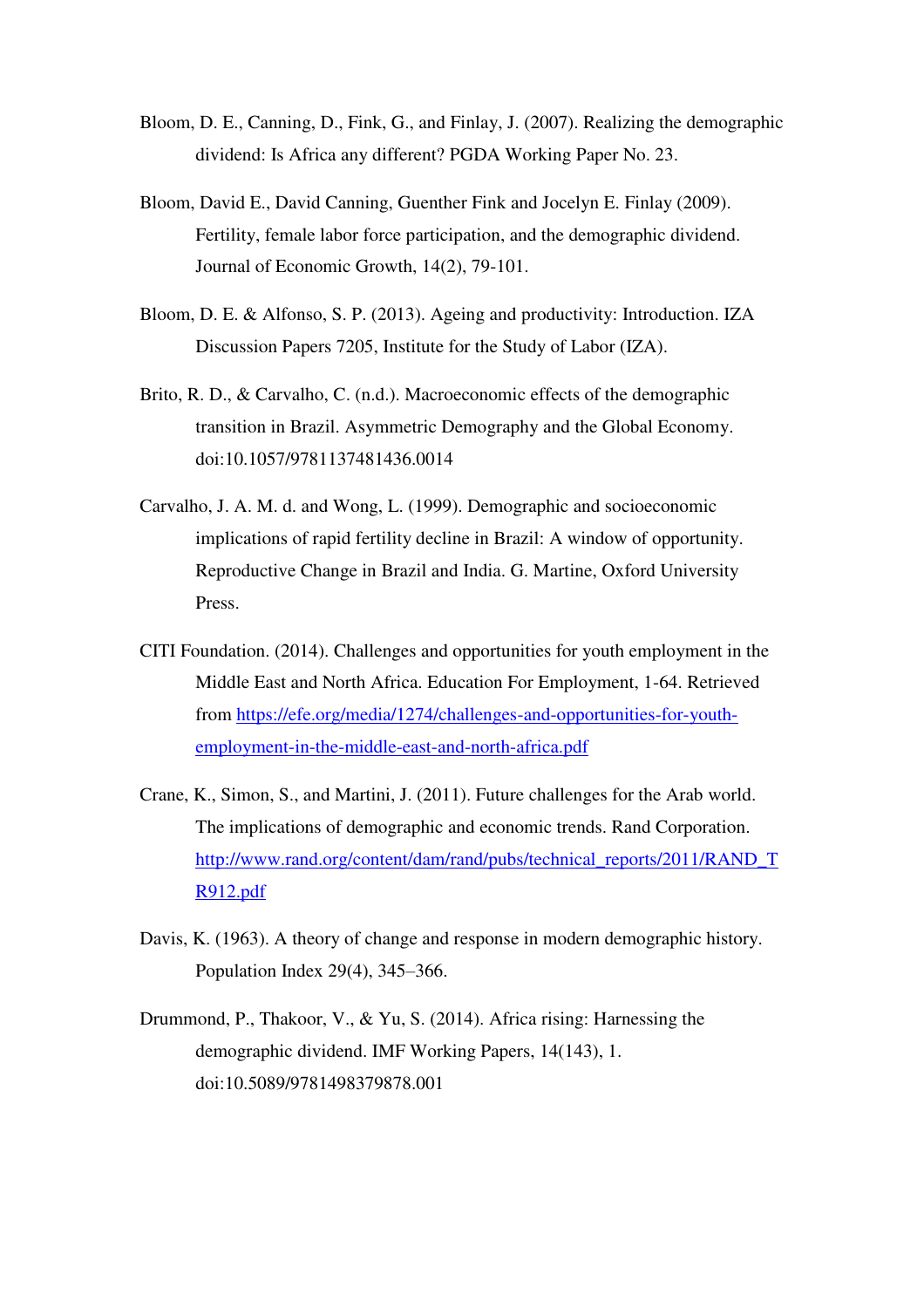Bloom, D. E., Canning, D., Fink, G., and Finlay, J. (2007). Realizing the demographic dividend: Is Africa any different? PGDA Working Paper No. 23.

Bloom, David E., David Canning, Guenther Fink and Jocelyn E. Finlay (2009). Fertility, female labor force participation, and the demographic dividend. Journal of Economic Growth, 14(2), 79-101.

Bloom, D. E. & Alfonso, S. P. (2013). Ageing and productivity: Introduction. IZA Discussion Papers 7205, Institute for the Study of Labor (IZA).

Brito, R. D., & Carvalho, C. (n.d.). Macroeconomic effects of the demographic transition in Brazil. Asymmetric Demography and the Global Economy. doi:10.1057/9781137481436.0014

Carvalho, J. A. M. d. and Wong, L. (1999). Demographic and socioeconomic implications of rapid fertility decline in Brazil: A window of opportunity. Reproductive Change in Brazil and India. G. Martine, Oxford University Press.

CITI Foundation. (2014). Challenges and opportunities for youth employment in the Middle East and North Africa. Education For Employment, 1-64. Retrieved from https://efe.org/media/1274/challenges-and-opportunities-for-youth-employment-in-the-middle-east-and-north-africa.pdf

Crane, K., Simon, S., and Martini, J. (2011). Future challenges for the Arab world. The implications of demographic and economic trends. Rand Corporation. http://www.rand.org/content/dam/rand/pubs/technical_reports/2011/RAND_TR912.pdf

Davis, K. (1963). A theory of change and response in modern demographic history. Population Index 29(4), 345–366.

Drummond, P., Thakoor, V., & Yu, S. (2014). Africa rising: Harnessing the demographic dividend. IMF Working Papers, 14(143), 1. doi:10.5089/9781498379878.001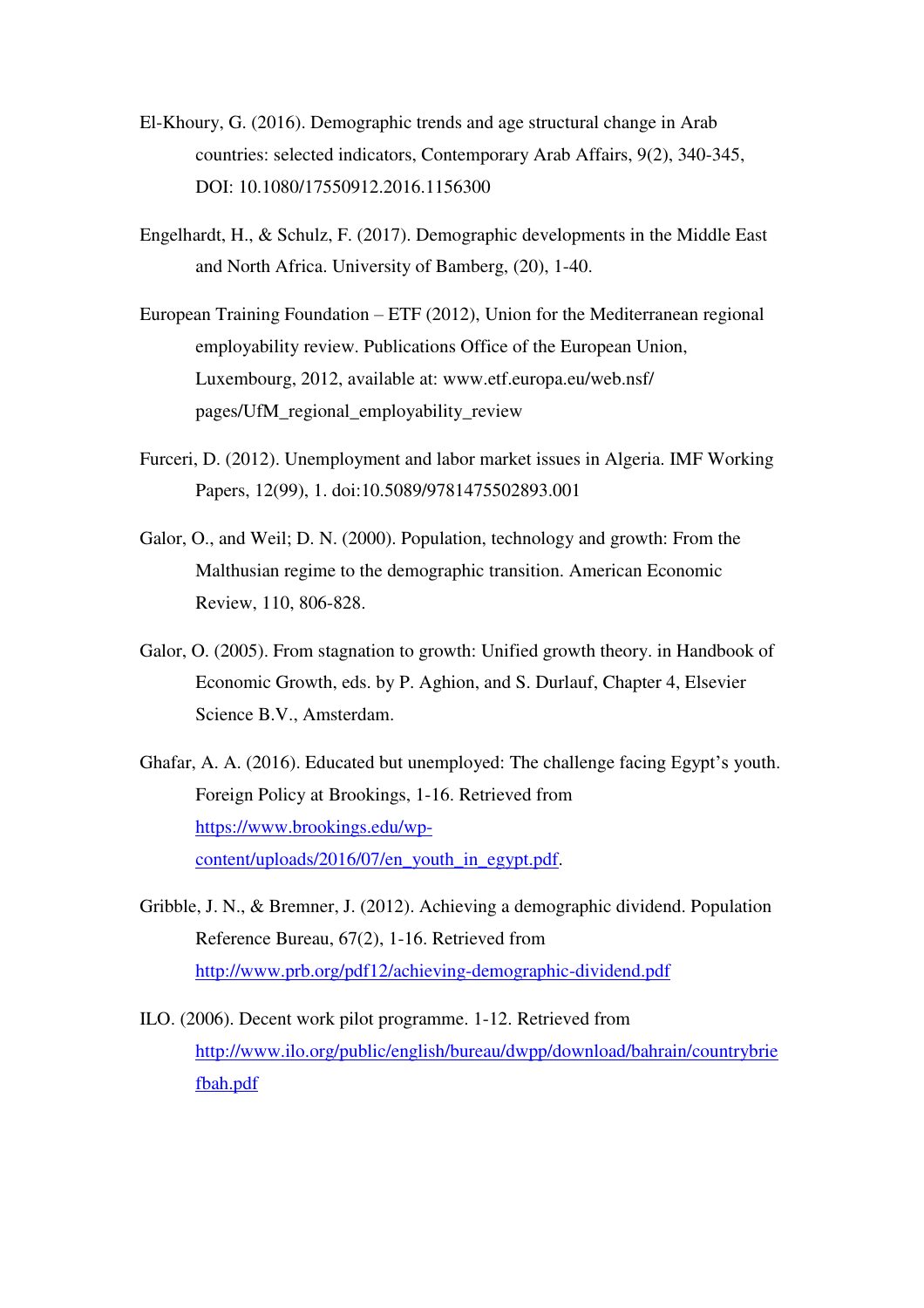El-Khoury, G. (2016). Demographic trends and age structural change in Arab countries: selected indicators, Contemporary Arab Affairs, 9(2), 340-345, DOI: 10.1080/17550912.2016.1156300

Engelhardt, H., & Schulz, F. (2017). Demographic developments in the Middle East and North Africa. University of Bamberg, (20), 1-40.

European Training Foundation – ETF (2012), Union for the Mediterranean regional employability review. Publications Office of the European Union, Luxembourg, 2012, available at: www.etf.europa.eu/web.nsf/ pages/UfM_regional_employability_review

Furceri, D. (2012). Unemployment and labor market issues in Algeria. IMF Working Papers, 12(99), 1. doi:10.5089/9781475502893.001

Galor, O., and Weil; D. N. (2000). Population, technology and growth: From the Malthusian regime to the demographic transition. American Economic Review, 110, 806-828.

Galor, O. (2005). From stagnation to growth: Unified growth theory. in Handbook of Economic Growth, eds. by P. Aghion, and S. Durlauf, Chapter 4, Elsevier Science B.V., Amsterdam.

Ghafar, A. A. (2016). Educated but unemployed: The challenge facing Egypt's youth. Foreign Policy at Brookings, 1-16. Retrieved from https://www.brookings.edu/wp-content/uploads/2016/07/en_youth_in_egypt.pdf.

Gribble, J. N., & Bremner, J. (2012). Achieving a demographic dividend. Population Reference Bureau, 67(2), 1-16. Retrieved from http://www.prb.org/pdf12/achieving-demographic-dividend.pdf

ILO. (2006). Decent work pilot programme. 1-12. Retrieved from http://www.ilo.org/public/english/bureau/dwpp/download/bahrain/countrybriefbah.pdf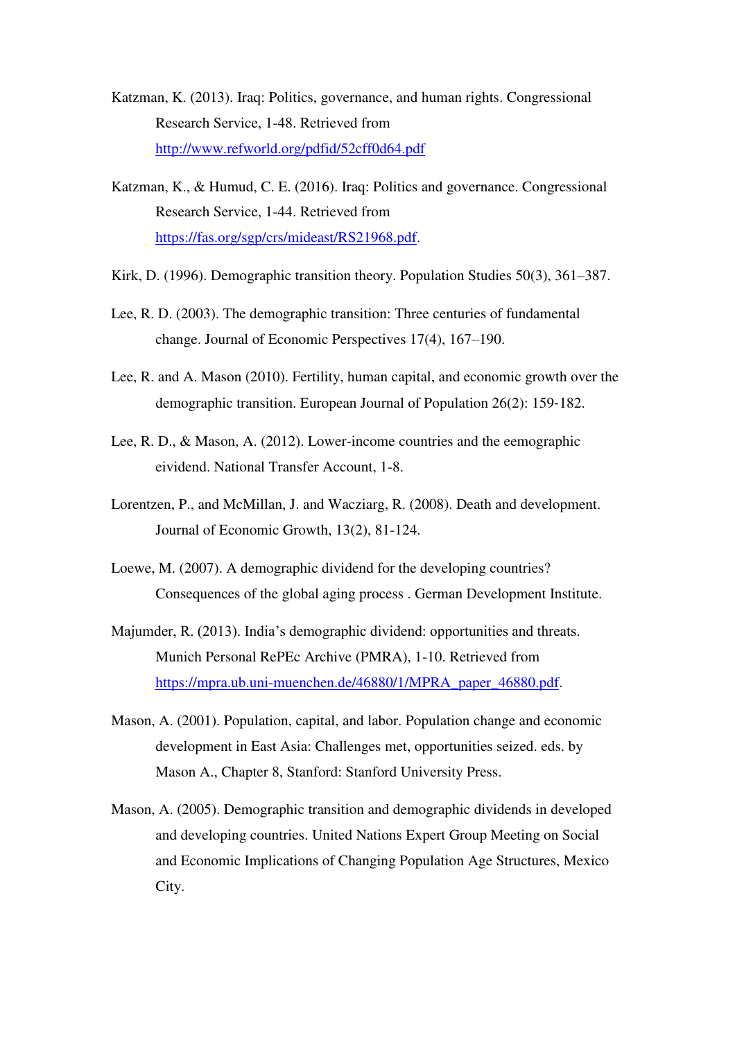Katzman, K. (2013). Iraq: Politics, governance, and human rights. Congressional Research Service, 1-48. Retrieved from http://www.refworld.org/pdfid/52cff0d64.pdf

Katzman, K., & Humud, C. E. (2016). Iraq: Politics and governance. Congressional Research Service, 1-44. Retrieved from https://fas.org/sgp/crs/mideast/RS21968.pdf.

Kirk, D. (1996). Demographic transition theory. Population Studies 50(3), 361–387.

Lee, R. D. (2003). The demographic transition: Three centuries of fundamental change. Journal of Economic Perspectives 17(4), 167–190.

Lee, R. and A. Mason (2010). Fertility, human capital, and economic growth over the demographic transition. European Journal of Population 26(2): 159-182.

Lee, R. D., & Mason, A. (2012). Lower-income countries and the eemographic eividend. National Transfer Account, 1-8.

Lorentzen, P., and McMillan, J. and Wacziarg, R. (2008). Death and development. Journal of Economic Growth, 13(2), 81-124.

Loewe, M. (2007). A demographic dividend for the developing countries? Consequences of the global aging process . German Development Institute.

Majumder, R. (2013). India's demographic dividend: opportunities and threats. Munich Personal RePEc Archive (PMRA), 1-10. Retrieved from https://mpra.ub.uni-muenchen.de/46880/1/MPRA_paper_46880.pdf.

Mason, A. (2001). Population, capital, and labor. Population change and economic development in East Asia: Challenges met, opportunities seized. eds. by Mason A., Chapter 8, Stanford: Stanford University Press.

Mason, A. (2005). Demographic transition and demographic dividends in developed and developing countries. United Nations Expert Group Meeting on Social and Economic Implications of Changing Population Age Structures, Mexico City.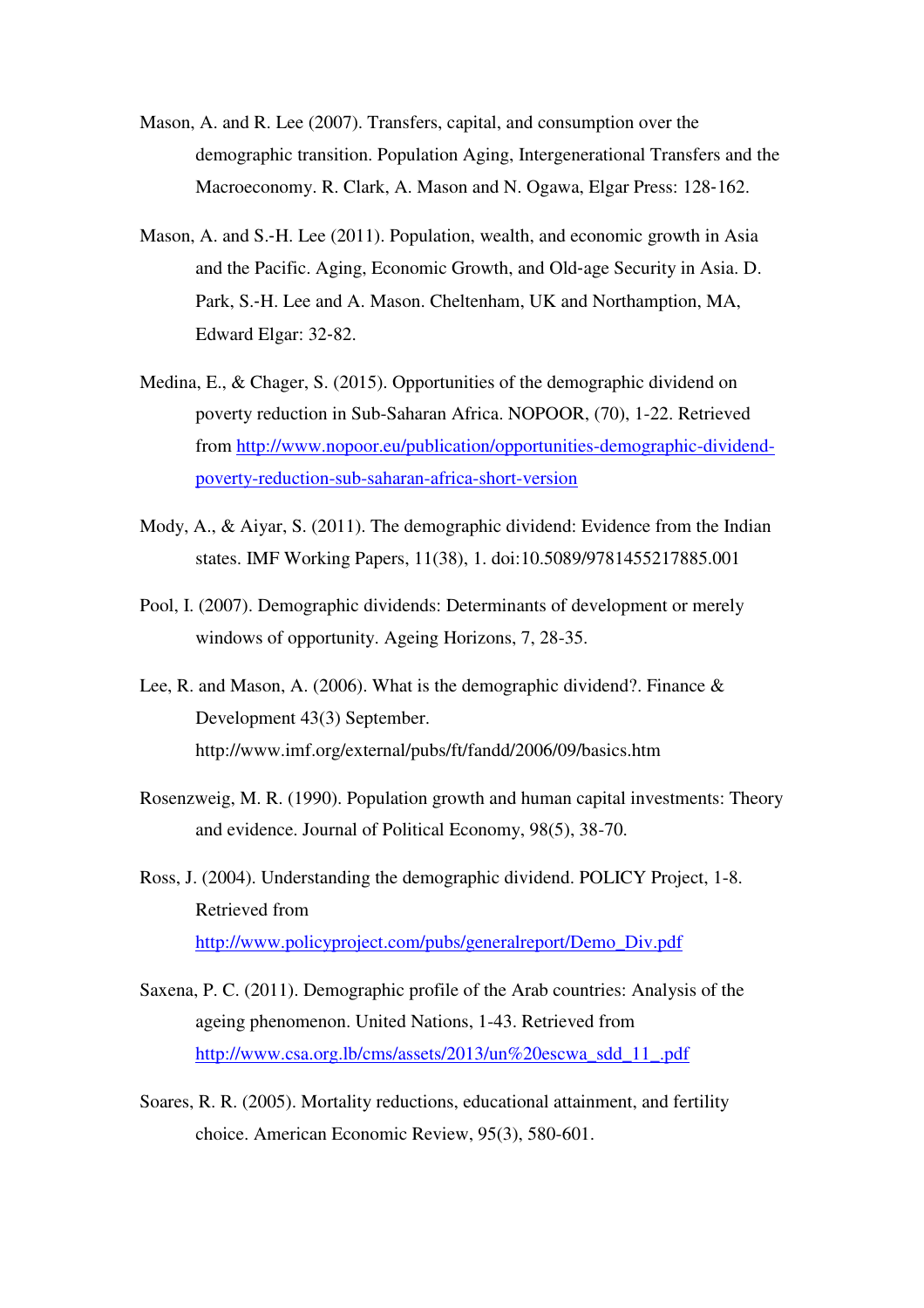Mason, A. and R. Lee (2007). Transfers, capital, and consumption over the demographic transition. Population Aging, Intergenerational Transfers and the Macroeconomy. R. Clark, A. Mason and N. Ogawa, Elgar Press: 128-162.

Mason, A. and S.-H. Lee (2011). Population, wealth, and economic growth in Asia and the Pacific. Aging, Economic Growth, and Old-age Security in Asia. D. Park, S.-H. Lee and A. Mason. Cheltenham, UK and Northampton, MA, Edward Elgar: 32-82.

Medina, E., & Chager, S. (2015). Opportunities of the demographic dividend on poverty reduction in Sub-Saharan Africa. NOPOOR, (70), 1-22. Retrieved from http://www.nopoor.eu/publication/opportunities-demographic-dividend-poverty-reduction-sub-saharan-africa-short-version

Mody, A., & Aiyar, S. (2011). The demographic dividend: Evidence from the Indian states. IMF Working Papers, 11(38), 1. doi:10.5089/9781455217885.001

Pool, I. (2007). Demographic dividends: Determinants of development or merely windows of opportunity. Ageing Horizons, 7, 28-35.

Lee, R. and Mason, A. (2006). What is the demographic dividend?. Finance & Development 43(3) September. http://www.imf.org/external/pubs/ft/fandd/2006/09/basics.htm

Rosenzweig, M. R. (1990). Population growth and human capital investments: Theory and evidence. Journal of Political Economy, 98(5), 38-70.

Ross, J. (2004). Understanding the demographic dividend. POLICY Project, 1-8. Retrieved from http://www.policyproject.com/pubs/generalreport/Demo_Div.pdf

Saxena, P. C. (2011). Demographic profile of the Arab countries: Analysis of the ageing phenomenon. United Nations, 1-43. Retrieved from http://www.csa.org.lb/cms/assets/2013/un%20escwa_sdd_11_.pdf

Soares, R. R. (2005). Mortality reductions, educational attainment, and fertility choice. American Economic Review, 95(3), 580-601.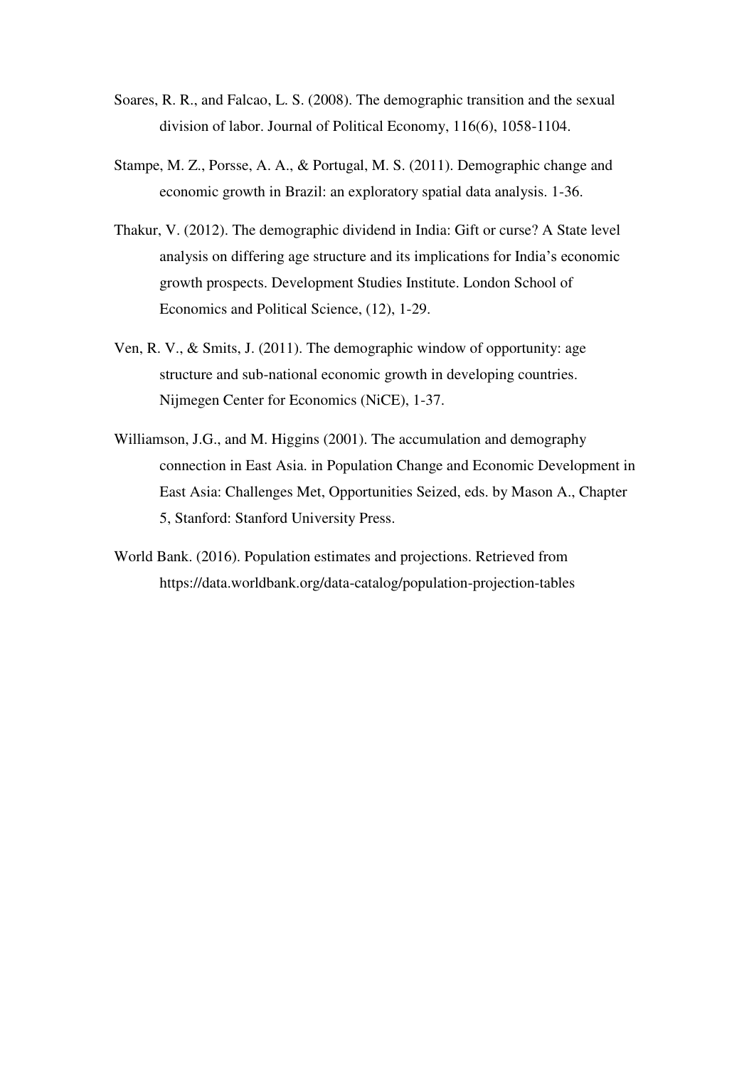Soares, R. R., and Falcao, L. S. (2008). The demographic transition and the sexual division of labor. Journal of Political Economy, 116(6), 1058-1104.

Stampe, M. Z., Porsse, A. A., & Portugal, M. S. (2011). Demographic change and economic growth in Brazil: an exploratory spatial data analysis. 1-36.

Thakur, V. (2012). The demographic dividend in India: Gift or curse? A State level analysis on differing age structure and its implications for India's economic growth prospects. Development Studies Institute. London School of Economics and Political Science, (12), 1-29.

Ven, R. V., & Smits, J. (2011). The demographic window of opportunity: age structure and sub-national economic growth in developing countries. Nijmegen Center for Economics (NiCE), 1-37.

Williamson, J.G., and M. Higgins (2001). The accumulation and demography connection in East Asia. in Population Change and Economic Development in East Asia: Challenges Met, Opportunities Seized, eds. by Mason A., Chapter 5, Stanford: Stanford University Press.

World Bank. (2016). Population estimates and projections. Retrieved from https://data.worldbank.org/data-catalog/population-projection-tables